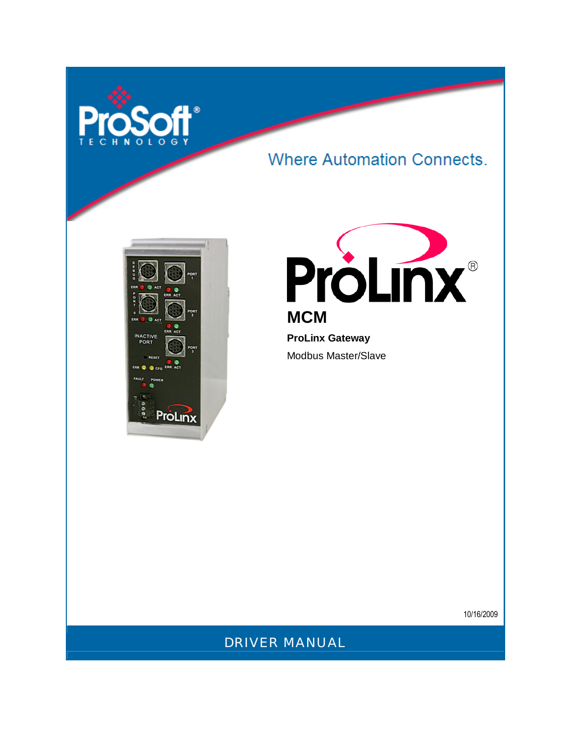ProSoft® TECHNOLOGY

Where Automation Connects.

# ProLinx®

## MCM

**ProLinx Gateway**

Modbus Master/Slave

10/16/2009

DRIVER MANUAL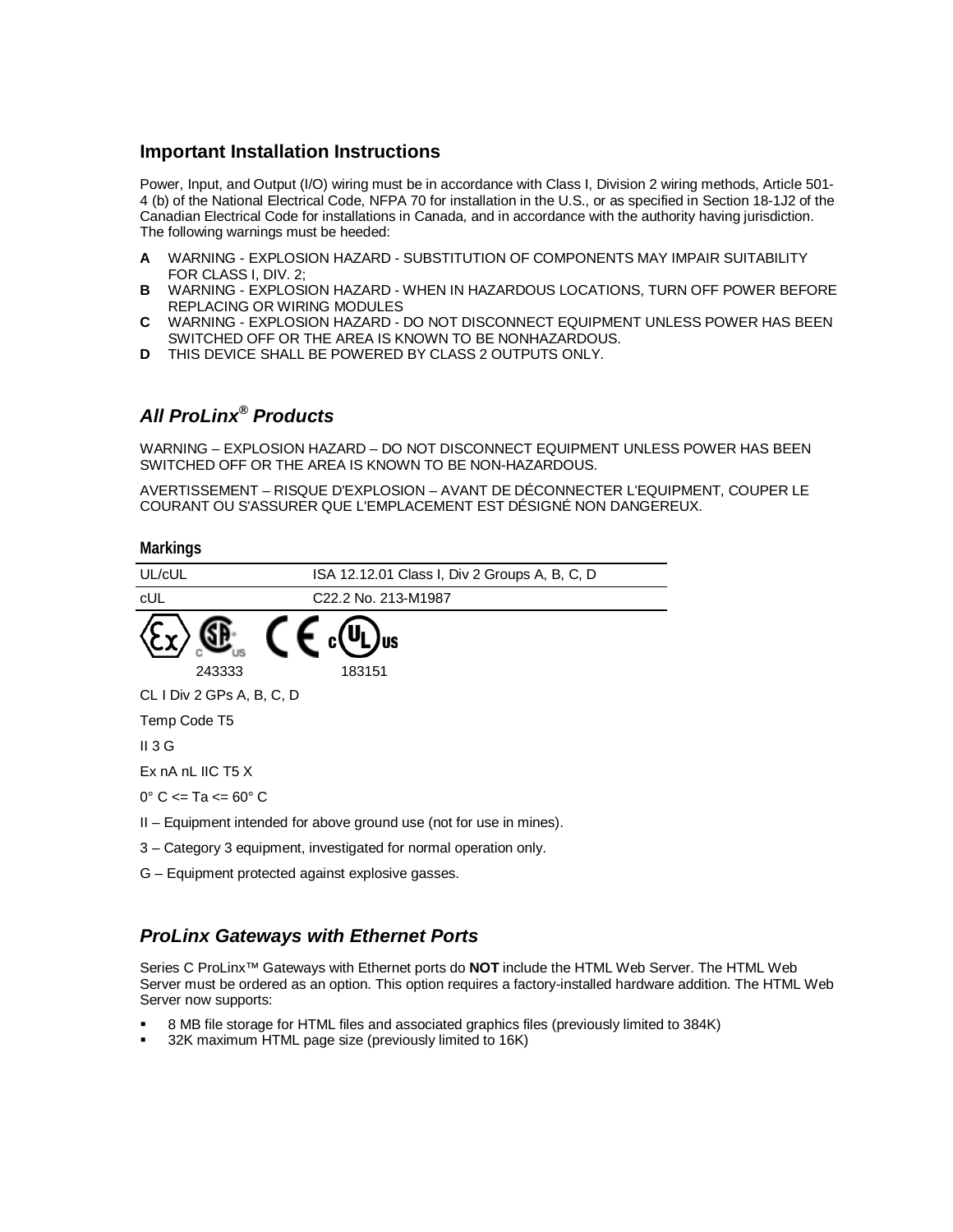## Important Installation Instructions

Power, Input, and Output (I/O) wiring must be in accordance with Class I, Division 2 wiring methods, Article 501-4 (b) of the National Electrical Code, NFPA 70 for installation in the U.S., or as specified in Section 18-1J2 of the Canadian Electrical Code for installations in Canada, and in accordance with the authority having jurisdiction. The following warnings must be heeded:

- **A** WARNING - EXPLOSION HAZARD - SUBSTITUTION OF COMPONENTS MAY IMPAIR SUITABILITY FOR CLASS I, DIV. 2;
- **B** WARNING - EXPLOSION HAZARD - WHEN IN HAZARDOUS LOCATIONS, TURN OFF POWER BEFORE REPLACING OR WIRING MODULES
- **C** WARNING - EXPLOSION HAZARD - DO NOT DISCONNECT EQUIPMENT UNLESS POWER HAS BEEN SWITCHED OFF OR THE AREA IS KNOWN TO BE NONHAZARDOUS.
- **D** THIS DEVICE SHALL BE POWERED BY CLASS 2 OUTPUTS ONLY.

## *All ProLinx® Products*

WARNING – EXPLOSION HAZARD – DO NOT DISCONNECT EQUIPMENT UNLESS POWER HAS BEEN SWITCHED OFF OR THE AREA IS KNOWN TO BE NON-HAZARDOUS.

AVERTISSEMENT – RISQUE D'EXPLOSION – AVANT DE DÉCONNECTER L'EQUIPMENT, COUPER LE COURANT OU S'ASSURER QUE L'EMPLACEMENT EST DÉSIGNÉ NON DANGEREUX.

### Markings

| UL/cUL | ISA 12.12.01 Class I, Div 2 Groups A, B, C, D |
|---|---|
| cUL | C22.2 No. 213-M1987 |

243333 183151

CL I Div 2 GPs A, B, C, D

Temp Code T5

II 3 G

Ex nA nL IIC T5 X

0° C <= Ta <= 60° C

II – Equipment intended for above ground use (not for use in mines).

3 – Category 3 equipment, investigated for normal operation only.

G – Equipment protected against explosive gasses.

## *ProLinx Gateways with Ethernet Ports*

Series C ProLinx™ Gateways with Ethernet ports do **NOT** include the HTML Web Server. The HTML Web Server must be ordered as an option. This option requires a factory-installed hardware addition. The HTML Web Server now supports:

- 8 MB file storage for HTML files and associated graphics files (previously limited to 384K)
- 32K maximum HTML page size (previously limited to 16K)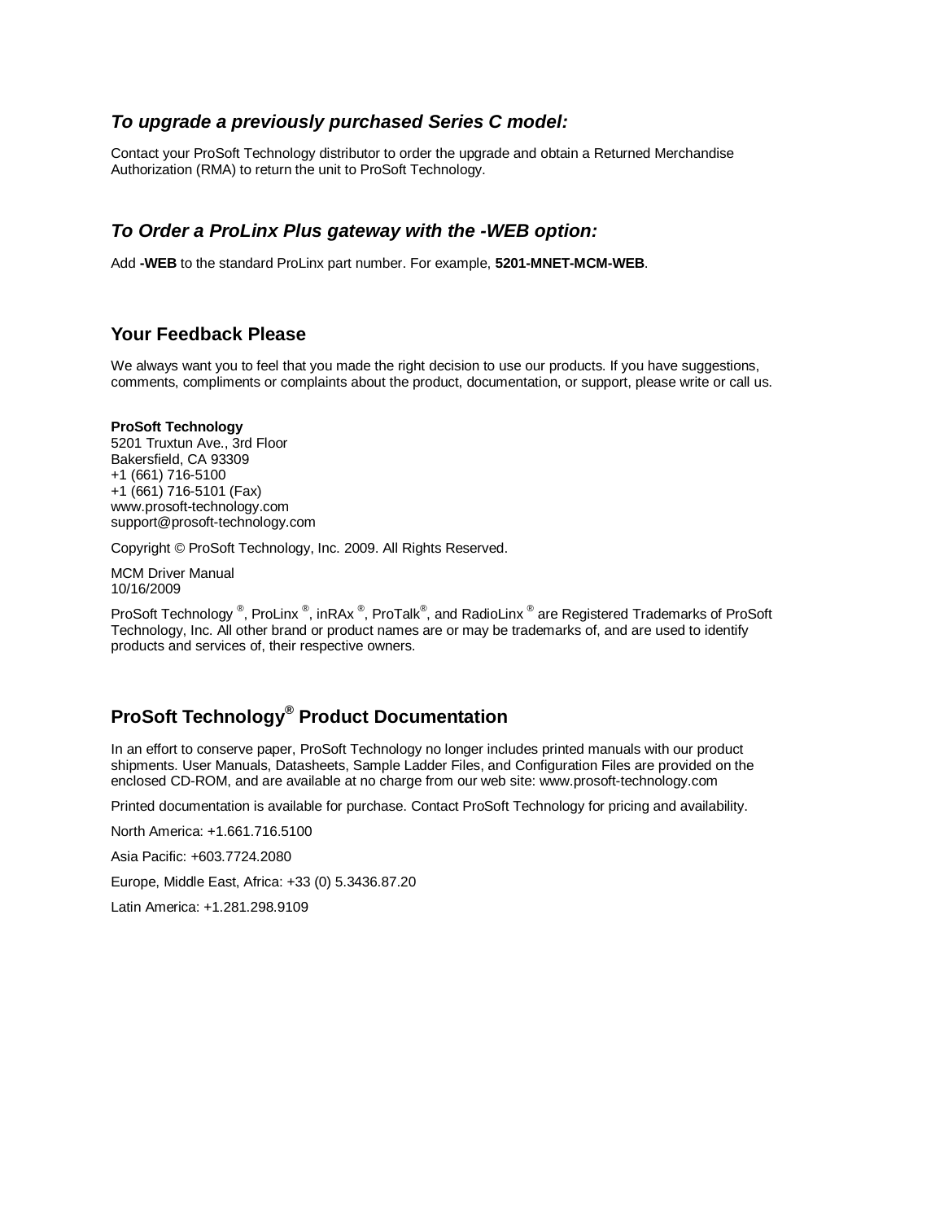### *To upgrade a previously purchased Series C model:*

Contact your ProSoft Technology distributor to order the upgrade and obtain a Returned Merchandise Authorization (RMA) to return the unit to ProSoft Technology.

### *To Order a ProLinx Plus gateway with the -WEB option:*

Add **-WEB** to the standard ProLinx part number. For example, **5201-MNET-MCM-WEB**.

## Your Feedback Please

We always want you to feel that you made the right decision to use our products. If you have suggestions, comments, compliments or complaints about the product, documentation, or support, please write or call us.

**ProSoft Technology**
5201 Truxtun Ave., 3rd Floor
Bakersfield, CA 93309
+1 (661) 716-5100
+1 (661) 716-5101 (Fax)
www.prosoft-technology.com
support@prosoft-technology.com

Copyright © ProSoft Technology, Inc. 2009. All Rights Reserved.

MCM Driver Manual
10/16/2009

ProSoft Technology ®, ProLinx ®, inRAx ®, ProTalk®, and RadioLinx ® are Registered Trademarks of ProSoft Technology, Inc. All other brand or product names are or may be trademarks of, and are used to identify products and services of, their respective owners.

## ProSoft Technology® Product Documentation

In an effort to conserve paper, ProSoft Technology no longer includes printed manuals with our product shipments. User Manuals, Datasheets, Sample Ladder Files, and Configuration Files are provided on the enclosed CD-ROM, and are available at no charge from our web site: www.prosoft-technology.com

Printed documentation is available for purchase. Contact ProSoft Technology for pricing and availability.

North America: +1.661.716.5100

Asia Pacific: +603.7724.2080

Europe, Middle East, Africa: +33 (0) 5.3436.87.20

Latin America: +1.281.298.9109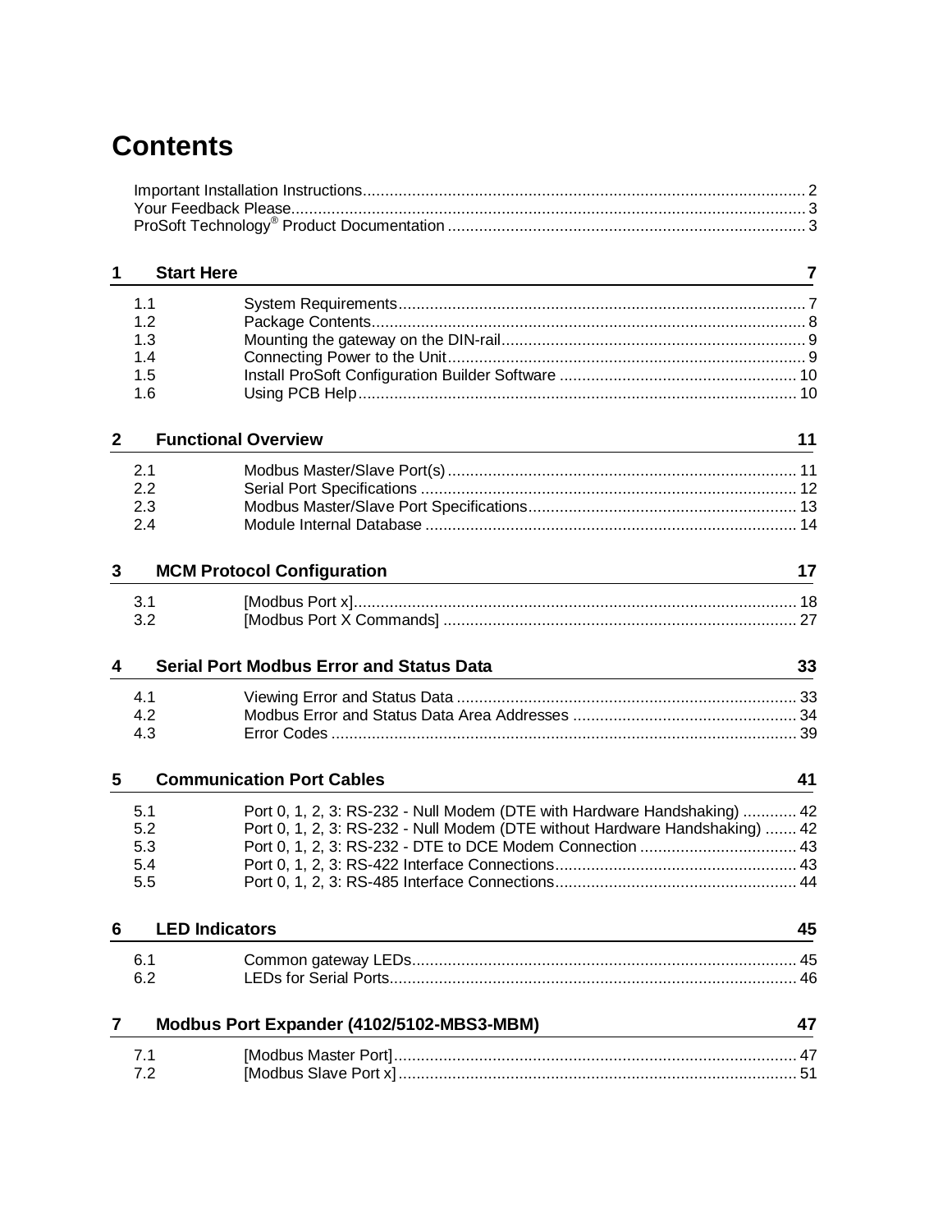# Contents

Important Installation Instructions .......... 2
Your Feedback Please .......... 3
ProSoft Technology® Product Documentation .......... 3

**1 Start Here** **7**

| | | |
|---|---|---|
| 1.1 | System Requirements | 7 |
| 1.2 | Package Contents | 8 |
| 1.3 | Mounting the gateway on the DIN-rail | 9 |
| 1.4 | Connecting Power to the Unit | 9 |
| 1.5 | Install ProSoft Configuration Builder Software | 10 |
| 1.6 | Using PCB Help | 10 |

**2 Functional Overview** **11**

| | | |
|---|---|---|
| 2.1 | Modbus Master/Slave Port(s) | 11 |
| 2.2 | Serial Port Specifications | 12 |
| 2.3 | Modbus Master/Slave Port Specifications | 13 |
| 2.4 | Module Internal Database | 14 |

**3 MCM Protocol Configuration** **17**

| | | |
|---|---|---|
| 3.1 | [Modbus Port x] | 18 |
| 3.2 | [Modbus Port X Commands] | 27 |

**4 Serial Port Modbus Error and Status Data** **33**

| | | |
|---|---|---|
| 4.1 | Viewing Error and Status Data | 33 |
| 4.2 | Modbus Error and Status Data Area Addresses | 34 |
| 4.3 | Error Codes | 39 |

**5 Communication Port Cables** **41**

| | | |
|---|---|---|
| 5.1 | Port 0, 1, 2, 3: RS-232 - Null Modem (DTE with Hardware Handshaking) | 42 |
| 5.2 | Port 0, 1, 2, 3: RS-232 - Null Modem (DTE without Hardware Handshaking) | 42 |
| 5.3 | Port 0, 1, 2, 3: RS-232 - DTE to DCE Modem Connection | 43 |
| 5.4 | Port 0, 1, 2, 3: RS-422 Interface Connections | 43 |
| 5.5 | Port 0, 1, 2, 3: RS-485 Interface Connections | 44 |

**6 LED Indicators** **45**

| | | |
|---|---|---|
| 6.1 | Common gateway LEDs | 45 |
| 6.2 | LEDs for Serial Ports | 46 |

**7 Modbus Port Expander (4102/5102-MBS3-MBM)** **47**

| | | |
|---|---|---|
| 7.1 | [Modbus Master Port] | 47 |
| 7.2 | [Modbus Slave Port x] | 51 |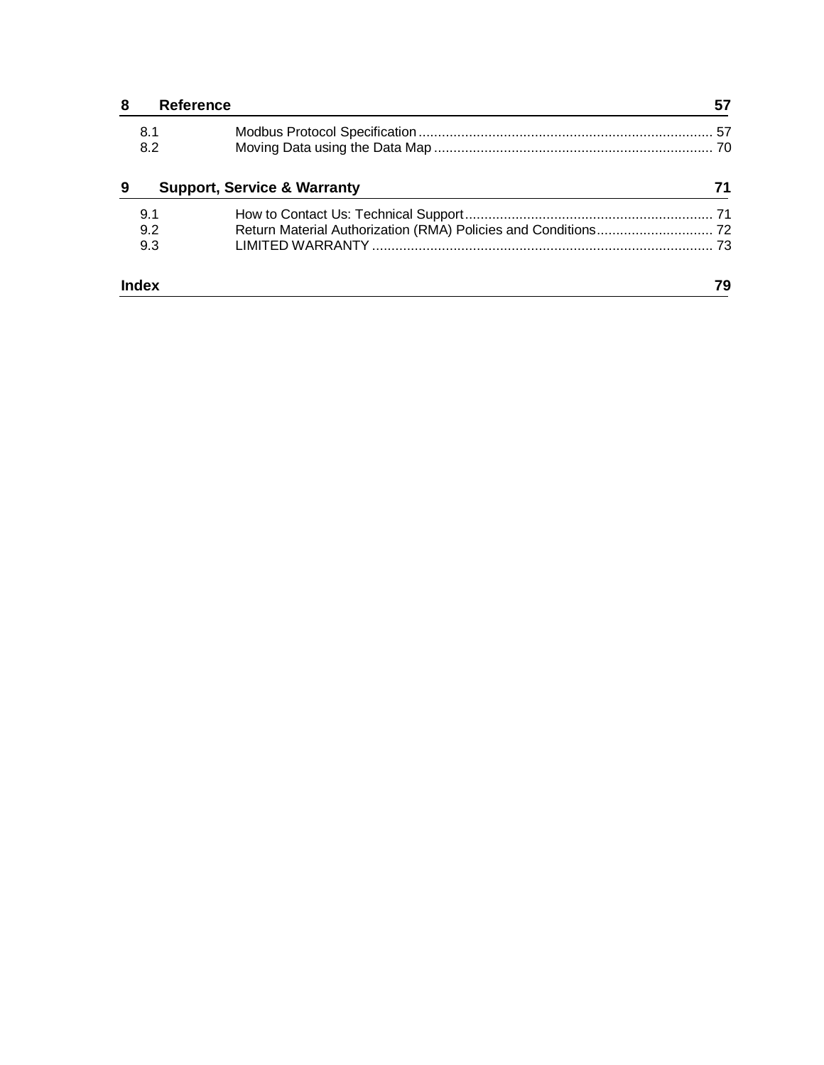**8 Reference** 57

8.1 Modbus Protocol Specification ........ 57
8.2 Moving Data using the Data Map ........ 70

**9 Support, Service & Warranty** 71

9.1 How to Contact Us: Technical Support ........ 71
9.2 Return Material Authorization (RMA) Policies and Conditions ........ 72
9.3 LIMITED WARRANTY ........ 73

**Index** 79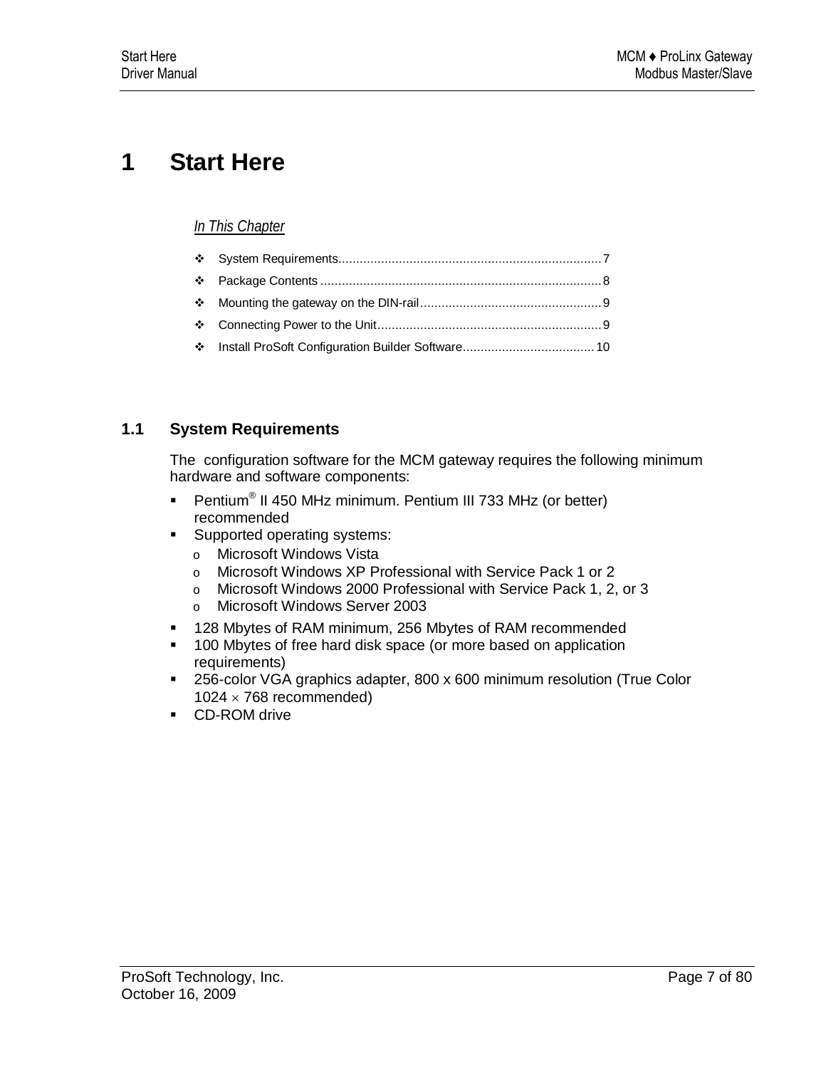# 1 Start Here

*In This Chapter*

- System Requirements.........................................................................7
- Package Contents..............................................................................8
- Mounting the gateway on the DIN-rail..................................................9
- Connecting Power to the Unit..............................................................9
- Install ProSoft Configuration Builder Software....................................10

## 1.1 System Requirements

The configuration software for the MCM gateway requires the following minimum hardware and software components:

- Pentium® II 450 MHz minimum. Pentium III 733 MHz (or better) recommended
- Supported operating systems:
  - Microsoft Windows Vista
  - Microsoft Windows XP Professional with Service Pack 1 or 2
  - Microsoft Windows 2000 Professional with Service Pack 1, 2, or 3
  - Microsoft Windows Server 2003
- 128 Mbytes of RAM minimum, 256 Mbytes of RAM recommended
- 100 Mbytes of free hard disk space (or more based on application requirements)
- 256-color VGA graphics adapter, 800 x 600 minimum resolution (True Color 1024 × 768 recommended)
- CD-ROM drive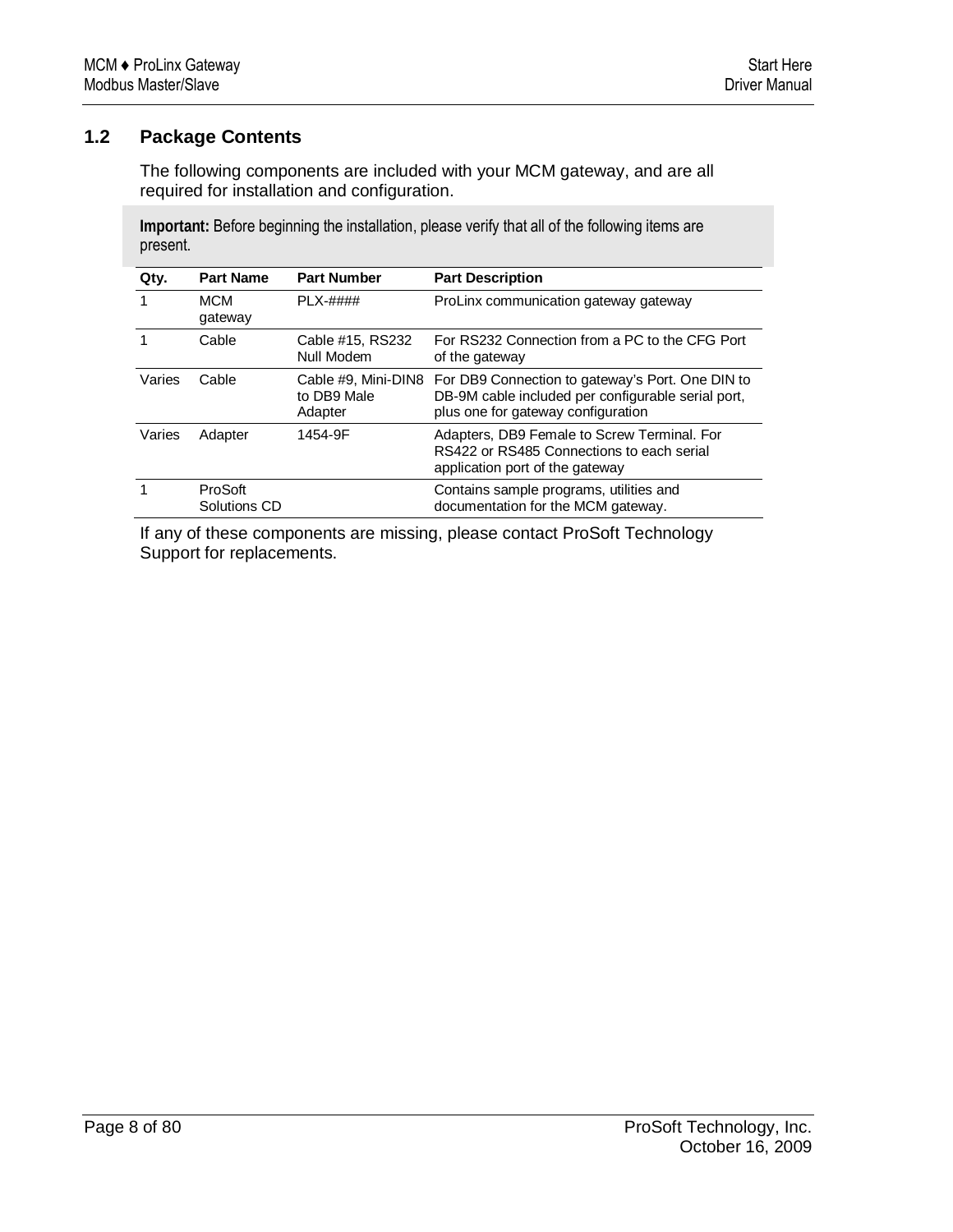## 1.2 Package Contents

The following components are included with your MCM gateway, and are all required for installation and configuration.

**Important:** Before beginning the installation, please verify that all of the following items are present.

| Qty. | Part Name | Part Number | Part Description |
|---|---|---|---|
| 1 | MCM gateway | PLX-#### | ProLinx communication gateway gateway |
| 1 | Cable | Cable #15, RS232 Null Modem | For RS232 Connection from a PC to the CFG Port of the gateway |
| Varies | Cable | Cable #9, Mini-DIN8 to DB9 Male Adapter | For DB9 Connection to gateway's Port. One DIN to DB-9M cable included per configurable serial port, plus one for gateway configuration |
| Varies | Adapter | 1454-9F | Adapters, DB9 Female to Screw Terminal. For RS422 or RS485 Connections to each serial application port of the gateway |
| 1 | ProSoft Solutions CD | | Contains sample programs, utilities and documentation for the MCM gateway. |

If any of these components are missing, please contact ProSoft Technology Support for replacements.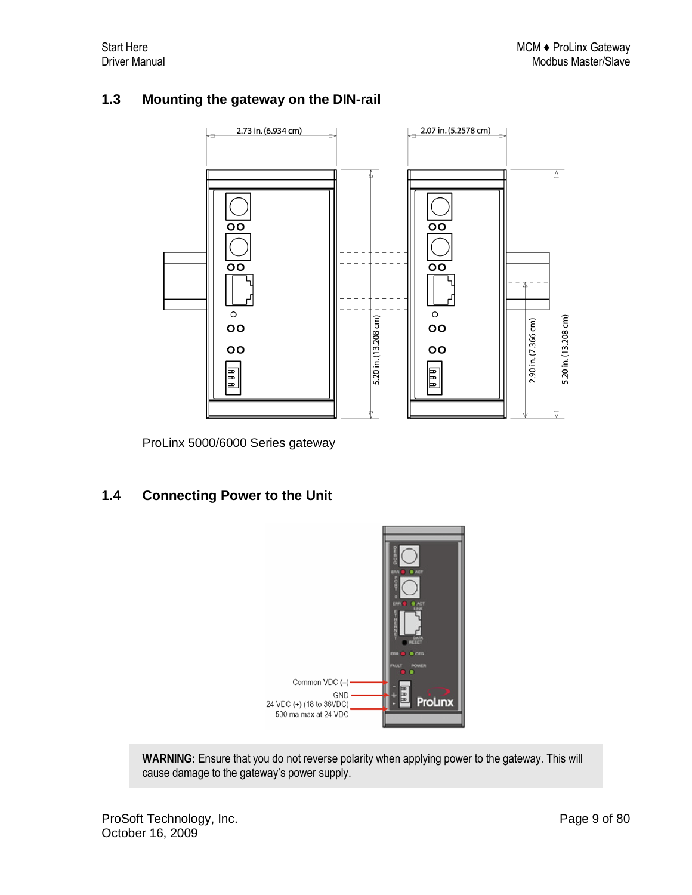## 1.3 Mounting the gateway on the DIN-rail

ProLinx 5000/6000 Series gateway

## 1.4 Connecting Power to the Unit

**WARNING:** Ensure that you do not reverse polarity when applying power to the gateway. This will cause damage to the gateway's power supply.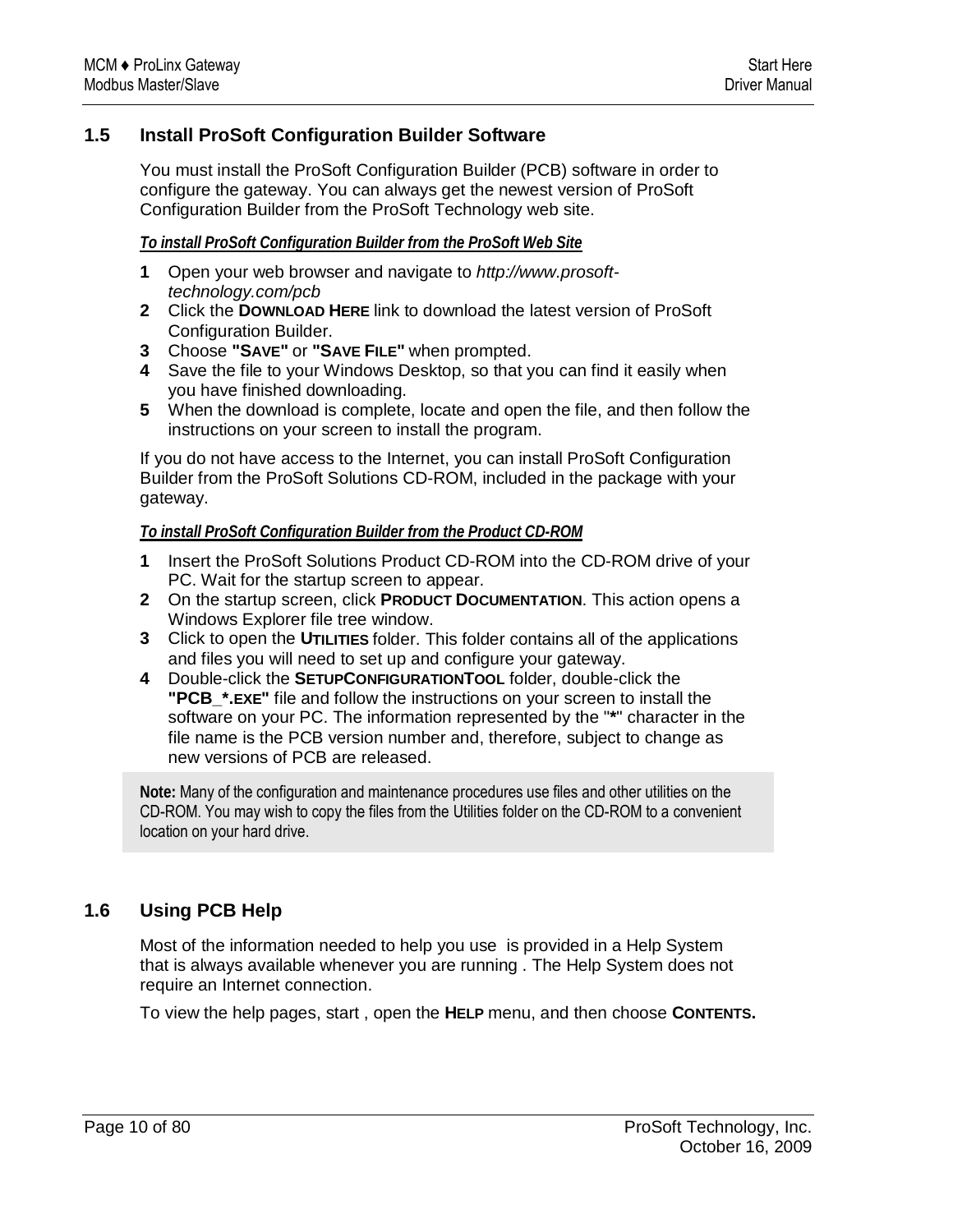## 1.5 Install ProSoft Configuration Builder Software

You must install the ProSoft Configuration Builder (PCB) software in order to configure the gateway. You can always get the newest version of ProSoft Configuration Builder from the ProSoft Technology web site.

***To install ProSoft Configuration Builder from the ProSoft Web Site***

1. Open your web browser and navigate to *http://www.prosoft-technology.com/pcb*
2. Click the **DOWNLOAD HERE** link to download the latest version of ProSoft Configuration Builder.
3. Choose **"SAVE"** or **"SAVE FILE"** when prompted.
4. Save the file to your Windows Desktop, so that you can find it easily when you have finished downloading.
5. When the download is complete, locate and open the file, and then follow the instructions on your screen to install the program.

If you do not have access to the Internet, you can install ProSoft Configuration Builder from the ProSoft Solutions CD-ROM, included in the package with your gateway.

***To install ProSoft Configuration Builder from the Product CD-ROM***

1. Insert the ProSoft Solutions Product CD-ROM into the CD-ROM drive of your PC. Wait for the startup screen to appear.
2. On the startup screen, click **PRODUCT DOCUMENTATION**. This action opens a Windows Explorer file tree window.
3. Click to open the **UTILITIES** folder. This folder contains all of the applications and files you will need to set up and configure your gateway.
4. Double-click the **SETUPCONFIGURATIONTOOL** folder, double-click the **"PCB_*.EXE"** file and follow the instructions on your screen to install the software on your PC. The information represented by the "**\***" character in the file name is the PCB version number and, therefore, subject to change as new versions of PCB are released.

> **Note:** Many of the configuration and maintenance procedures use files and other utilities on the CD-ROM. You may wish to copy the files from the Utilities folder on the CD-ROM to a convenient location on your hard drive.

## 1.6 Using PCB Help

Most of the information needed to help you use  is provided in a Help System that is always available whenever you are running . The Help System does not require an Internet connection.

To view the help pages, start , open the **HELP** menu, and then choose **CONTENTS.**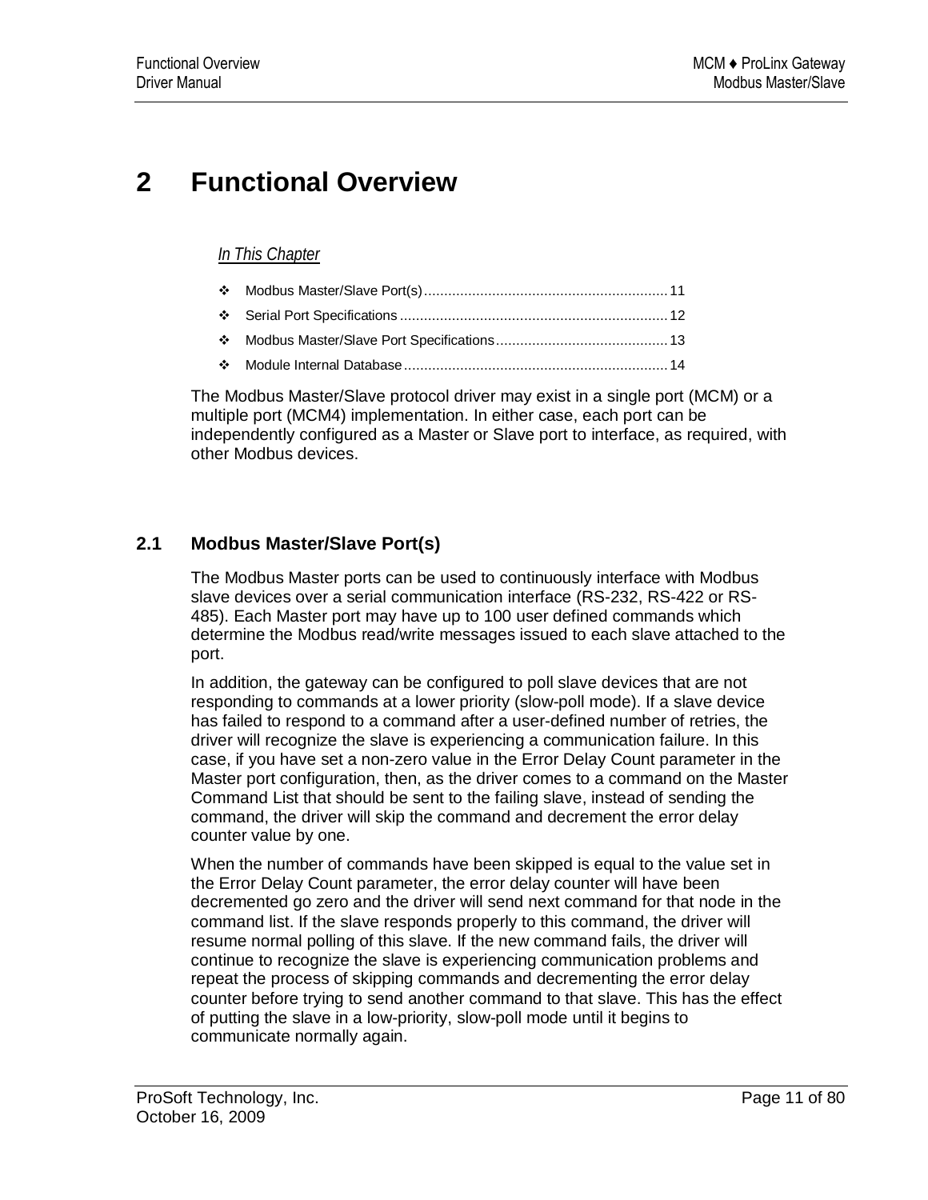# 2 Functional Overview

*In This Chapter*

- Modbus Master/Slave Port(s) ............................................................ 11
- Serial Port Specifications .................................................................. 12
- Modbus Master/Slave Port Specifications .......................................... 13
- Module Internal Database .................................................................. 14

The Modbus Master/Slave protocol driver may exist in a single port (MCM) or a multiple port (MCM4) implementation. In either case, each port can be independently configured as a Master or Slave port to interface, as required, with other Modbus devices.

## 2.1 Modbus Master/Slave Port(s)

The Modbus Master ports can be used to continuously interface with Modbus slave devices over a serial communication interface (RS-232, RS-422 or RS-485). Each Master port may have up to 100 user defined commands which determine the Modbus read/write messages issued to each slave attached to the port.

In addition, the gateway can be configured to poll slave devices that are not responding to commands at a lower priority (slow-poll mode). If a slave device has failed to respond to a command after a user-defined number of retries, the driver will recognize the slave is experiencing a communication failure. In this case, if you have set a non-zero value in the Error Delay Count parameter in the Master port configuration, then, as the driver comes to a command on the Master Command List that should be sent to the failing slave, instead of sending the command, the driver will skip the command and decrement the error delay counter value by one.

When the number of commands have been skipped is equal to the value set in the Error Delay Count parameter, the error delay counter will have been decremented go zero and the driver will send next command for that node in the command list. If the slave responds properly to this command, the driver will resume normal polling of this slave. If the new command fails, the driver will continue to recognize the slave is experiencing communication problems and repeat the process of skipping commands and decrementing the error delay counter before trying to send another command to that slave. This has the effect of putting the slave in a low-priority, slow-poll mode until it begins to communicate normally again.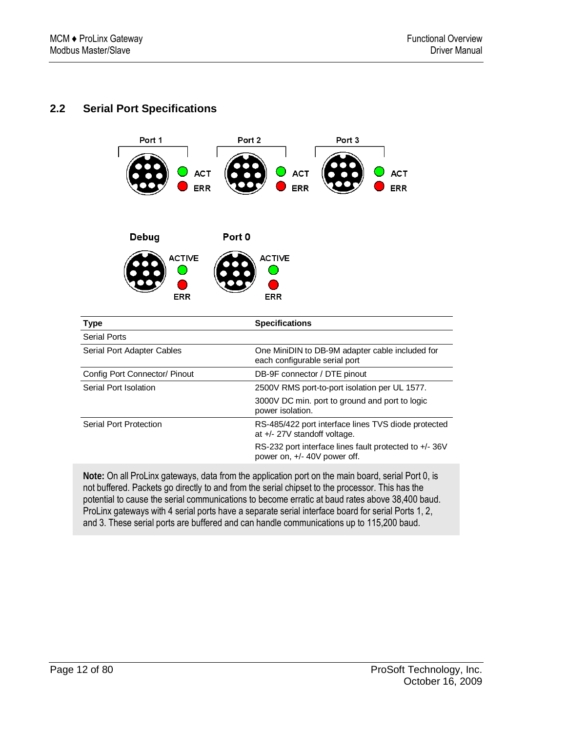## 2.2 Serial Port Specifications

| Type | Specifications |
|---|---|
| Serial Ports | |
| Serial Port Adapter Cables | One MiniDIN to DB-9M adapter cable included for each configurable serial port |
| Config Port Connector/ Pinout | DB-9F connector / DTE pinout |
| Serial Port Isolation | 2500V RMS port-to-port isolation per UL 1577.<br>3000V DC min. port to ground and port to logic power isolation. |
| Serial Port Protection | RS-485/422 port interface lines TVS diode protected at +/- 27V standoff voltage.<br>RS-232 port interface lines fault protected to +/- 36V power on, +/- 40V power off. |

**Note:** On all ProLinx gateways, data from the application port on the main board, serial Port 0, is not buffered. Packets go directly to and from the serial chipset to the processor. This has the potential to cause the serial communications to become erratic at baud rates above 38,400 baud. ProLinx gateways with 4 serial ports have a separate serial interface board for serial Ports 1, 2, and 3. These serial ports are buffered and can handle communications up to 115,200 baud.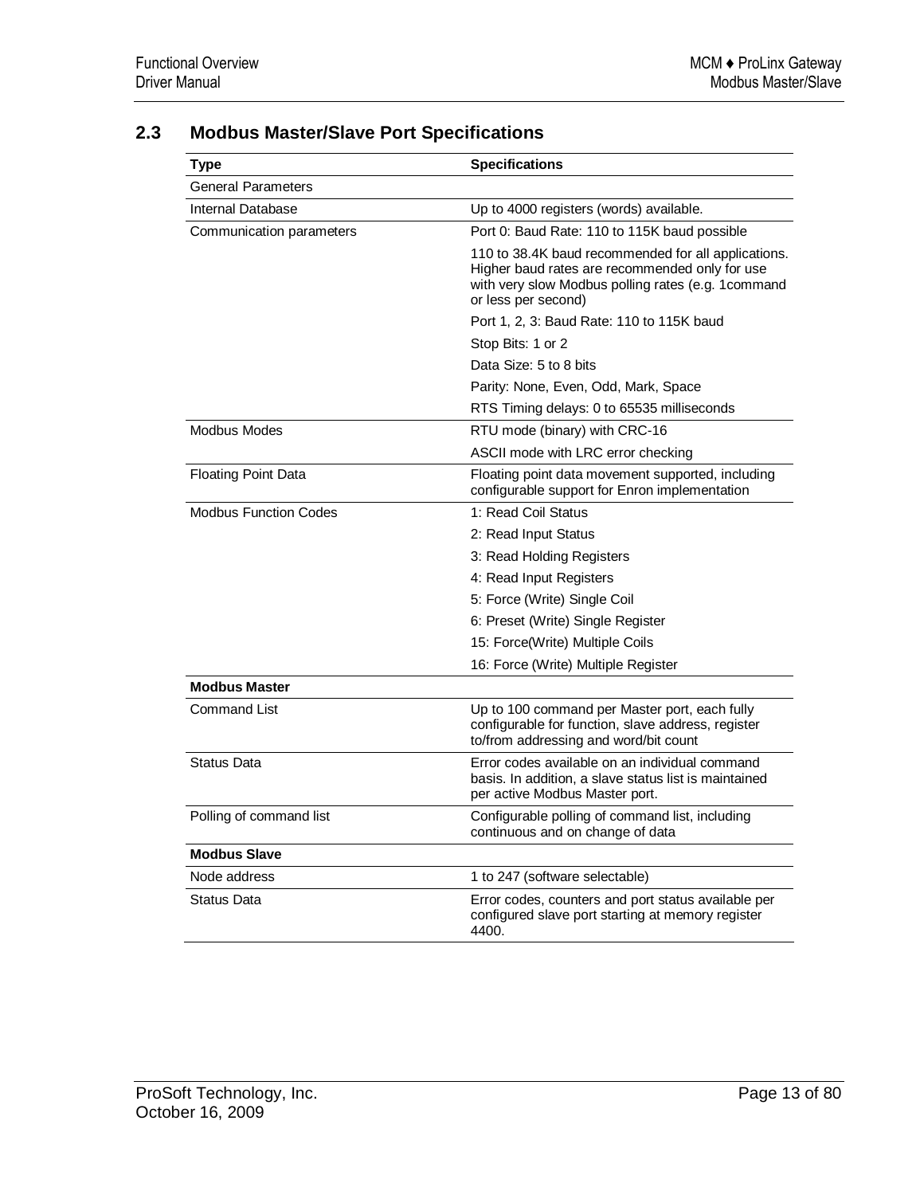## 2.3 Modbus Master/Slave Port Specifications

| Type | Specifications |
| --- | --- |
| General Parameters | |
| Internal Database | Up to 4000 registers (words) available. |
| Communication parameters | Port 0: Baud Rate: 110 to 115K baud possible |
| | 110 to 38.4K baud recommended for all applications. Higher baud rates are recommended only for use with very slow Modbus polling rates (e.g. 1command or less per second) |
| | Port 1, 2, 3: Baud Rate: 110 to 115K baud |
| | Stop Bits: 1 or 2 |
| | Data Size: 5 to 8 bits |
| | Parity: None, Even, Odd, Mark, Space |
| | RTS Timing delays: 0 to 65535 milliseconds |
| Modbus Modes | RTU mode (binary) with CRC-16 |
| | ASCII mode with LRC error checking |
| Floating Point Data | Floating point data movement supported, including configurable support for Enron implementation |
| Modbus Function Codes | 1: Read Coil Status |
| | 2: Read Input Status |
| | 3: Read Holding Registers |
| | 4: Read Input Registers |
| | 5: Force (Write) Single Coil |
| | 6: Preset (Write) Single Register |
| | 15: Force(Write) Multiple Coils |
| | 16: Force (Write) Multiple Register |
| **Modbus Master** | |
| Command List | Up to 100 command per Master port, each fully configurable for function, slave address, register to/from addressing and word/bit count |
| Status Data | Error codes available on an individual command basis. In addition, a slave status list is maintained per active Modbus Master port. |
| Polling of command list | Configurable polling of command list, including continuous and on change of data |
| **Modbus Slave** | |
| Node address | 1 to 247 (software selectable) |
| Status Data | Error codes, counters and port status available per configured slave port starting at memory register 4400. |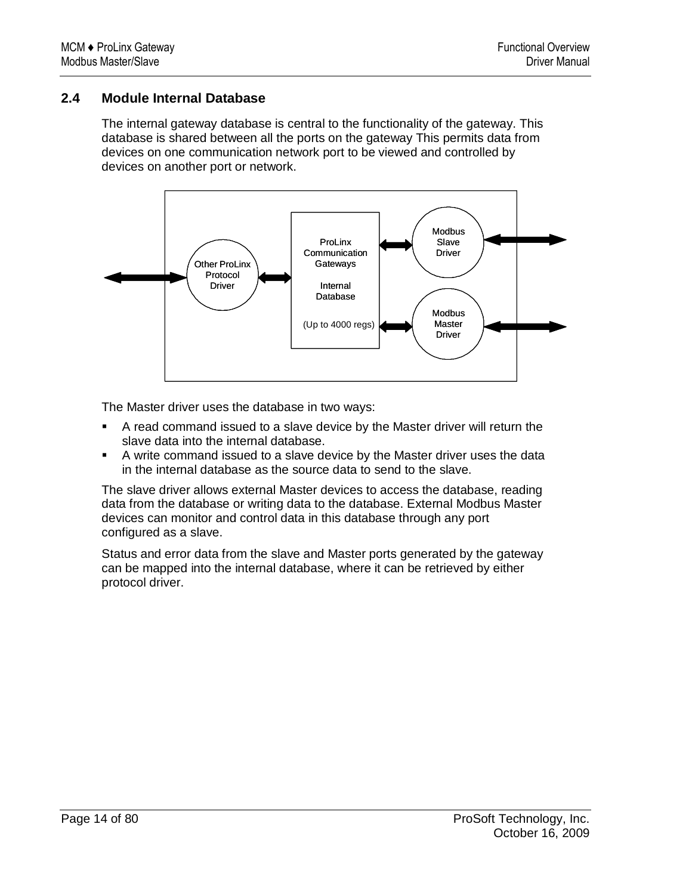## 2.4 Module Internal Database

The internal gateway database is central to the functionality of the gateway. This database is shared between all the ports on the gateway This permits data from devices on one communication network port to be viewed and controlled by devices on another port or network.

The Master driver uses the database in two ways:

- A read command issued to a slave device by the Master driver will return the slave data into the internal database.
- A write command issued to a slave device by the Master driver uses the data in the internal database as the source data to send to the slave.

The slave driver allows external Master devices to access the database, reading data from the database or writing data to the database. External Modbus Master devices can monitor and control data in this database through any port configured as a slave.

Status and error data from the slave and Master ports generated by the gateway can be mapped into the internal database, where it can be retrieved by either protocol driver.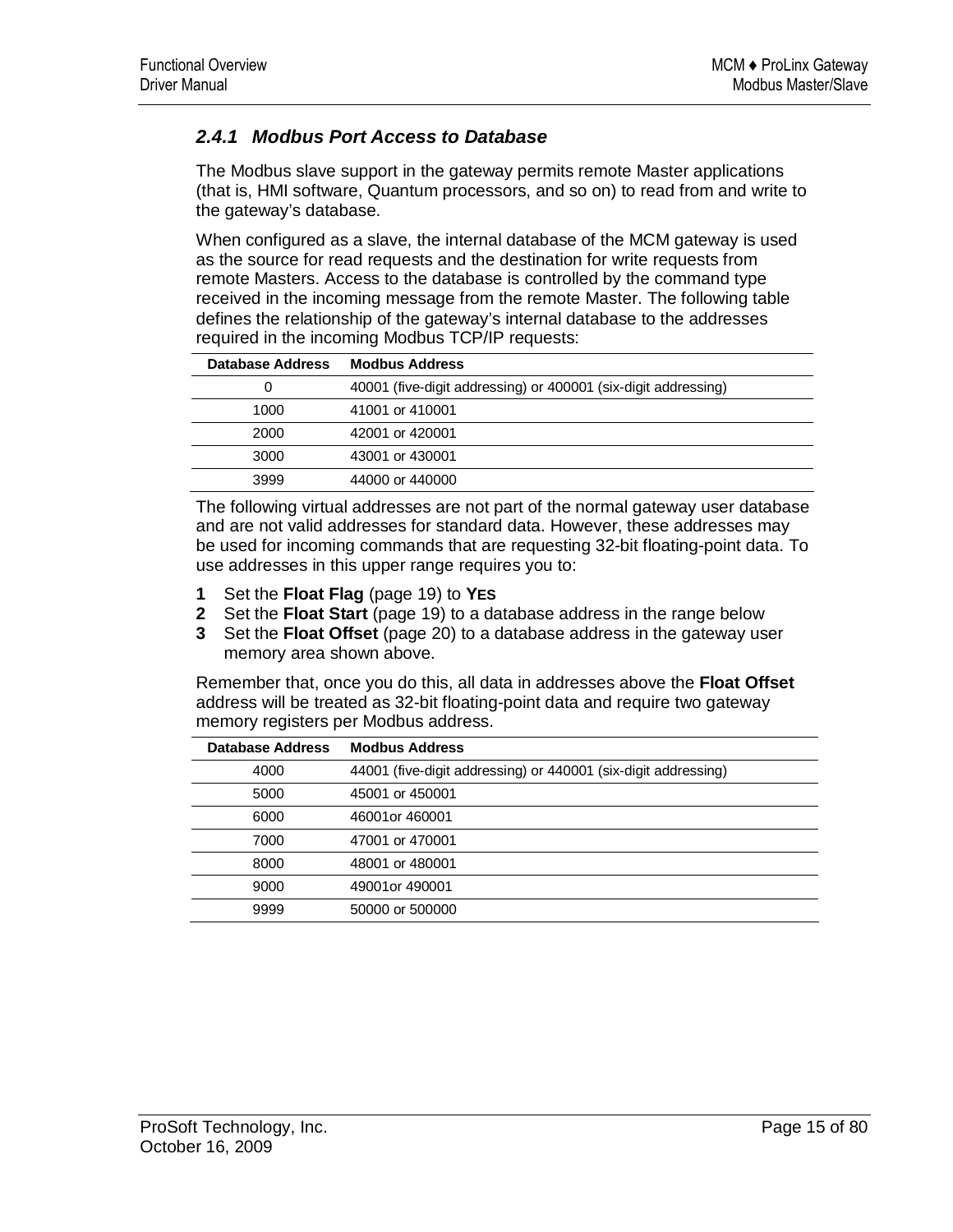### 2.4.1 Modbus Port Access to Database

The Modbus slave support in the gateway permits remote Master applications (that is, HMI software, Quantum processors, and so on) to read from and write to the gateway's database.

When configured as a slave, the internal database of the MCM gateway is used as the source for read requests and the destination for write requests from remote Masters. Access to the database is controlled by the command type received in the incoming message from the remote Master. The following table defines the relationship of the gateway's internal database to the addresses required in the incoming Modbus TCP/IP requests:

| Database Address | Modbus Address |
|---|---|
| 0 | 40001 (five-digit addressing) or 400001 (six-digit addressing) |
| 1000 | 41001 or 410001 |
| 2000 | 42001 or 420001 |
| 3000 | 43001 or 430001 |
| 3999 | 44000 or 440000 |

The following virtual addresses are not part of the normal gateway user database and are not valid addresses for standard data. However, these addresses may be used for incoming commands that are requesting 32-bit floating-point data. To use addresses in this upper range requires you to:

1. Set the **Float Flag** (page 19) to **YES**
2. Set the **Float Start** (page 19) to a database address in the range below
3. Set the **Float Offset** (page 20) to a database address in the gateway user memory area shown above.

Remember that, once you do this, all data in addresses above the **Float Offset** address will be treated as 32-bit floating-point data and require two gateway memory registers per Modbus address.

| Database Address | Modbus Address |
|---|---|
| 4000 | 44001 (five-digit addressing) or 440001 (six-digit addressing) |
| 5000 | 45001 or 450001 |
| 6000 | 46001or 460001 |
| 7000 | 47001 or 470001 |
| 8000 | 48001 or 480001 |
| 9000 | 49001or 490001 |
| 9999 | 50000 or 500000 |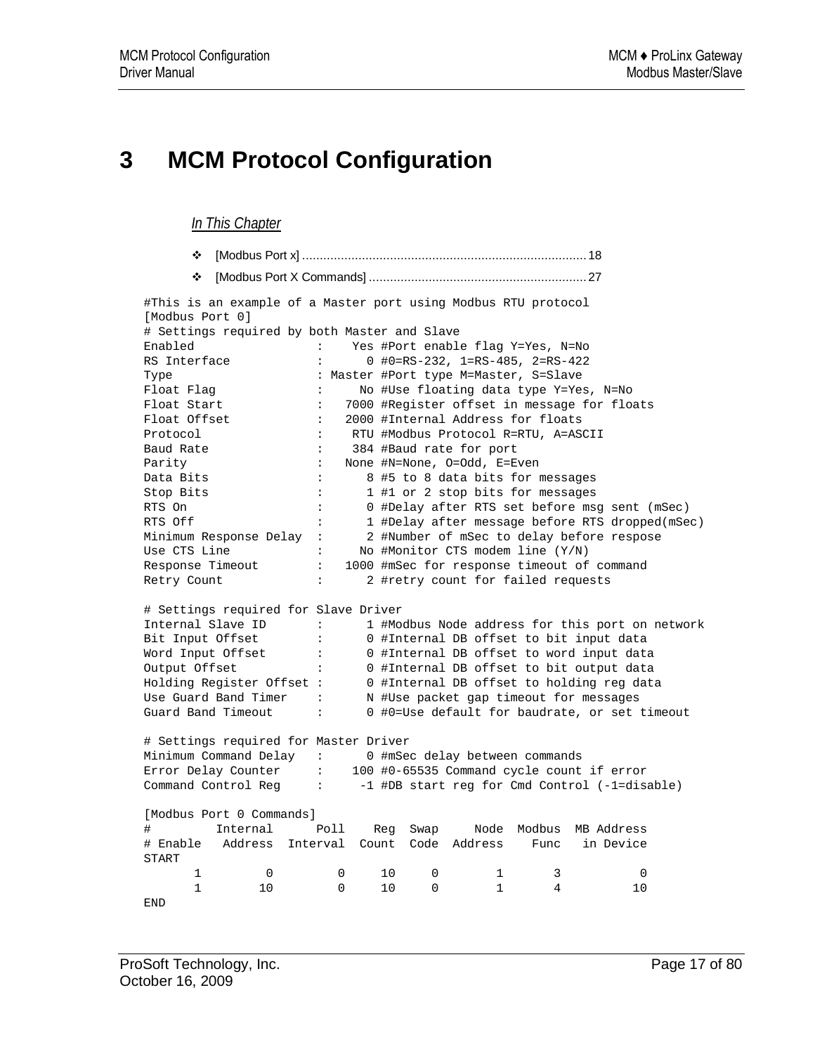# 3 MCM Protocol Configuration

*In This Chapter*

- [Modbus Port x] ............................................................................... 18
- [Modbus Port X Commands] ............................................................ 27

```
#This is an example of a Master port using Modbus RTU protocol
[Modbus Port 0]
# Settings required by both Master and Slave
Enabled                 :    Yes #Port enable flag Y=Yes, N=No
RS Interface            :      0 #0=RS-232, 1=RS-485, 2=RS-422
Type                    : Master #Port type M=Master, S=Slave
Float Flag              :     No #Use floating data type Y=Yes, N=No
Float Start             :   7000 #Register offset in message for floats
Float Offset            :   2000 #Internal Address for floats
Protocol                :    RTU #Modbus Protocol R=RTU, A=ASCII
Baud Rate               :    384 #Baud rate for port
Parity                  :   None #N=None, O=Odd, E=Even
Data Bits               :      8 #5 to 8 data bits for messages
Stop Bits               :      1 #1 or 2 stop bits for messages
RTS On                  :      0 #Delay after RTS set before msg sent (mSec)
RTS Off                 :      1 #Delay after message before RTS dropped(mSec)
Minimum Response Delay  :      2 #Number of mSec to delay before respose
Use CTS Line            :     No #Monitor CTS modem line (Y/N)
Response Timeout        :   1000 #mSec for response timeout of command
Retry Count             :      2 #retry count for failed requests

# Settings required for Slave Driver
Internal Slave ID       :      1 #Modbus Node address for this port on network
Bit Input Offset        :      0 #Internal DB offset to bit input data
Word Input Offset       :      0 #Internal DB offset to word input data
Output Offset           :      0 #Internal DB offset to bit output data
Holding Register Offset :      0 #Internal DB offset to holding reg data
Use Guard Band Timer    :      N #Use packet gap timeout for messages
Guard Band Timeout      :      0 #0=Use default for baudrate, or set timeout

# Settings required for Master Driver
Minimum Command Delay   :      0 #mSec delay between commands
Error Delay Counter     :    100 #0-65535 Command cycle count if error
Command Control Reg     :     -1 #DB start reg for Cmd Control (-1=disable)

[Modbus Port 0 Commands]
#         Internal      Poll    Reg  Swap     Node  Modbus  MB Address
# Enable   Address  Interval  Count  Code  Address    Func   in Device
START
       1         0         0     10     0        1       3           0
       1        10         0     10     0        1       4          10
END
```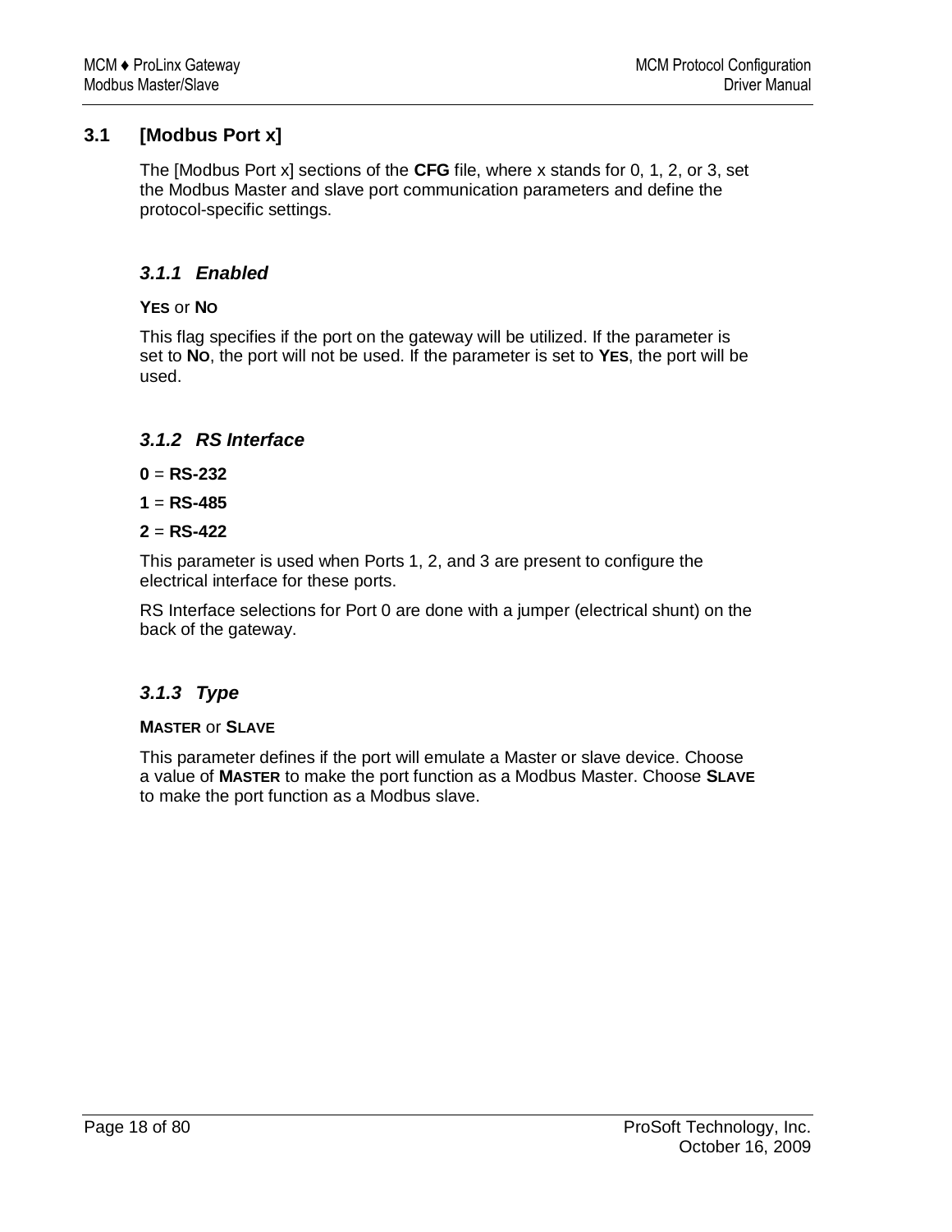## 3.1 [Modbus Port x]

The [Modbus Port x] sections of the **CFG** file, where x stands for 0, 1, 2, or 3, set the Modbus Master and slave port communication parameters and define the protocol-specific settings.

### *3.1.1 Enabled*

**YES** or **NO**

This flag specifies if the port on the gateway will be utilized. If the parameter is set to **NO**, the port will not be used. If the parameter is set to **YES**, the port will be used.

### *3.1.2 RS Interface*

**0** = **RS-232**

**1** = **RS-485**

**2** = **RS-422**

This parameter is used when Ports 1, 2, and 3 are present to configure the electrical interface for these ports.

RS Interface selections for Port 0 are done with a jumper (electrical shunt) on the back of the gateway.

### *3.1.3 Type*

**MASTER** or **SLAVE**

This parameter defines if the port will emulate a Master or slave device. Choose a value of **MASTER** to make the port function as a Modbus Master. Choose **SLAVE** to make the port function as a Modbus slave.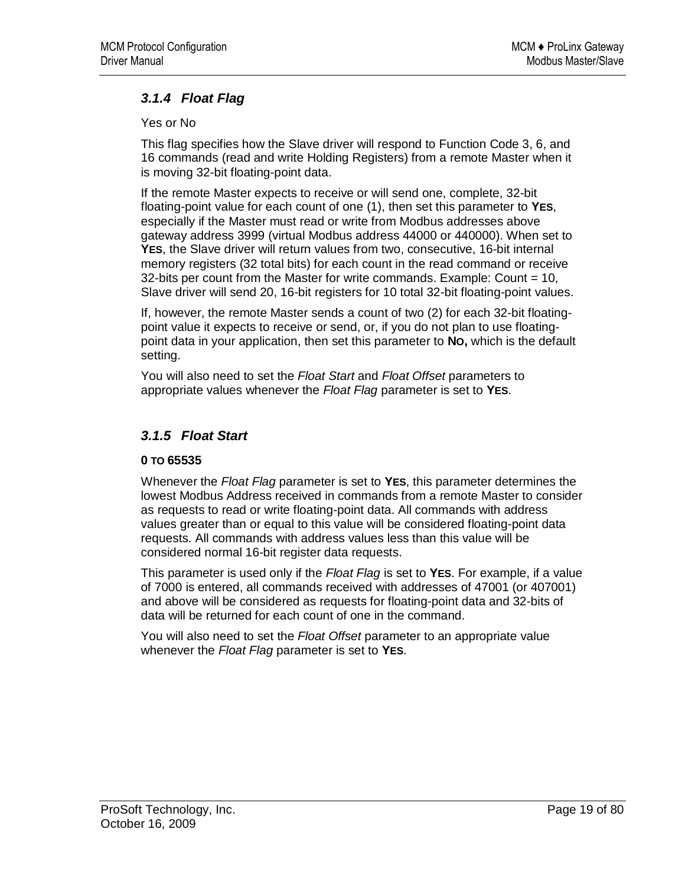### *3.1.4 Float Flag*

Yes or No

This flag specifies how the Slave driver will respond to Function Code 3, 6, and 16 commands (read and write Holding Registers) from a remote Master when it is moving 32-bit floating-point data.

If the remote Master expects to receive or will send one, complete, 32-bit floating-point value for each count of one (1), then set this parameter to **YES**, especially if the Master must read or write from Modbus addresses above gateway address 3999 (virtual Modbus address 44000 or 440000). When set to **YES**, the Slave driver will return values from two, consecutive, 16-bit internal memory registers (32 total bits) for each count in the read command or receive 32-bits per count from the Master for write commands. Example: Count = 10, Slave driver will send 20, 16-bit registers for 10 total 32-bit floating-point values.

If, however, the remote Master sends a count of two (2) for each 32-bit floating-point value it expects to receive or send, or, if you do not plan to use floating-point data in your application, then set this parameter to **NO,** which is the default setting.

You will also need to set the *Float Start* and *Float Offset* parameters to appropriate values whenever the *Float Flag* parameter is set to **YES**.

### *3.1.5 Float Start*

**0 TO 65535**

Whenever the *Float Flag* parameter is set to **YES**, this parameter determines the lowest Modbus Address received in commands from a remote Master to consider as requests to read or write floating-point data. All commands with address values greater than or equal to this value will be considered floating-point data requests. All commands with address values less than this value will be considered normal 16-bit register data requests.

This parameter is used only if the *Float Flag* is set to **YES**. For example, if a value of 7000 is entered, all commands received with addresses of 47001 (or 407001) and above will be considered as requests for floating-point data and 32-bits of data will be returned for each count of one in the command.

You will also need to set the *Float Offset* parameter to an appropriate value whenever the *Float Flag* parameter is set to **YES**.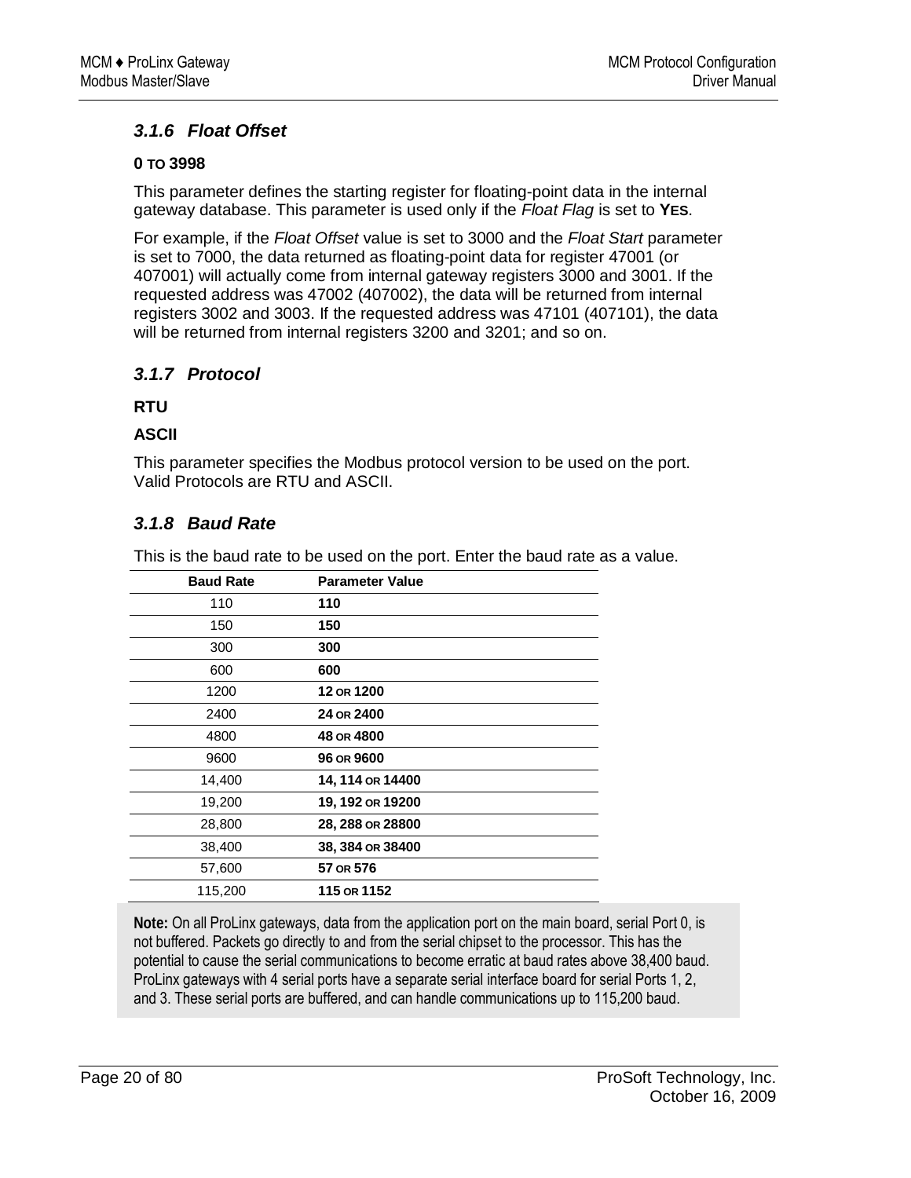### 3.1.6 Float Offset

**0 TO 3998**

This parameter defines the starting register for floating-point data in the internal gateway database. This parameter is used only if the *Float Flag* is set to **YES**.

For example, if the *Float Offset* value is set to 3000 and the *Float Start* parameter is set to 7000, the data returned as floating-point data for register 47001 (or 407001) will actually come from internal gateway registers 3000 and 3001. If the requested address was 47002 (407002), the data will be returned from internal registers 3002 and 3003. If the requested address was 47101 (407101), the data will be returned from internal registers 3200 and 3201; and so on.

### 3.1.7 Protocol

**RTU**

**ASCII**

This parameter specifies the Modbus protocol version to be used on the port. Valid Protocols are RTU and ASCII.

### 3.1.8 Baud Rate

This is the baud rate to be used on the port. Enter the baud rate as a value.

| Baud Rate | Parameter Value |
|---|---|
| 110 | **110** |
| 150 | **150** |
| 300 | **300** |
| 600 | **600** |
| 1200 | **12 OR 1200** |
| 2400 | **24 OR 2400** |
| 4800 | **48 OR 4800** |
| 9600 | **96 OR 9600** |
| 14,400 | **14, 114 OR 14400** |
| 19,200 | **19, 192 OR 19200** |
| 28,800 | **28, 288 OR 28800** |
| 38,400 | **38, 384 OR 38400** |
| 57,600 | **57 OR 576** |
| 115,200 | **115 OR 1152** |

**Note:** On all ProLinx gateways, data from the application port on the main board, serial Port 0, is not buffered. Packets go directly to and from the serial chipset to the processor. This has the potential to cause the serial communications to become erratic at baud rates above 38,400 baud. ProLinx gateways with 4 serial ports have a separate serial interface board for serial Ports 1, 2, and 3. These serial ports are buffered, and can handle communications up to 115,200 baud.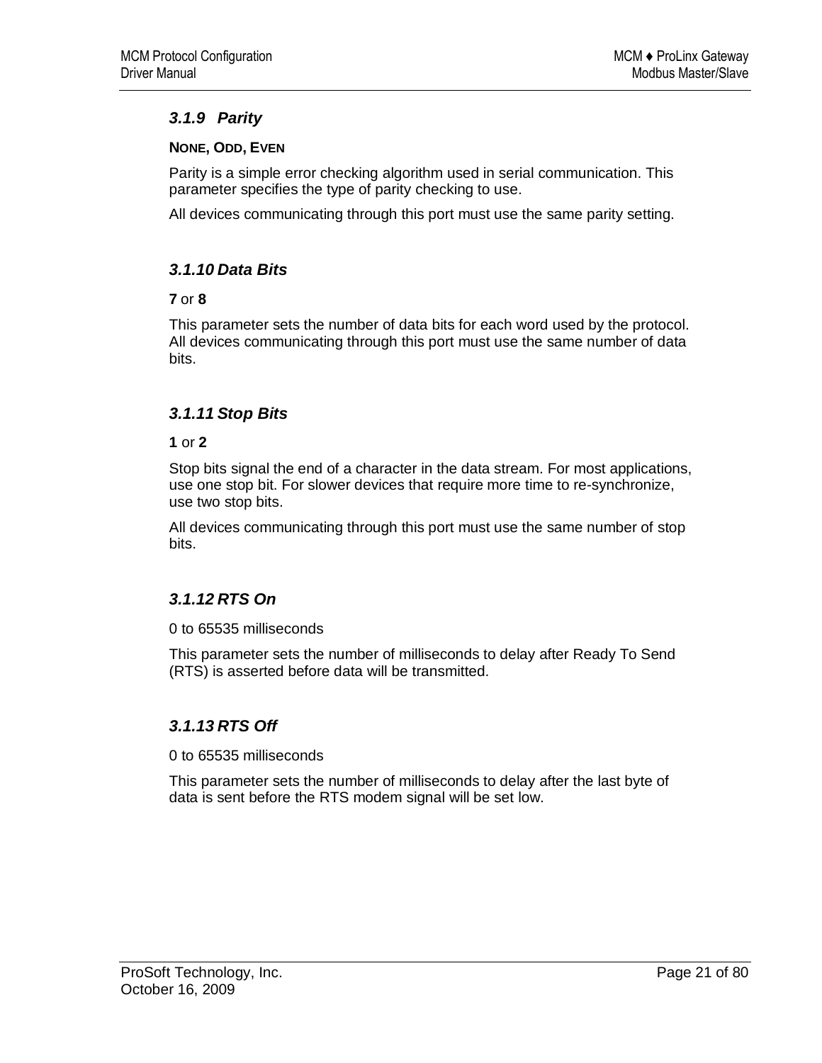### 3.1.9 Parity

**NONE, ODD, EVEN**

Parity is a simple error checking algorithm used in serial communication. This parameter specifies the type of parity checking to use.

All devices communicating through this port must use the same parity setting.

### 3.1.10 Data Bits

**7** or **8**

This parameter sets the number of data bits for each word used by the protocol. All devices communicating through this port must use the same number of data bits.

### 3.1.11 Stop Bits

**1** or **2**

Stop bits signal the end of a character in the data stream. For most applications, use one stop bit. For slower devices that require more time to re-synchronize, use two stop bits.

All devices communicating through this port must use the same number of stop bits.

### 3.1.12 RTS On

0 to 65535 milliseconds

This parameter sets the number of milliseconds to delay after Ready To Send (RTS) is asserted before data will be transmitted.

### 3.1.13 RTS Off

0 to 65535 milliseconds

This parameter sets the number of milliseconds to delay after the last byte of data is sent before the RTS modem signal will be set low.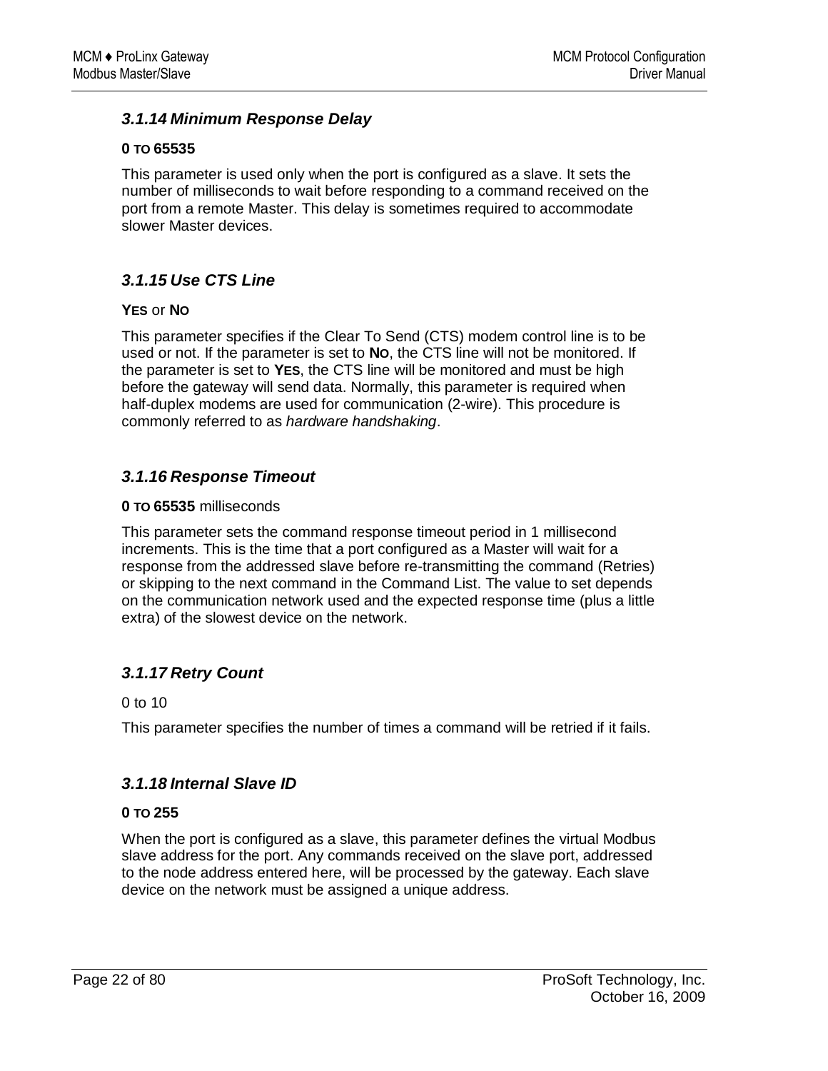### 3.1.14 Minimum Response Delay

**0 TO 65535**

This parameter is used only when the port is configured as a slave. It sets the number of milliseconds to wait before responding to a command received on the port from a remote Master. This delay is sometimes required to accommodate slower Master devices.

### 3.1.15 Use CTS Line

**YES** or **NO**

This parameter specifies if the Clear To Send (CTS) modem control line is to be used or not. If the parameter is set to **NO**, the CTS line will not be monitored. If the parameter is set to **YES**, the CTS line will be monitored and must be high before the gateway will send data. Normally, this parameter is required when half-duplex modems are used for communication (2-wire). This procedure is commonly referred to as *hardware handshaking*.

### 3.1.16 Response Timeout

**0 TO 65535** milliseconds

This parameter sets the command response timeout period in 1 millisecond increments. This is the time that a port configured as a Master will wait for a response from the addressed slave before re-transmitting the command (Retries) or skipping to the next command in the Command List. The value to set depends on the communication network used and the expected response time (plus a little extra) of the slowest device on the network.

### 3.1.17 Retry Count

0 to 10

This parameter specifies the number of times a command will be retried if it fails.

### 3.1.18 Internal Slave ID

**0 TO 255**

When the port is configured as a slave, this parameter defines the virtual Modbus slave address for the port. Any commands received on the slave port, addressed to the node address entered here, will be processed by the gateway. Each slave device on the network must be assigned a unique address.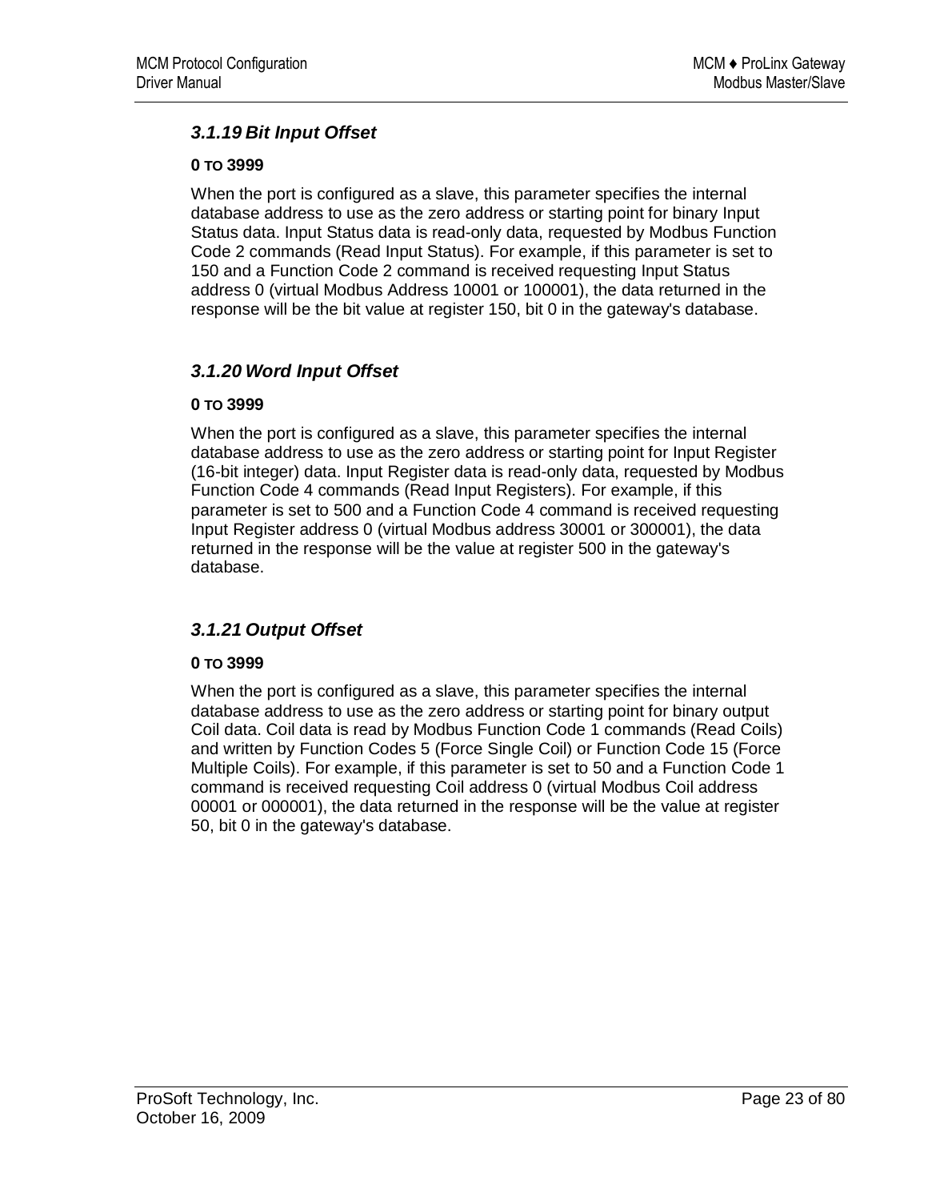### 3.1.19 Bit Input Offset

**0 TO 3999**

When the port is configured as a slave, this parameter specifies the internal database address to use as the zero address or starting point for binary Input Status data. Input Status data is read-only data, requested by Modbus Function Code 2 commands (Read Input Status). For example, if this parameter is set to 150 and a Function Code 2 command is received requesting Input Status address 0 (virtual Modbus Address 10001 or 100001), the data returned in the response will be the bit value at register 150, bit 0 in the gateway's database.

### 3.1.20 Word Input Offset

**0 TO 3999**

When the port is configured as a slave, this parameter specifies the internal database address to use as the zero address or starting point for Input Register (16-bit integer) data. Input Register data is read-only data, requested by Modbus Function Code 4 commands (Read Input Registers). For example, if this parameter is set to 500 and a Function Code 4 command is received requesting Input Register address 0 (virtual Modbus address 30001 or 300001), the data returned in the response will be the value at register 500 in the gateway's database.

### 3.1.21 Output Offset

**0 TO 3999**

When the port is configured as a slave, this parameter specifies the internal database address to use as the zero address or starting point for binary output Coil data. Coil data is read by Modbus Function Code 1 commands (Read Coils) and written by Function Codes 5 (Force Single Coil) or Function Code 15 (Force Multiple Coils). For example, if this parameter is set to 50 and a Function Code 1 command is received requesting Coil address 0 (virtual Modbus Coil address 00001 or 000001), the data returned in the response will be the value at register 50, bit 0 in the gateway's database.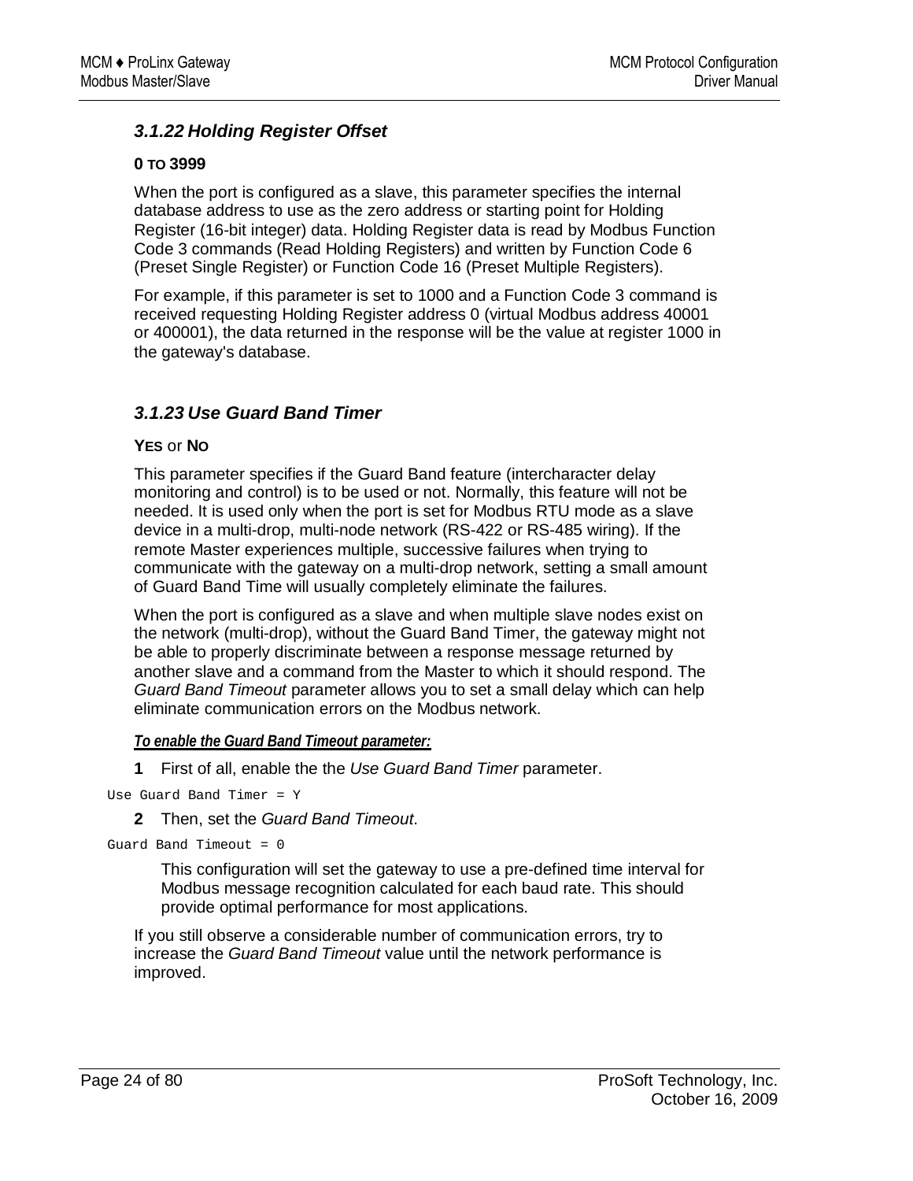### *3.1.22 Holding Register Offset*

**0 TO 3999**

When the port is configured as a slave, this parameter specifies the internal database address to use as the zero address or starting point for Holding Register (16-bit integer) data. Holding Register data is read by Modbus Function Code 3 commands (Read Holding Registers) and written by Function Code 6 (Preset Single Register) or Function Code 16 (Preset Multiple Registers).

For example, if this parameter is set to 1000 and a Function Code 3 command is received requesting Holding Register address 0 (virtual Modbus address 40001 or 400001), the data returned in the response will be the value at register 1000 in the gateway's database.

### *3.1.23 Use Guard Band Timer*

**YES** or **NO**

This parameter specifies if the Guard Band feature (intercharacter delay monitoring and control) is to be used or not. Normally, this feature will not be needed. It is used only when the port is set for Modbus RTU mode as a slave device in a multi-drop, multi-node network (RS-422 or RS-485 wiring). If the remote Master experiences multiple, successive failures when trying to communicate with the gateway on a multi-drop network, setting a small amount of Guard Band Time will usually completely eliminate the failures.

When the port is configured as a slave and when multiple slave nodes exist on the network (multi-drop), without the Guard Band Timer, the gateway might not be able to properly discriminate between a response message returned by another slave and a command from the Master to which it should respond. The *Guard Band Timeout* parameter allows you to set a small delay which can help eliminate communication errors on the Modbus network.

***To enable the Guard Band Timeout parameter:***

**1** First of all, enable the the *Use Guard Band Timer* parameter.

```
Use Guard Band Timer = Y
```

**2** Then, set the *Guard Band Timeout*.

```
Guard Band Timeout = 0
```

This configuration will set the gateway to use a pre-defined time interval for Modbus message recognition calculated for each baud rate. This should provide optimal performance for most applications.

If you still observe a considerable number of communication errors, try to increase the *Guard Band Timeout* value until the network performance is improved.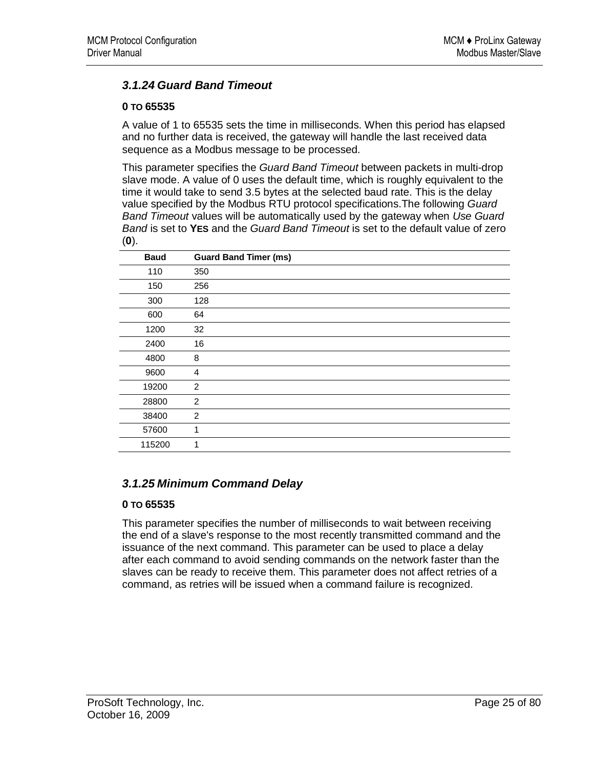### *3.1.24 Guard Band Timeout*

**0 TO 65535**

A value of 1 to 65535 sets the time in milliseconds. When this period has elapsed and no further data is received, the gateway will handle the last received data sequence as a Modbus message to be processed.

This parameter specifies the *Guard Band Timeout* between packets in multi-drop slave mode. A value of 0 uses the default time, which is roughly equivalent to the time it would take to send 3.5 bytes at the selected baud rate. This is the delay value specified by the Modbus RTU protocol specifications.The following *Guard Band Timeout* values will be automatically used by the gateway when *Use Guard Band* is set to **YES** and the *Guard Band Timeout* is set to the default value of zero (**0**).

| Baud | Guard Band Timer (ms) |
|---|---|
| 110 | 350 |
| 150 | 256 |
| 300 | 128 |
| 600 | 64 |
| 1200 | 32 |
| 2400 | 16 |
| 4800 | 8 |
| 9600 | 4 |
| 19200 | 2 |
| 28800 | 2 |
| 38400 | 2 |
| 57600 | 1 |
| 115200 | 1 |

### *3.1.25 Minimum Command Delay*

**0 TO 65535**

This parameter specifies the number of milliseconds to wait between receiving the end of a slave's response to the most recently transmitted command and the issuance of the next command. This parameter can be used to place a delay after each command to avoid sending commands on the network faster than the slaves can be ready to receive them. This parameter does not affect retries of a command, as retries will be issued when a command failure is recognized.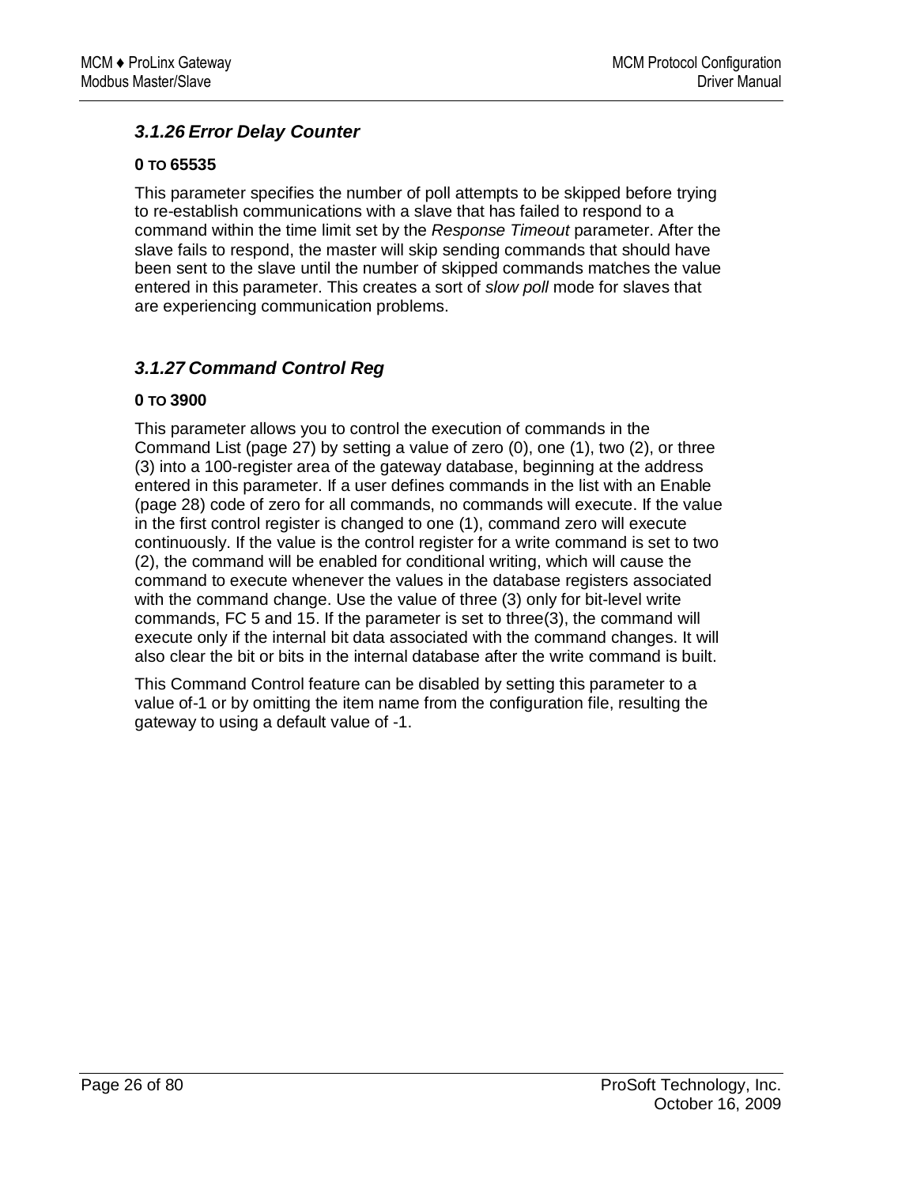### *3.1.26 Error Delay Counter*

**0 TO 65535**

This parameter specifies the number of poll attempts to be skipped before trying to re-establish communications with a slave that has failed to respond to a command within the time limit set by the *Response Timeout* parameter. After the slave fails to respond, the master will skip sending commands that should have been sent to the slave until the number of skipped commands matches the value entered in this parameter. This creates a sort of *slow poll* mode for slaves that are experiencing communication problems.

### *3.1.27 Command Control Reg*

**0 TO 3900**

This parameter allows you to control the execution of commands in the Command List (page 27) by setting a value of zero (0), one (1), two (2), or three (3) into a 100-register area of the gateway database, beginning at the address entered in this parameter. If a user defines commands in the list with an Enable (page 28) code of zero for all commands, no commands will execute. If the value in the first control register is changed to one (1), command zero will execute continuously. If the value is the control register for a write command is set to two (2), the command will be enabled for conditional writing, which will cause the command to execute whenever the values in the database registers associated with the command change. Use the value of three (3) only for bit-level write commands, FC 5 and 15. If the parameter is set to three(3), the command will execute only if the internal bit data associated with the command changes. It will also clear the bit or bits in the internal database after the write command is built.

This Command Control feature can be disabled by setting this parameter to a value of-1 or by omitting the item name from the configuration file, resulting the gateway to using a default value of -1.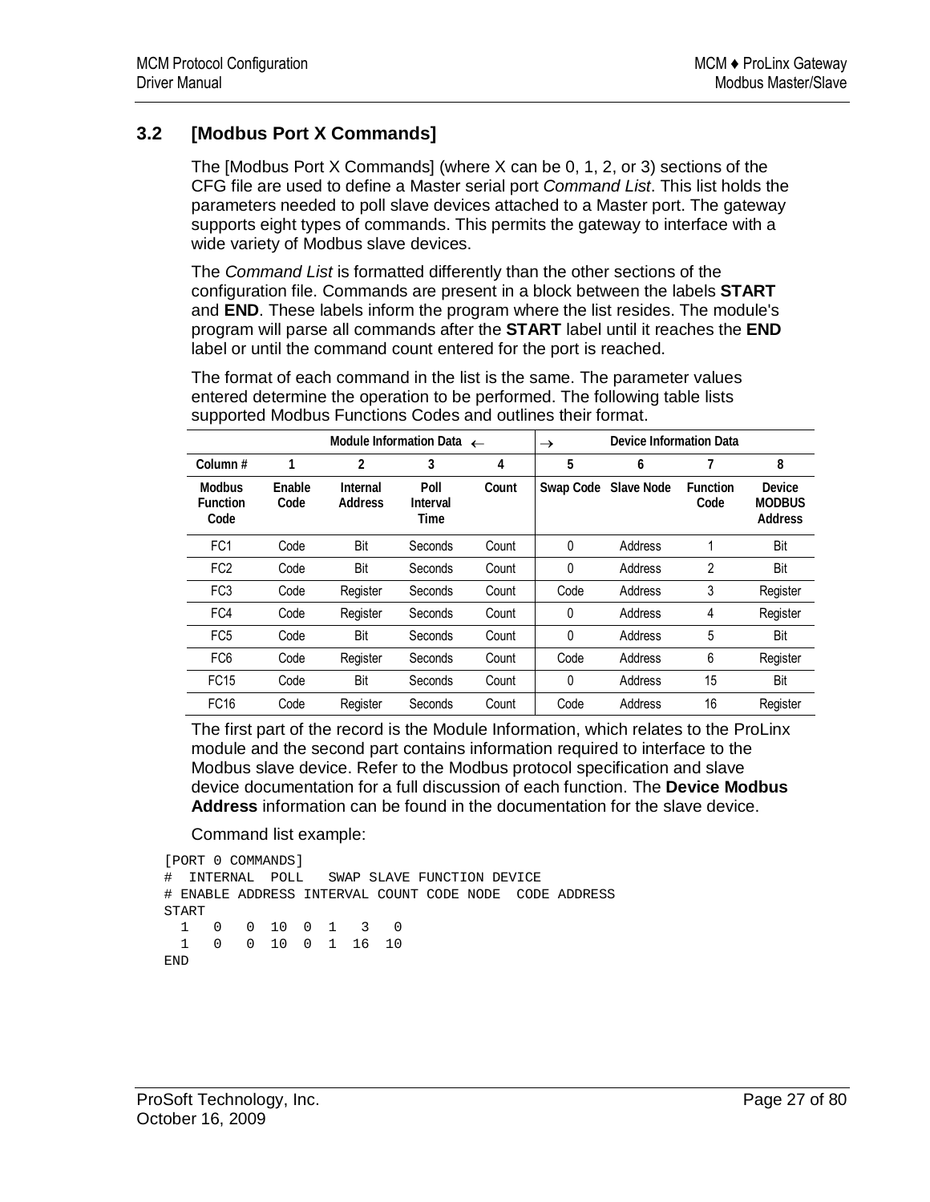## 3.2 [Modbus Port X Commands]

The [Modbus Port X Commands] (where X can be 0, 1, 2, or 3) sections of the CFG file are used to define a Master serial port *Command List*. This list holds the parameters needed to poll slave devices attached to a Master port. The gateway supports eight types of commands. This permits the gateway to interface with a wide variety of Modbus slave devices.

The *Command List* is formatted differently than the other sections of the configuration file. Commands are present in a block between the labels **START** and **END**. These labels inform the program where the list resides. The module's program will parse all commands after the **START** label until it reaches the **END** label or until the command count entered for the port is reached.

The format of each command in the list is the same. The parameter values entered determine the operation to be performed. The following table lists supported Modbus Functions Codes and outlines their format.

| | Module Information Data ← | | | | → Device Information Data | | | |
|---|---|---|---|---|---|---|---|---|
| Column # | 1 | 2 | 3 | 4 | 5 | 6 | 7 | 8 |
| Modbus Function Code | Enable Code | Internal Address | Poll Interval Time | Count | Swap Code | Slave Node | Function Code | Device MODBUS Address |
| FC1 | Code | Bit | Seconds | Count | 0 | Address | 1 | Bit |
| FC2 | Code | Bit | Seconds | Count | 0 | Address | 2 | Bit |
| FC3 | Code | Register | Seconds | Count | Code | Address | 3 | Register |
| FC4 | Code | Register | Seconds | Count | 0 | Address | 4 | Register |
| FC5 | Code | Bit | Seconds | Count | 0 | Address | 5 | Bit |
| FC6 | Code | Register | Seconds | Count | Code | Address | 6 | Register |
| FC15 | Code | Bit | Seconds | Count | 0 | Address | 15 | Bit |
| FC16 | Code | Register | Seconds | Count | Code | Address | 16 | Register |

The first part of the record is the Module Information, which relates to the ProLinx module and the second part contains information required to interface to the Modbus slave device. Refer to the Modbus protocol specification and slave device documentation for a full discussion of each function. The **Device Modbus Address** information can be found in the documentation for the slave device.

Command list example:

```
[PORT 0 COMMANDS]
#  INTERNAL  POLL   SWAP SLAVE FUNCTION DEVICE
# ENABLE ADDRESS INTERVAL COUNT CODE NODE  CODE ADDRESS
START
  1   0   0  10  0  1   3   0
  1   0   0  10  0  1  16  10
END
```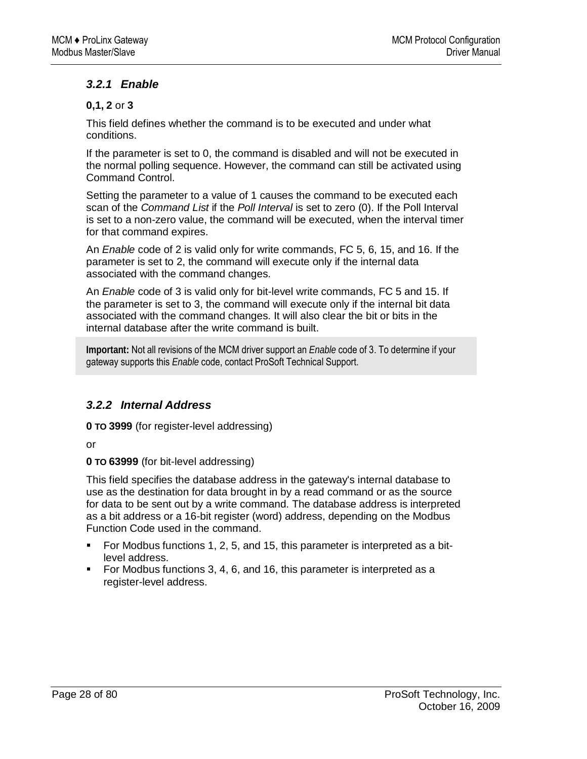### 3.2.1 *Enable*

**0,1, 2** or **3**

This field defines whether the command is to be executed and under what conditions.

If the parameter is set to 0, the command is disabled and will not be executed in the normal polling sequence. However, the command can still be activated using Command Control.

Setting the parameter to a value of 1 causes the command to be executed each scan of the *Command List* if the *Poll Interval* is set to zero (0). If the Poll Interval is set to a non-zero value, the command will be executed, when the interval timer for that command expires.

An *Enable* code of 2 is valid only for write commands, FC 5, 6, 15, and 16. If the parameter is set to 2, the command will execute only if the internal data associated with the command changes.

An *Enable* code of 3 is valid only for bit-level write commands, FC 5 and 15. If the parameter is set to 3, the command will execute only if the internal bit data associated with the command changes. It will also clear the bit or bits in the internal database after the write command is built.

**Important:** Not all revisions of the MCM driver support an *Enable* code of 3. To determine if your gateway supports this *Enable* code, contact ProSoft Technical Support.

### 3.2.2 *Internal Address*

**0 TO 3999** (for register-level addressing)

or

**0 TO 63999** (for bit-level addressing)

This field specifies the database address in the gateway's internal database to use as the destination for data brought in by a read command or as the source for data to be sent out by a write command. The database address is interpreted as a bit address or a 16-bit register (word) address, depending on the Modbus Function Code used in the command.

- For Modbus functions 1, 2, 5, and 15, this parameter is interpreted as a bit-level address.
- For Modbus functions 3, 4, 6, and 16, this parameter is interpreted as a register-level address.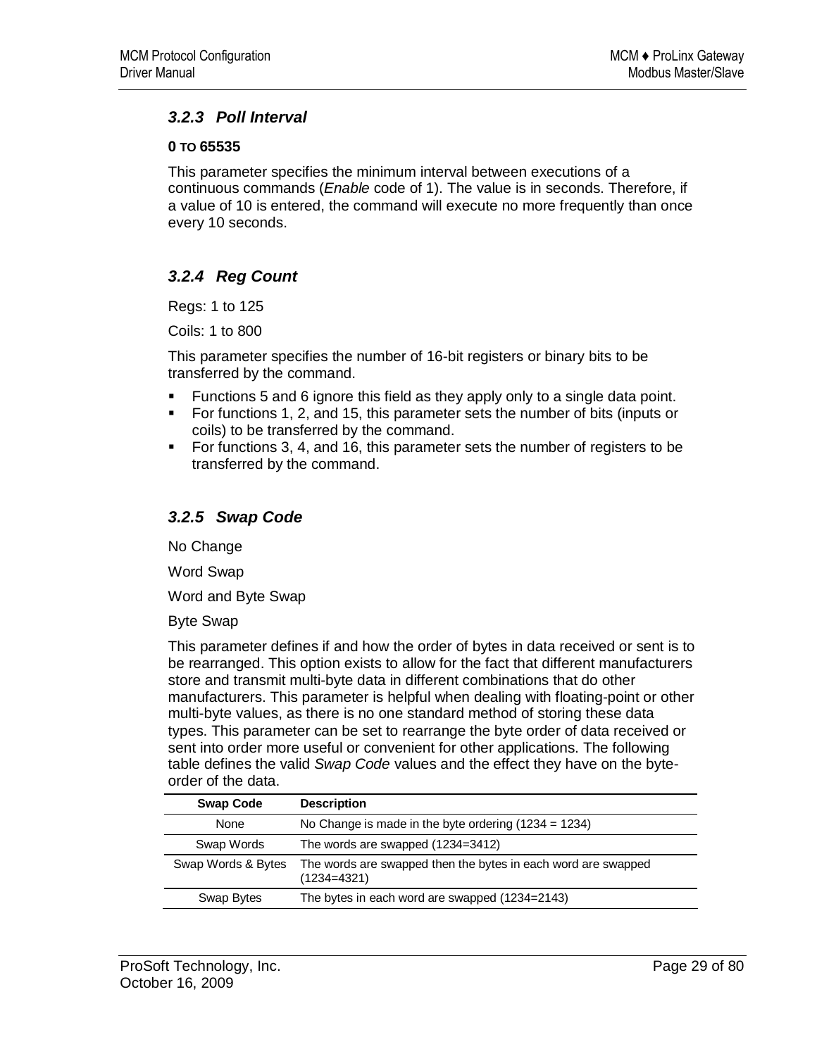### *3.2.3 Poll Interval*

**0 TO 65535**

This parameter specifies the minimum interval between executions of a continuous commands (*Enable* code of 1). The value is in seconds. Therefore, if a value of 10 is entered, the command will execute no more frequently than once every 10 seconds.

### *3.2.4 Reg Count*

Regs: 1 to 125

Coils: 1 to 800

This parameter specifies the number of 16-bit registers or binary bits to be transferred by the command.

- Functions 5 and 6 ignore this field as they apply only to a single data point.
- For functions 1, 2, and 15, this parameter sets the number of bits (inputs or coils) to be transferred by the command.
- For functions 3, 4, and 16, this parameter sets the number of registers to be transferred by the command.

### *3.2.5 Swap Code*

No Change

Word Swap

Word and Byte Swap

Byte Swap

This parameter defines if and how the order of bytes in data received or sent is to be rearranged. This option exists to allow for the fact that different manufacturers store and transmit multi-byte data in different combinations that do other manufacturers. This parameter is helpful when dealing with floating-point or other multi-byte values, as there is no one standard method of storing these data types. This parameter can be set to rearrange the byte order of data received or sent into order more useful or convenient for other applications. The following table defines the valid *Swap Code* values and the effect they have on the byte-order of the data.

| Swap Code | Description |
|---|---|
| None | No Change is made in the byte ordering (1234 = 1234) |
| Swap Words | The words are swapped (1234=3412) |
| Swap Words & Bytes | The words are swapped then the bytes in each word are swapped (1234=4321) |
| Swap Bytes | The bytes in each word are swapped (1234=2143) |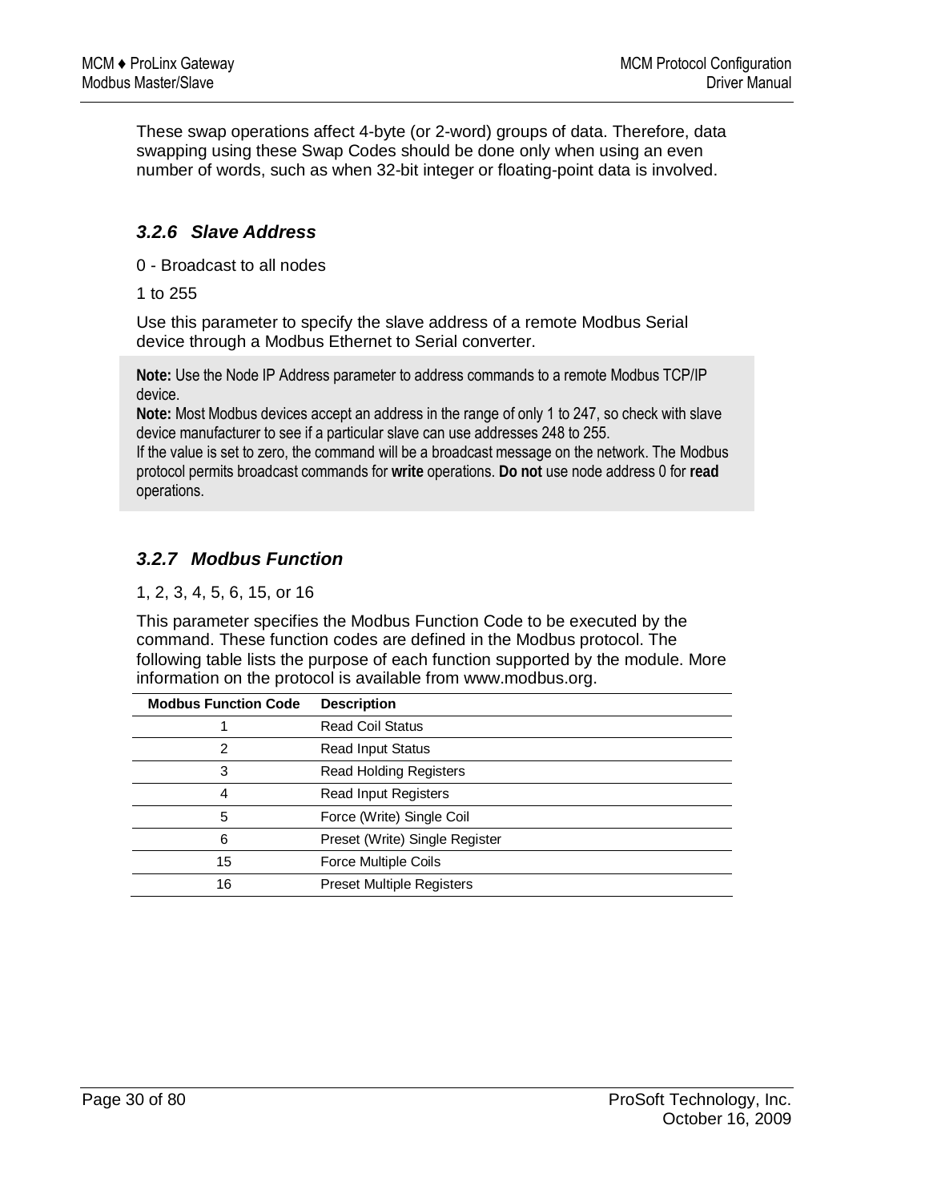These swap operations affect 4-byte (or 2-word) groups of data. Therefore, data swapping using these Swap Codes should be done only when using an even number of words, such as when 32-bit integer or floating-point data is involved.

### *3.2.6 Slave Address*

0 - Broadcast to all nodes

1 to 255

Use this parameter to specify the slave address of a remote Modbus Serial device through a Modbus Ethernet to Serial converter.

**Note:** Use the Node IP Address parameter to address commands to a remote Modbus TCP/IP device.
**Note:** Most Modbus devices accept an address in the range of only 1 to 247, so check with slave device manufacturer to see if a particular slave can use addresses 248 to 255.
If the value is set to zero, the command will be a broadcast message on the network. The Modbus protocol permits broadcast commands for **write** operations. **Do not** use node address 0 for **read** operations.

### *3.2.7 Modbus Function*

1, 2, 3, 4, 5, 6, 15, or 16

This parameter specifies the Modbus Function Code to be executed by the command. These function codes are defined in the Modbus protocol. The following table lists the purpose of each function supported by the module. More information on the protocol is available from www.modbus.org.

| Modbus Function Code | Description |
|---|---|
| 1 | Read Coil Status |
| 2 | Read Input Status |
| 3 | Read Holding Registers |
| 4 | Read Input Registers |
| 5 | Force (Write) Single Coil |
| 6 | Preset (Write) Single Register |
| 15 | Force Multiple Coils |
| 16 | Preset Multiple Registers |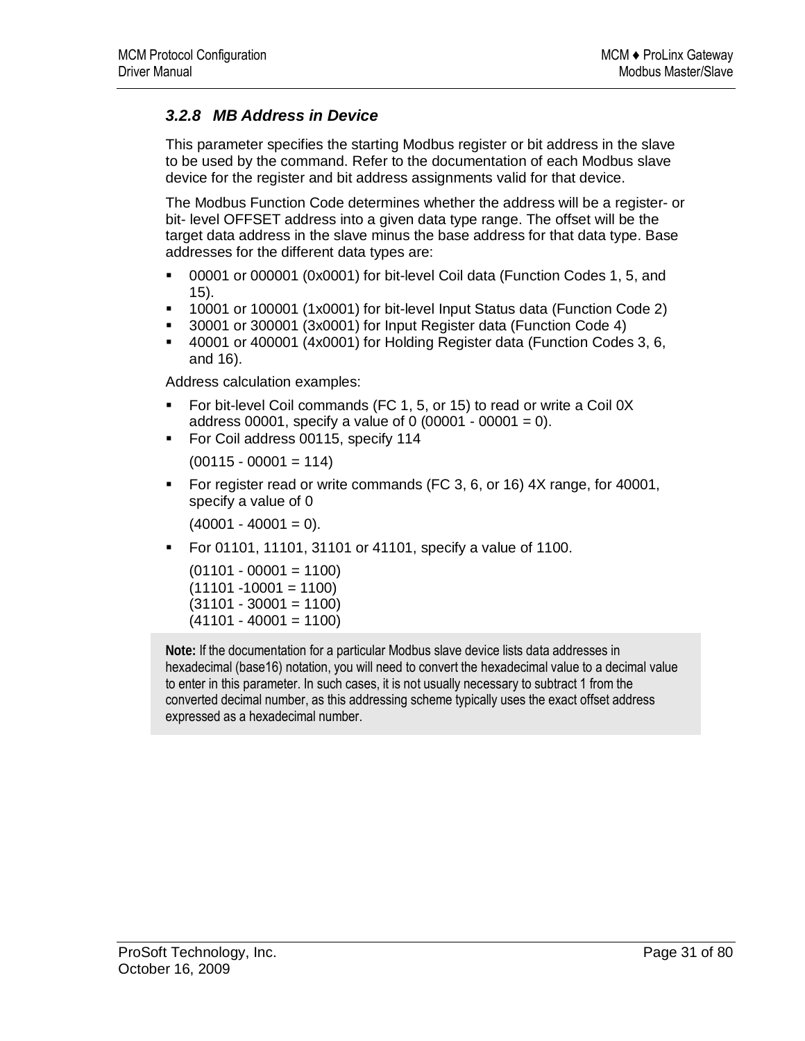### 3.2.8 MB Address in Device

This parameter specifies the starting Modbus register or bit address in the slave to be used by the command. Refer to the documentation of each Modbus slave device for the register and bit address assignments valid for that device.

The Modbus Function Code determines whether the address will be a register- or bit- level OFFSET address into a given data type range. The offset will be the target data address in the slave minus the base address for that data type. Base addresses for the different data types are:

- 00001 or 000001 (0x0001) for bit-level Coil data (Function Codes 1, 5, and 15).
- 10001 or 100001 (1x0001) for bit-level Input Status data (Function Code 2)
- 30001 or 300001 (3x0001) for Input Register data (Function Code 4)
- 40001 or 400001 (4x0001) for Holding Register data (Function Codes 3, 6, and 16).

Address calculation examples:

- For bit-level Coil commands (FC 1, 5, or 15) to read or write a Coil 0X address 00001, specify a value of 0 (00001 - 00001 = 0).
- For Coil address 00115, specify 114

  (00115 - 00001 = 114)

- For register read or write commands (FC 3, 6, or 16) 4X range, for 40001, specify a value of 0

  (40001 - 40001 = 0).

- For 01101, 11101, 31101 or 41101, specify a value of 1100.

  (01101 - 00001 = 1100)
  (11101 -10001 = 1100)
  (31101 - 30001 = 1100)
  (41101 - 40001 = 1100)

**Note:** If the documentation for a particular Modbus slave device lists data addresses in hexadecimal (base16) notation, you will need to convert the hexadecimal value to a decimal value to enter in this parameter. In such cases, it is not usually necessary to subtract 1 from the converted decimal number, as this addressing scheme typically uses the exact offset address expressed as a hexadecimal number.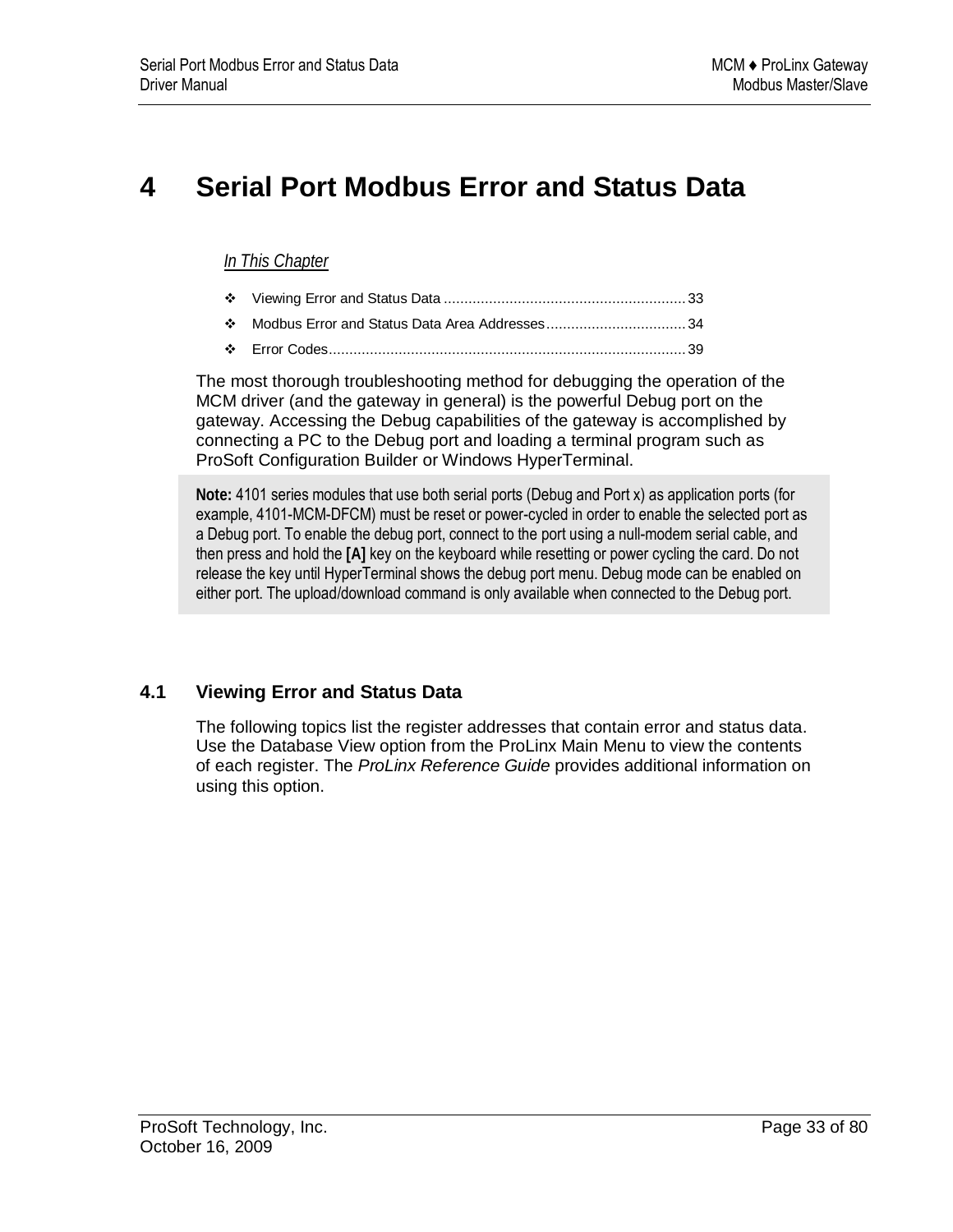# 4 Serial Port Modbus Error and Status Data

*In This Chapter*

- Viewing Error and Status Data .......................................................... 33
- Modbus Error and Status Data Area Addresses.................................. 34
- Error Codes...................................................................................... 39

The most thorough troubleshooting method for debugging the operation of the MCM driver (and the gateway in general) is the powerful Debug port on the gateway. Accessing the Debug capabilities of the gateway is accomplished by connecting a PC to the Debug port and loading a terminal program such as ProSoft Configuration Builder or Windows HyperTerminal.

> **Note:** 4101 series modules that use both serial ports (Debug and Port x) as application ports (for example, 4101-MCM-DFCM) must be reset or power-cycled in order to enable the selected port as a Debug port. To enable the debug port, connect to the port using a null-modem serial cable, and then press and hold the **[A]** key on the keyboard while resetting or power cycling the card. Do not release the key until HyperTerminal shows the debug port menu. Debug mode can be enabled on either port. The upload/download command is only available when connected to the Debug port.

## 4.1 Viewing Error and Status Data

The following topics list the register addresses that contain error and status data. Use the Database View option from the ProLinx Main Menu to view the contents of each register. The *ProLinx Reference Guide* provides additional information on using this option.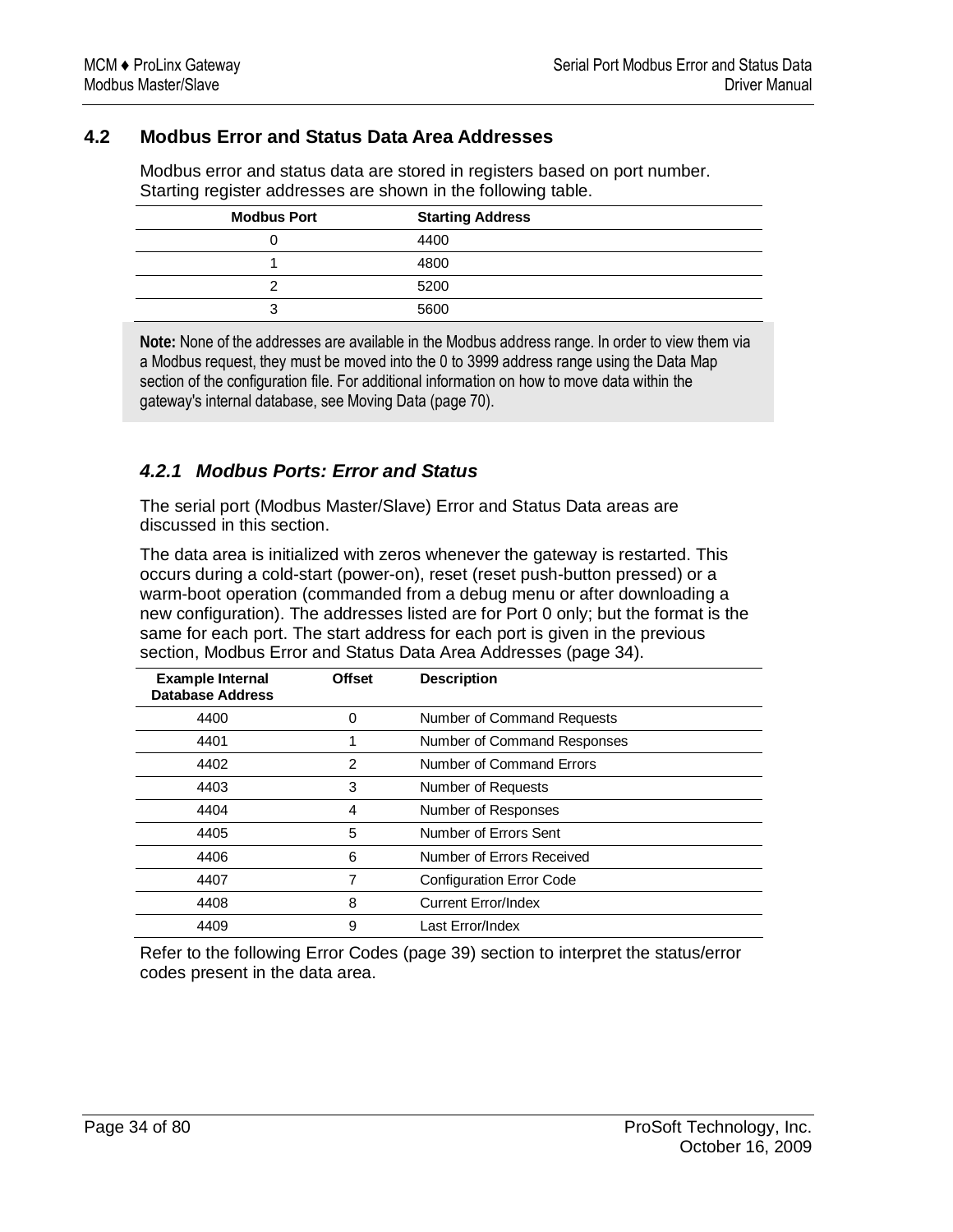## 4.2 Modbus Error and Status Data Area Addresses

Modbus error and status data are stored in registers based on port number. Starting register addresses are shown in the following table.

| Modbus Port | Starting Address |
|---|---|
| 0 | 4400 |
| 1 | 4800 |
| 2 | 5200 |
| 3 | 5600 |

**Note:** None of the addresses are available in the Modbus address range. In order to view them via a Modbus request, they must be moved into the 0 to 3999 address range using the Data Map section of the configuration file. For additional information on how to move data within the gateway's internal database, see Moving Data (page 70).

### *4.2.1 Modbus Ports: Error and Status*

The serial port (Modbus Master/Slave) Error and Status Data areas are discussed in this section.

The data area is initialized with zeros whenever the gateway is restarted. This occurs during a cold-start (power-on), reset (reset push-button pressed) or a warm-boot operation (commanded from a debug menu or after downloading a new configuration). The addresses listed are for Port 0 only; but the format is the same for each port. The start address for each port is given in the previous section, Modbus Error and Status Data Area Addresses (page 34).

| Example Internal Database Address | Offset | Description |
|---|---|---|
| 4400 | 0 | Number of Command Requests |
| 4401 | 1 | Number of Command Responses |
| 4402 | 2 | Number of Command Errors |
| 4403 | 3 | Number of Requests |
| 4404 | 4 | Number of Responses |
| 4405 | 5 | Number of Errors Sent |
| 4406 | 6 | Number of Errors Received |
| 4407 | 7 | Configuration Error Code |
| 4408 | 8 | Current Error/Index |
| 4409 | 9 | Last Error/Index |

Refer to the following Error Codes (page 39) section to interpret the status/error codes present in the data area.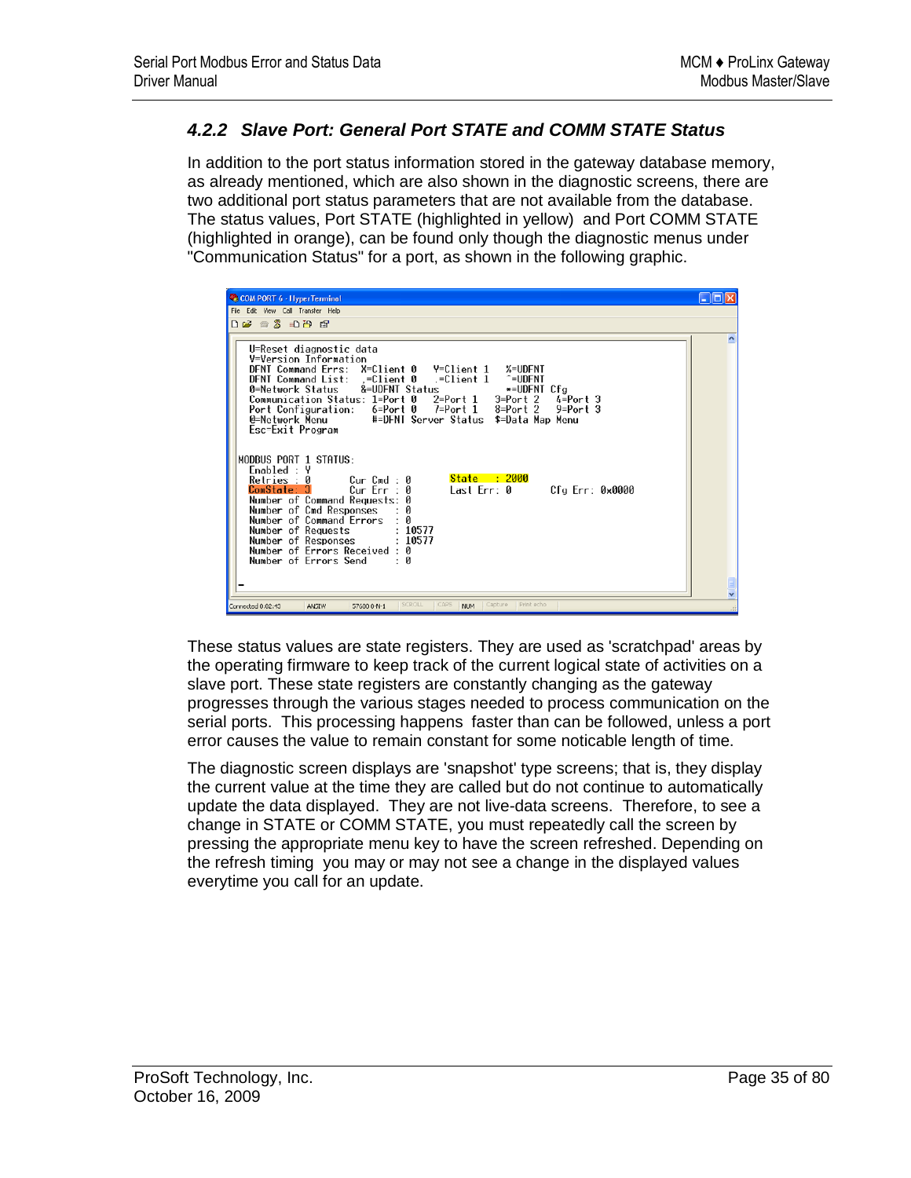### 4.2.2 Slave Port: General Port STATE and COMM STATE Status

In addition to the port status information stored in the gateway database memory, as already mentioned, which are also shown in the diagnostic screens, there are two additional port status parameters that are not available from the database. The status values, Port STATE (highlighted in yellow) and Port COMM STATE (highlighted in orange), can be found only though the diagnostic menus under "Communication Status" for a port, as shown in the following graphic.

```
U=Reset diagnostic data
V=Version Information
DFNT Command Errs:  X=Client 0    Y=Client 1    %=UDFNT
DFNT Command List:  ,=Client 0    .=Client 1    ^=UDFNT
0=Network Status    &=UDFNT Status              *=UDFNT Cfg
Communication Status: 1=Port 0    2=Port 1    3=Port 2    4=Port 3
Port Configuration:   6=Port 0    7=Port 1    8=Port 2    9=Port 3
@=Network Menu        #=DFNT Server Status  $=Data Map Menu
Esc=Exit Program

MODBUS PORT 1 STATUS:
  Enabled : Y
  Retries : 0         Cur Cmd : 0        State   : 2000
  ComState: 3         Cur Err : 0        Last Err: 0        Cfg Err: 0x0000
  Number of Command Requests: 0
  Number of Cmd Responses   : 0
  Number of Command Errors  : 0
  Number of Requests        : 10577
  Number of Responses       : 10577
  Number of Errors Received : 0
  Number of Errors Send     : 0
```

These status values are state registers. They are used as 'scratchpad' areas by the operating firmware to keep track of the current logical state of activities on a slave port. These state registers are constantly changing as the gateway progresses through the various stages needed to process communication on the serial ports. This processing happens faster than can be followed, unless a port error causes the value to remain constant for some noticable length of time.

The diagnostic screen displays are 'snapshot' type screens; that is, they display the current value at the time they are called but do not continue to automatically update the data displayed. They are not live-data screens. Therefore, to see a change in STATE or COMM STATE, you must repeatedly call the screen by pressing the appropriate menu key to have the screen refreshed. Depending on the refresh timing you may or may not see a change in the displayed values everytime you call for an update.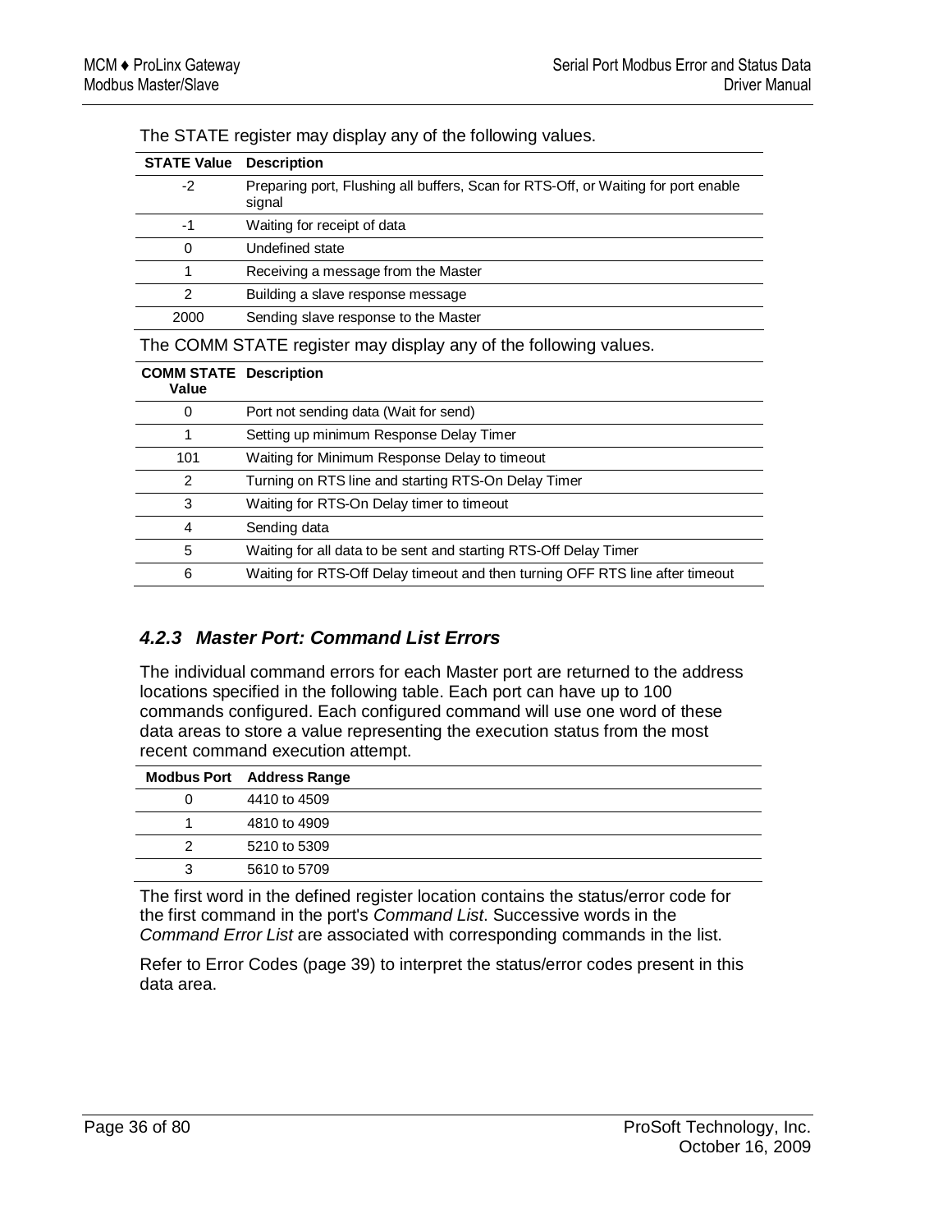The STATE register may display any of the following values.

| STATE Value | Description |
| --- | --- |
| -2 | Preparing port, Flushing all buffers, Scan for RTS-Off, or Waiting for port enable signal |
| -1 | Waiting for receipt of data |
| 0 | Undefined state |
| 1 | Receiving a message from the Master |
| 2 | Building a slave response message |
| 2000 | Sending slave response to the Master |

The COMM STATE register may display any of the following values.

| COMM STATE Value | Description |
| --- | --- |
| 0 | Port not sending data (Wait for send) |
| 1 | Setting up minimum Response Delay Timer |
| 101 | Waiting for Minimum Response Delay to timeout |
| 2 | Turning on RTS line and starting RTS-On Delay Timer |
| 3 | Waiting for RTS-On Delay timer to timeout |
| 4 | Sending data |
| 5 | Waiting for all data to be sent and starting RTS-Off Delay Timer |
| 6 | Waiting for RTS-Off Delay timeout and then turning OFF RTS line after timeout |

### *4.2.3 Master Port: Command List Errors*

The individual command errors for each Master port are returned to the address locations specified in the following table. Each port can have up to 100 commands configured. Each configured command will use one word of these data areas to store a value representing the execution status from the most recent command execution attempt.

| Modbus Port | Address Range |
| --- | --- |
| 0 | 4410 to 4509 |
| 1 | 4810 to 4909 |
| 2 | 5210 to 5309 |
| 3 | 5610 to 5709 |

The first word in the defined register location contains the status/error code for the first command in the port's *Command List*. Successive words in the *Command Error List* are associated with corresponding commands in the list.

Refer to Error Codes (page 39) to interpret the status/error codes present in this data area.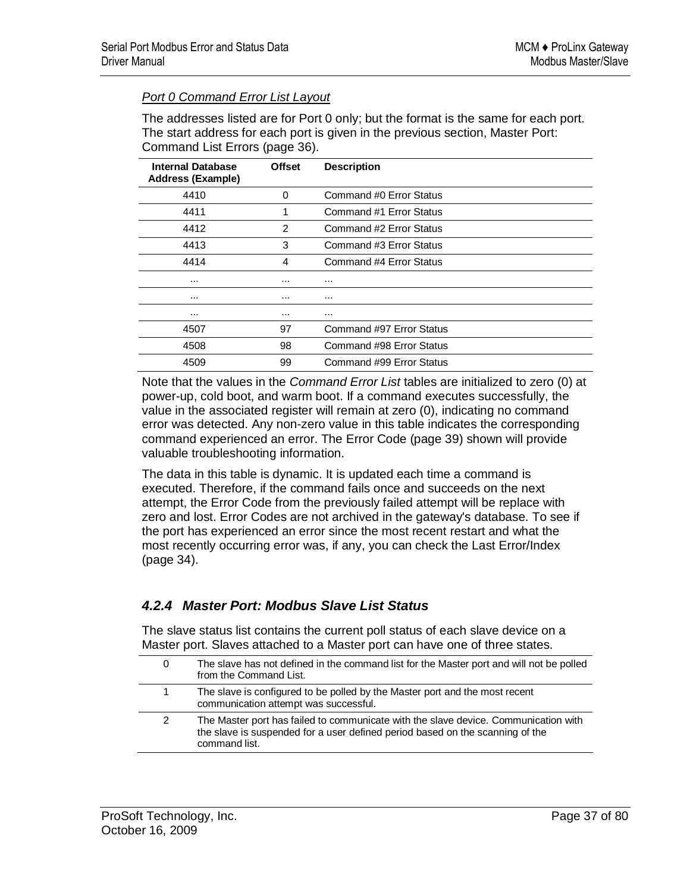*Port 0 Command Error List Layout*

The addresses listed are for Port 0 only; but the format is the same for each port. The start address for each port is given in the previous section, Master Port: Command List Errors (page 36).

| Internal Database Address (Example) | Offset | Description |
|---|---|---|
| 4410 | 0 | Command #0 Error Status |
| 4411 | 1 | Command #1 Error Status |
| 4412 | 2 | Command #2 Error Status |
| 4413 | 3 | Command #3 Error Status |
| 4414 | 4 | Command #4 Error Status |
| ... | ... | ... |
| ... | ... | ... |
| ... | ... | ... |
| 4507 | 97 | Command #97 Error Status |
| 4508 | 98 | Command #98 Error Status |
| 4509 | 99 | Command #99 Error Status |

Note that the values in the *Command Error List* tables are initialized to zero (0) at power-up, cold boot, and warm boot. If a command executes successfully, the value in the associated register will remain at zero (0), indicating no command error was detected. Any non-zero value in this table indicates the corresponding command experienced an error. The Error Code (page 39) shown will provide valuable troubleshooting information.

The data in this table is dynamic. It is updated each time a command is executed. Therefore, if the command fails once and succeeds on the next attempt, the Error Code from the previously failed attempt will be replace with zero and lost. Error Codes are not archived in the gateway's database. To see if the port has experienced an error since the most recent restart and what the most recently occurring error was, if any, you can check the Last Error/Index (page 34).

### *4.2.4 Master Port: Modbus Slave List Status*

The slave status list contains the current poll status of each slave device on a Master port. Slaves attached to a Master port can have one of three states.

| | |
|---|---|
| 0 | The slave has not defined in the command list for the Master port and will not be polled from the Command List. |
| 1 | The slave is configured to be polled by the Master port and the most recent communication attempt was successful. |
| 2 | The Master port has failed to communicate with the slave device. Communication with the slave is suspended for a user defined period based on the scanning of the command list. |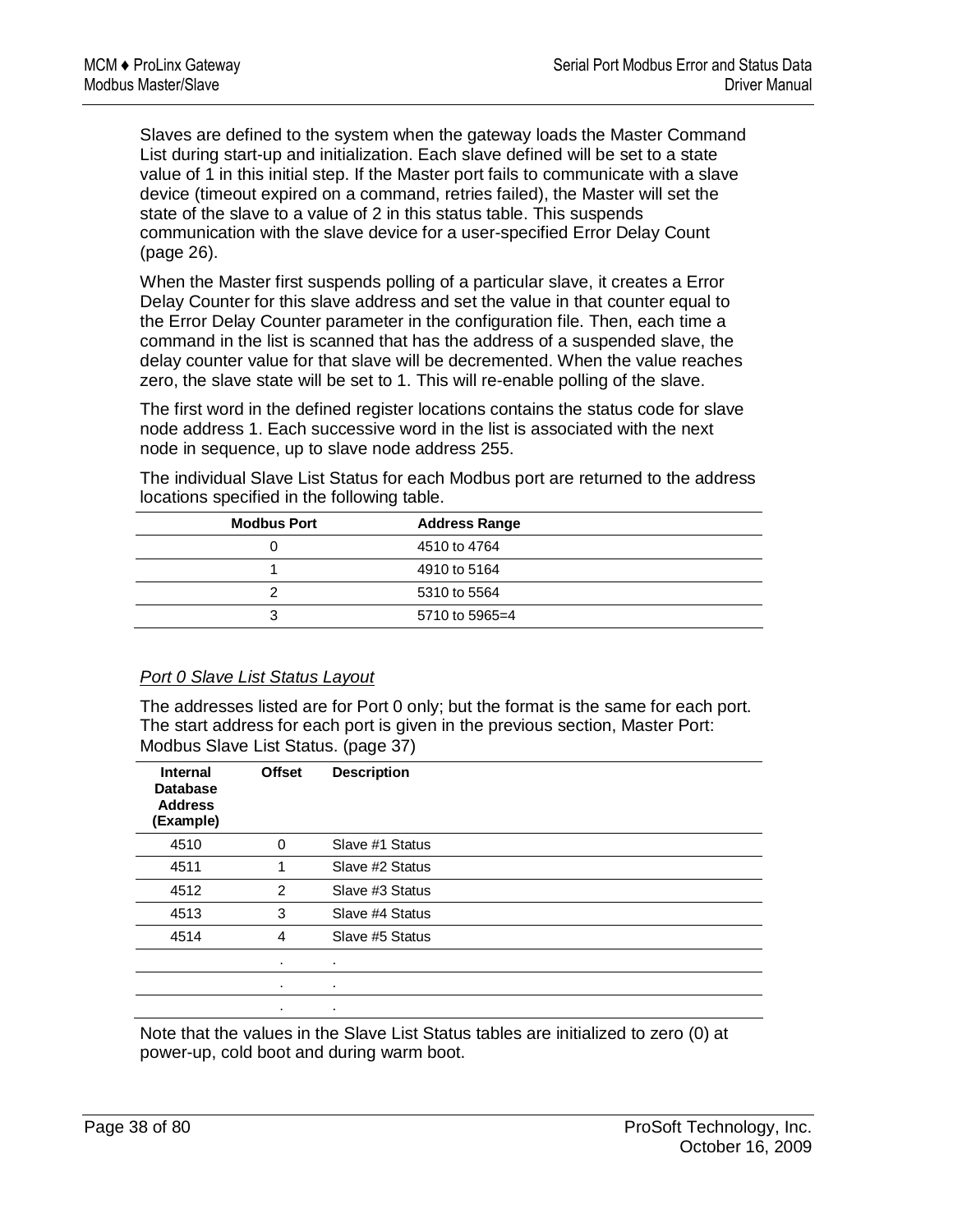Slaves are defined to the system when the gateway loads the Master Command List during start-up and initialization. Each slave defined will be set to a state value of 1 in this initial step. If the Master port fails to communicate with a slave device (timeout expired on a command, retries failed), the Master will set the state of the slave to a value of 2 in this status table. This suspends communication with the slave device for a user-specified Error Delay Count (page 26).

When the Master first suspends polling of a particular slave, it creates a Error Delay Counter for this slave address and set the value in that counter equal to the Error Delay Counter parameter in the configuration file. Then, each time a command in the list is scanned that has the address of a suspended slave, the delay counter value for that slave will be decremented. When the value reaches zero, the slave state will be set to 1. This will re-enable polling of the slave.

The first word in the defined register locations contains the status code for slave node address 1. Each successive word in the list is associated with the next node in sequence, up to slave node address 255.

The individual Slave List Status for each Modbus port are returned to the address locations specified in the following table.

| Modbus Port | Address Range |
|---|---|
| 0 | 4510 to 4764 |
| 1 | 4910 to 5164 |
| 2 | 5310 to 5564 |
| 3 | 5710 to 5965=4 |

*Port 0 Slave List Status Layout*

The addresses listed are for Port 0 only; but the format is the same for each port. The start address for each port is given in the previous section, Master Port: Modbus Slave List Status. (page 37)

| Internal Database Address (Example) | Offset | Description |
|---|---|---|
| 4510 | 0 | Slave #1 Status |
| 4511 | 1 | Slave #2 Status |
| 4512 | 2 | Slave #3 Status |
| 4513 | 3 | Slave #4 Status |
| 4514 | 4 | Slave #5 Status |
| | . | . |
| | . | . |
| | . | . |

Note that the values in the Slave List Status tables are initialized to zero (0) at power-up, cold boot and during warm boot.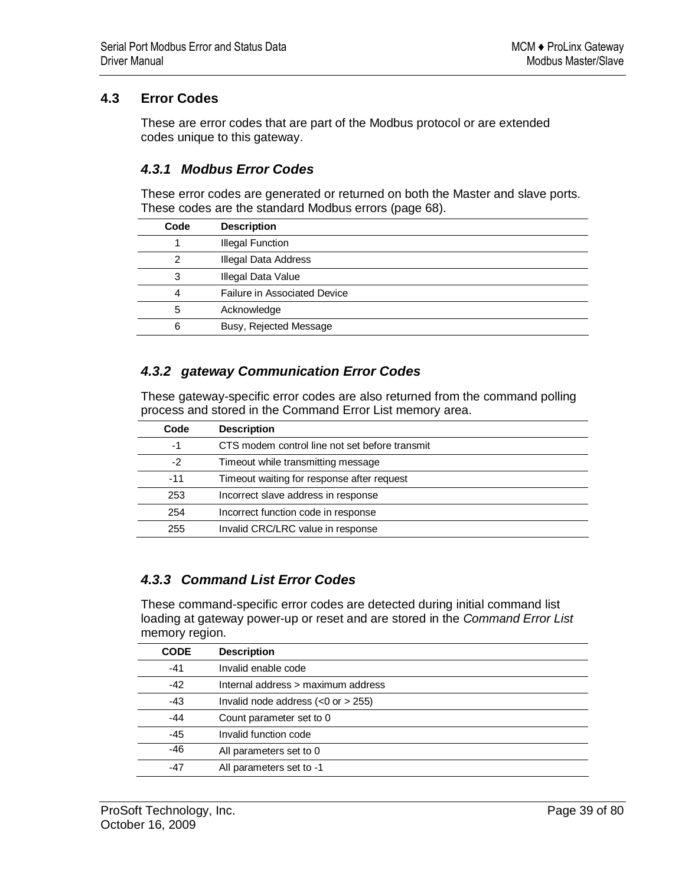## 4.3 Error Codes

These are error codes that are part of the Modbus protocol or are extended codes unique to this gateway.

### 4.3.1 Modbus Error Codes

These error codes are generated or returned on both the Master and slave ports. These codes are the standard Modbus errors (page 68).

| Code | Description |
|---|---|
| 1 | Illegal Function |
| 2 | Illegal Data Address |
| 3 | Illegal Data Value |
| 4 | Failure in Associated Device |
| 5 | Acknowledge |
| 6 | Busy, Rejected Message |

### 4.3.2 gateway Communication Error Codes

These gateway-specific error codes are also returned from the command polling process and stored in the Command Error List memory area.

| Code | Description |
|---|---|
| -1 | CTS modem control line not set before transmit |
| -2 | Timeout while transmitting message |
| -11 | Timeout waiting for response after request |
| 253 | Incorrect slave address in response |
| 254 | Incorrect function code in response |
| 255 | Invalid CRC/LRC value in response |

### 4.3.3 Command List Error Codes

These command-specific error codes are detected during initial command list loading at gateway power-up or reset and are stored in the *Command Error List* memory region.

| CODE | Description |
|---|---|
| -41 | Invalid enable code |
| -42 | Internal address > maximum address |
| -43 | Invalid node address (<0 or > 255) |
| -44 | Count parameter set to 0 |
| -45 | Invalid function code |
| -46 | All parameters set to 0 |
| -47 | All parameters set to -1 |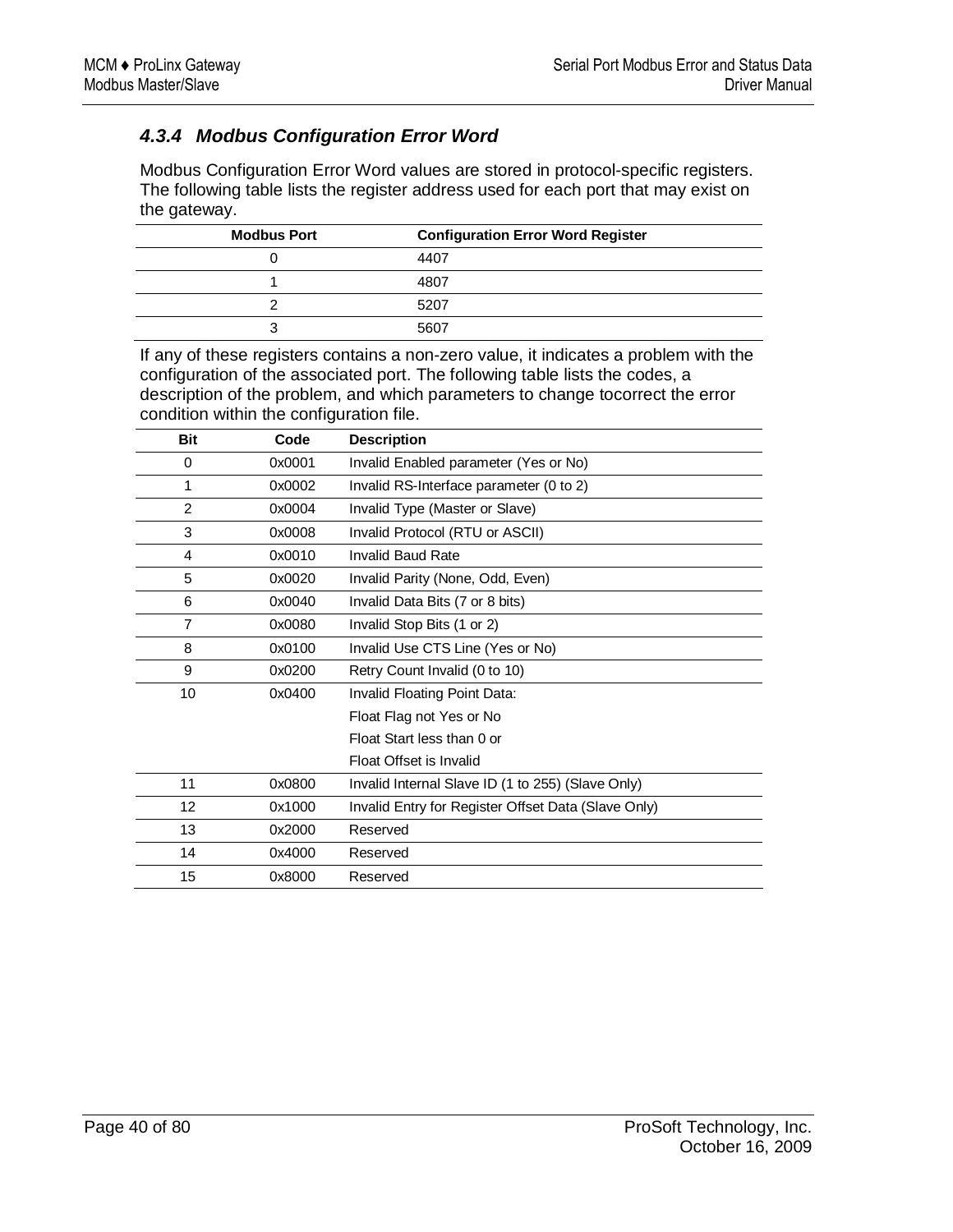### 4.3.4 Modbus Configuration Error Word

Modbus Configuration Error Word values are stored in protocol-specific registers. The following table lists the register address used for each port that may exist on the gateway.

| Modbus Port | Configuration Error Word Register |
|---|---|
| 0 | 4407 |
| 1 | 4807 |
| 2 | 5207 |
| 3 | 5607 |

If any of these registers contains a non-zero value, it indicates a problem with the configuration of the associated port. The following table lists the codes, a description of the problem, and which parameters to change tocorrect the error condition within the configuration file.

| Bit | Code | Description |
|---|---|---|
| 0 | 0x0001 | Invalid Enabled parameter (Yes or No) |
| 1 | 0x0002 | Invalid RS-Interface parameter (0 to 2) |
| 2 | 0x0004 | Invalid Type (Master or Slave) |
| 3 | 0x0008 | Invalid Protocol (RTU or ASCII) |
| 4 | 0x0010 | Invalid Baud Rate |
| 5 | 0x0020 | Invalid Parity (None, Odd, Even) |
| 6 | 0x0040 | Invalid Data Bits (7 or 8 bits) |
| 7 | 0x0080 | Invalid Stop Bits (1 or 2) |
| 8 | 0x0100 | Invalid Use CTS Line (Yes or No) |
| 9 | 0x0200 | Retry Count Invalid (0 to 10) |
| 10 | 0x0400 | Invalid Floating Point Data:<br>Float Flag not Yes or No<br>Float Start less than 0 or<br>Float Offset is Invalid |
| 11 | 0x0800 | Invalid Internal Slave ID (1 to 255) (Slave Only) |
| 12 | 0x1000 | Invalid Entry for Register Offset Data (Slave Only) |
| 13 | 0x2000 | Reserved |
| 14 | 0x4000 | Reserved |
| 15 | 0x8000 | Reserved |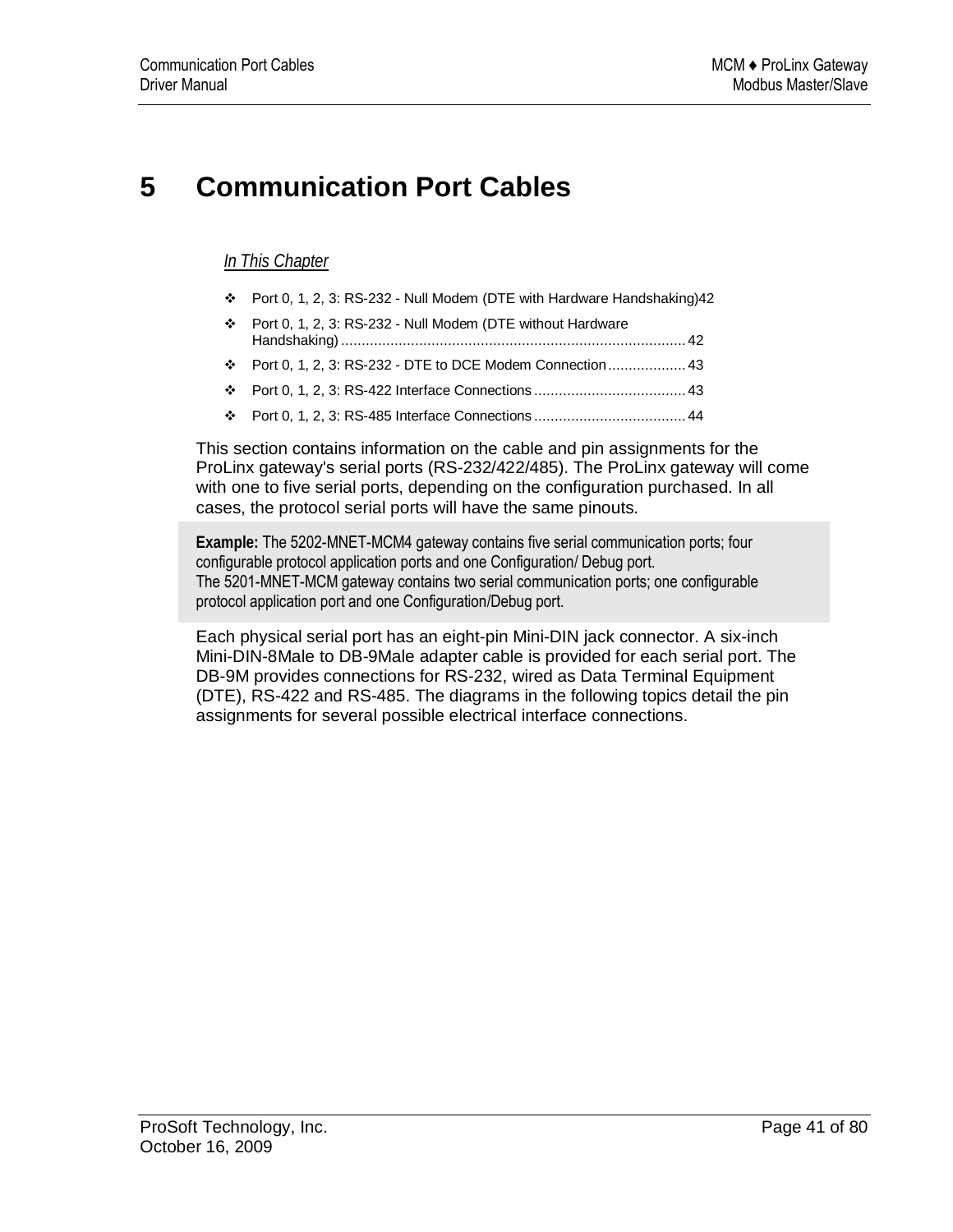# 5 Communication Port Cables

*In This Chapter*

- Port 0, 1, 2, 3: RS-232 - Null Modem (DTE with Hardware Handshaking)42
- Port 0, 1, 2, 3: RS-232 - Null Modem (DTE without Hardware Handshaking) ......................................................................................... 42
- Port 0, 1, 2, 3: RS-232 - DTE to DCE Modem Connection................... 43
- Port 0, 1, 2, 3: RS-422 Interface Connections ..................................... 43
- Port 0, 1, 2, 3: RS-485 Interface Connections ..................................... 44

This section contains information on the cable and pin assignments for the ProLinx gateway's serial ports (RS-232/422/485). The ProLinx gateway will come with one to five serial ports, depending on the configuration purchased. In all cases, the protocol serial ports will have the same pinouts.

**Example:** The 5202-MNET-MCM4 gateway contains five serial communication ports; four configurable protocol application ports and one Configuration/ Debug port.
The 5201-MNET-MCM gateway contains two serial communication ports; one configurable protocol application port and one Configuration/Debug port.

Each physical serial port has an eight-pin Mini-DIN jack connector. A six-inch Mini-DIN-8Male to DB-9Male adapter cable is provided for each serial port. The DB-9M provides connections for RS-232, wired as Data Terminal Equipment (DTE), RS-422 and RS-485. The diagrams in the following topics detail the pin assignments for several possible electrical interface connections.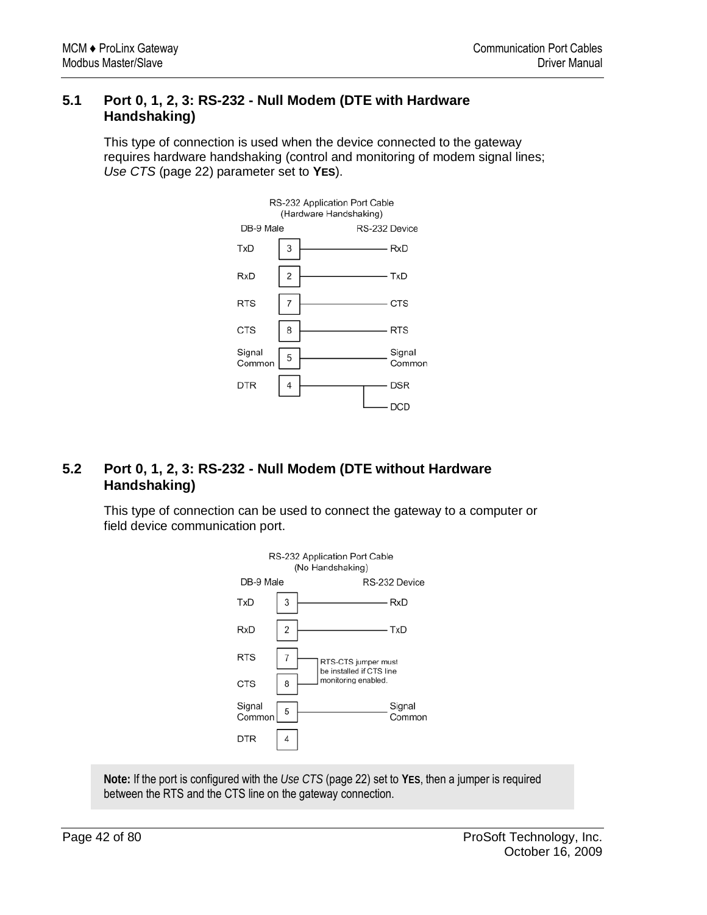## 5.1 Port 0, 1, 2, 3: RS-232 - Null Modem (DTE with Hardware Handshaking)

This type of connection is used when the device connected to the gateway requires hardware handshaking (control and monitoring of modem signal lines; *Use CTS* (page 22) parameter set to **YES**).

RS-232 Application Port Cable (Hardware Handshaking)

| DB-9 Male | Pin | RS-232 Device |
|---|---|---|
| TxD | 3 | RxD |
| RxD | 2 | TxD |
| RTS | 7 | CTS |
| CTS | 8 | RTS |
| Signal Common | 5 | Signal Common |
| DTR | 4 | DSR, DCD |

## 5.2 Port 0, 1, 2, 3: RS-232 - Null Modem (DTE without Hardware Handshaking)

This type of connection can be used to connect the gateway to a computer or field device communication port.

RS-232 Application Port Cable (No Handshaking)

| DB-9 Male | Pin | RS-232 Device |
|---|---|---|
| TxD | 3 | RxD |
| RxD | 2 | TxD |
| RTS | 7 | RTS-CTS jumper must be installed if CTS line monitoring enabled. |
| CTS | 8 | |
| Signal Common | 5 | Signal Common |
| DTR | 4 | |

**Note:** If the port is configured with the *Use CTS* (page 22) set to **YES**, then a jumper is required between the RTS and the CTS line on the gateway connection.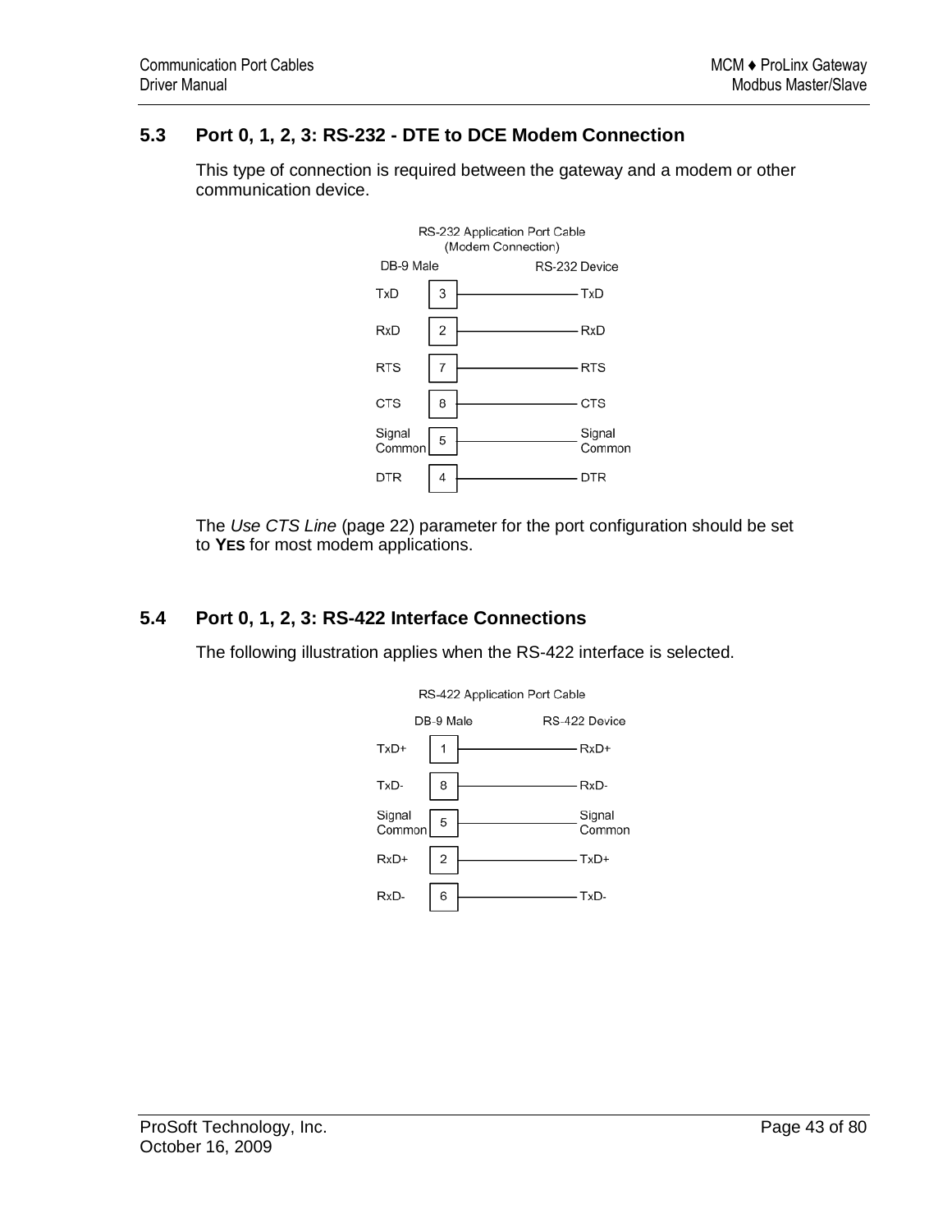## 5.3 Port 0, 1, 2, 3: RS-232 - DTE to DCE Modem Connection

This type of connection is required between the gateway and a modem or other communication device.

RS-232 Application Port Cable (Modem Connection)

| DB-9 Male | Pin | RS-232 Device |
|---|---|---|
| TxD | 3 | TxD |
| RxD | 2 | RxD |
| RTS | 7 | RTS |
| CTS | 8 | CTS |
| Signal Common | 5 | Signal Common |
| DTR | 4 | DTR |

The *Use CTS Line* (page 22) parameter for the port configuration should be set to **YES** for most modem applications.

## 5.4 Port 0, 1, 2, 3: RS-422 Interface Connections

The following illustration applies when the RS-422 interface is selected.

RS-422 Application Port Cable

| DB-9 Male | Pin | RS-422 Device |
|---|---|---|
| TxD+ | 1 | RxD+ |
| TxD- | 8 | RxD- |
| Signal Common | 5 | Signal Common |
| RxD+ | 2 | TxD+ |
| RxD- | 6 | TxD- |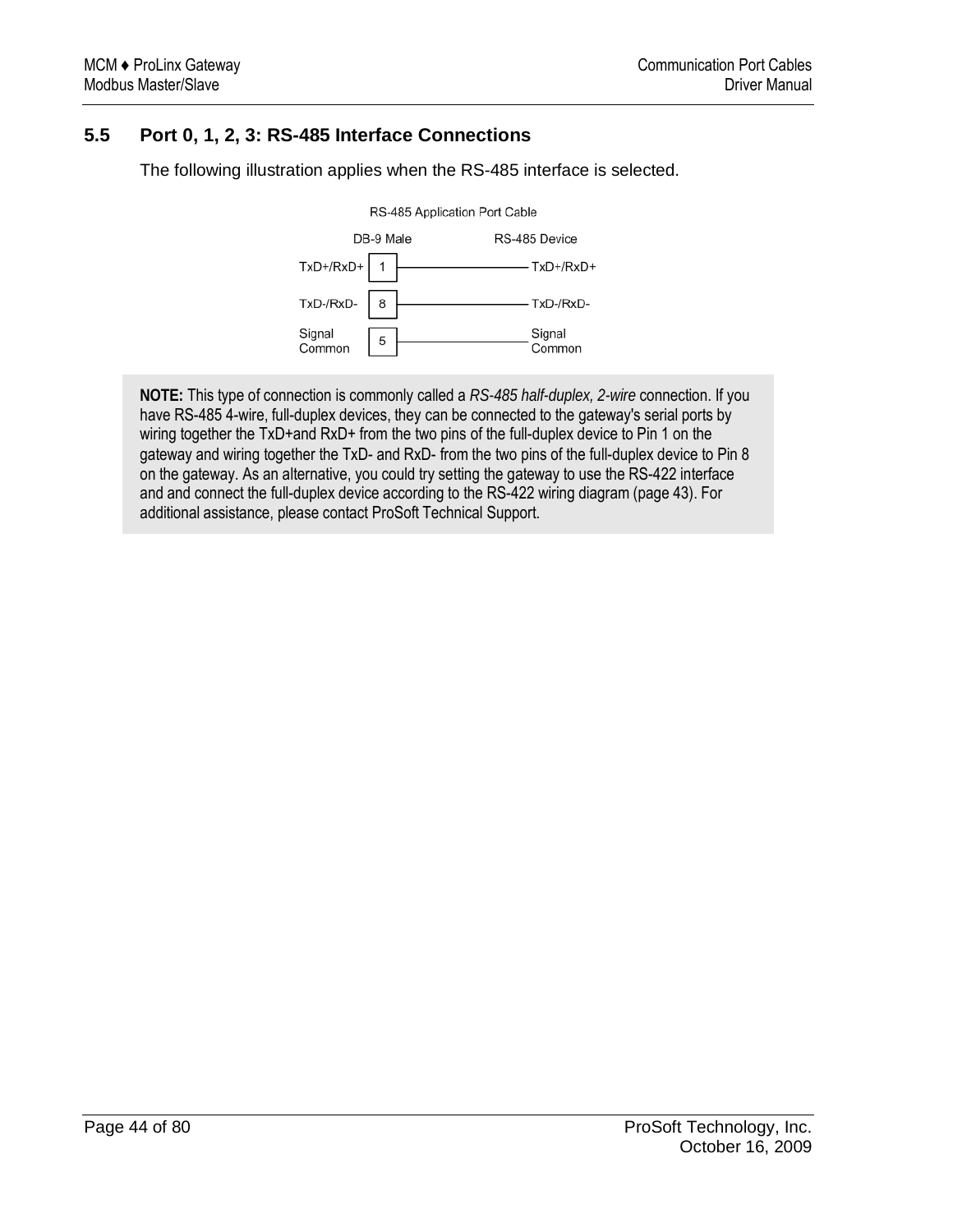## 5.5 Port 0, 1, 2, 3: RS-485 Interface Connections

The following illustration applies when the RS-485 interface is selected.

RS-485 Application Port Cable

| DB-9 Male | | RS-485 Device |
|---|---|---|
| TxD+/RxD+ | 1 | TxD+/RxD+ |
| TxD-/RxD- | 8 | TxD-/RxD- |
| Signal Common | 5 | Signal Common |

**NOTE:** This type of connection is commonly called a *RS-485 half-duplex, 2-wire* connection. If you have RS-485 4-wire, full-duplex devices, they can be connected to the gateway's serial ports by wiring together the TxD+and RxD+ from the two pins of the full-duplex device to Pin 1 on the gateway and wiring together the TxD- and RxD- from the two pins of the full-duplex device to Pin 8 on the gateway. As an alternative, you could try setting the gateway to use the RS-422 interface and and connect the full-duplex device according to the RS-422 wiring diagram (page 43). For additional assistance, please contact ProSoft Technical Support.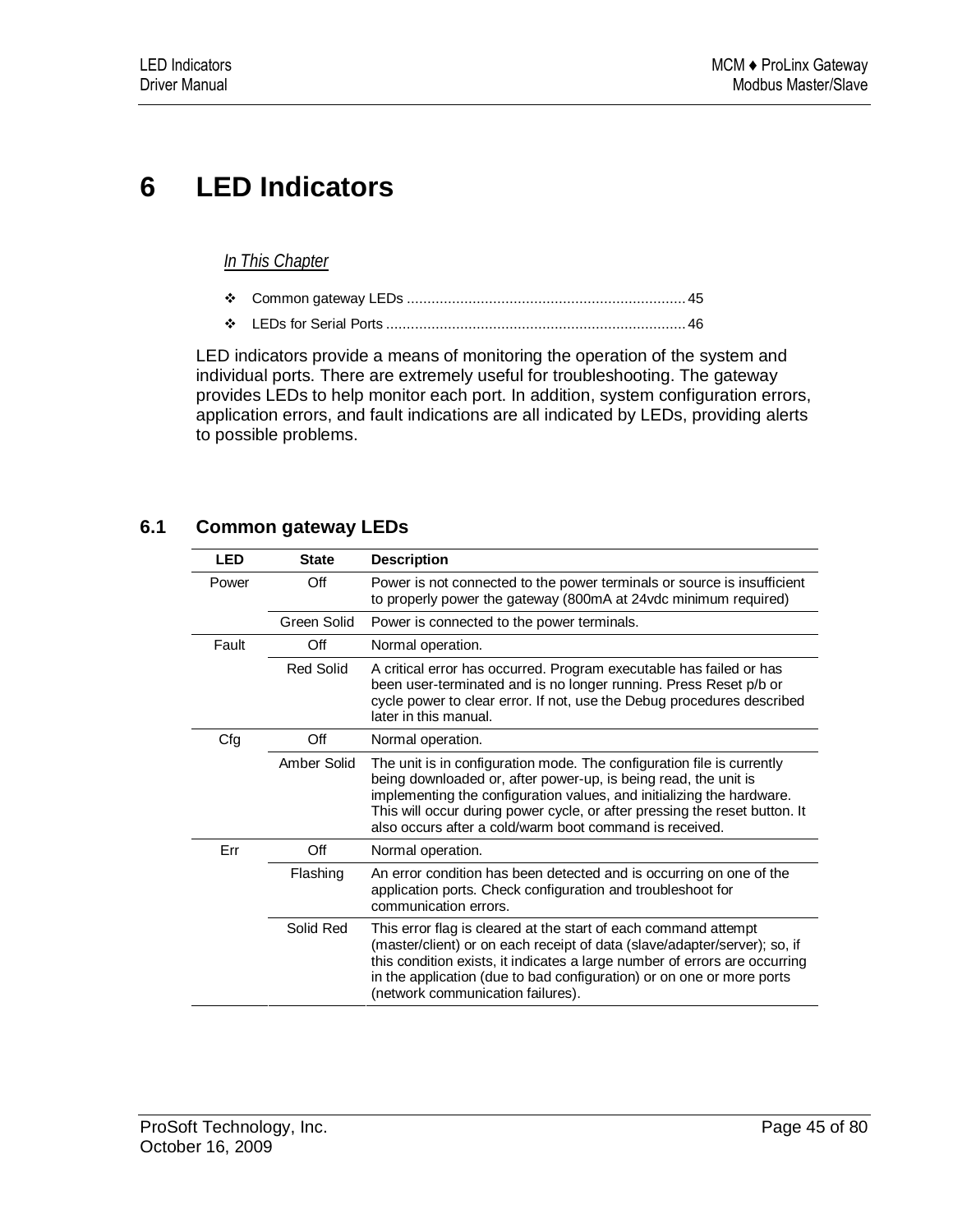# 6 LED Indicators

*In This Chapter*

- Common gateway LEDs .................................................................... 45
- LEDs for Serial Ports ......................................................................... 46

LED indicators provide a means of monitoring the operation of the system and individual ports. There are extremely useful for troubleshooting. The gateway provides LEDs to help monitor each port. In addition, system configuration errors, application errors, and fault indications are all indicated by LEDs, providing alerts to possible problems.

## 6.1 Common gateway LEDs

| LED | State | Description |
|---|---|---|
| Power | Off | Power is not connected to the power terminals or source is insufficient to properly power the gateway (800mA at 24vdc minimum required) |
| | Green Solid | Power is connected to the power terminals. |
| Fault | Off | Normal operation. |
| | Red Solid | A critical error has occurred. Program executable has failed or has been user-terminated and is no longer running. Press Reset p/b or cycle power to clear error. If not, use the Debug procedures described later in this manual. |
| Cfg | Off | Normal operation. |
| | Amber Solid | The unit is in configuration mode. The configuration file is currently being downloaded or, after power-up, is being read, the unit is implementing the configuration values, and initializing the hardware. This will occur during power cycle, or after pressing the reset button. It also occurs after a cold/warm boot command is received. |
| Err | Off | Normal operation. |
| | Flashing | An error condition has been detected and is occurring on one of the application ports. Check configuration and troubleshoot for communication errors. |
| | Solid Red | This error flag is cleared at the start of each command attempt (master/client) or on each receipt of data (slave/adapter/server); so, if this condition exists, it indicates a large number of errors are occurring in the application (due to bad configuration) or on one or more ports (network communication failures). |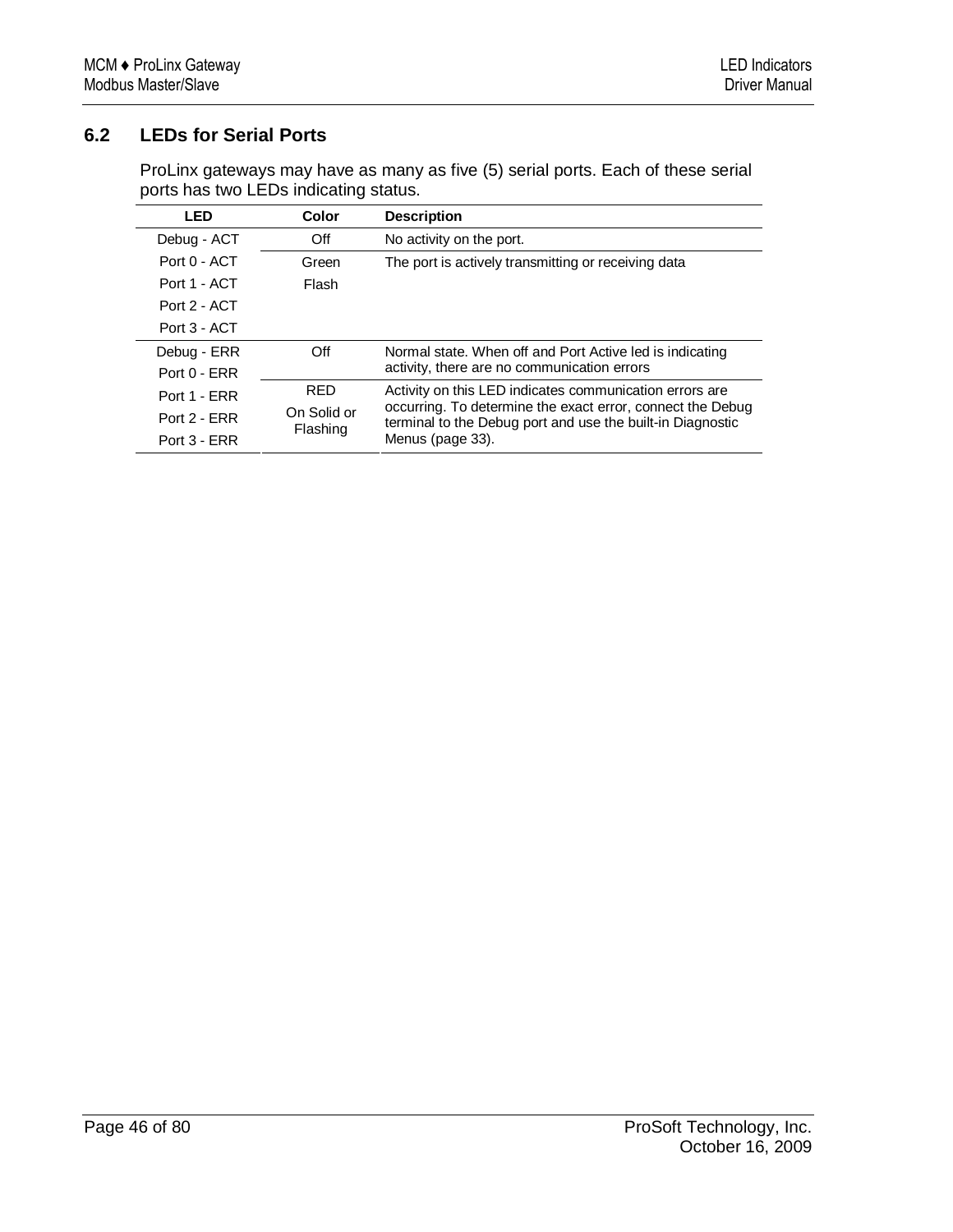## 6.2 LEDs for Serial Ports

ProLinx gateways may have as many as five (5) serial ports. Each of these serial ports has two LEDs indicating status.

| LED | Color | Description |
|---|---|---|
| Debug - ACT<br>Port 0 - ACT<br>Port 1 - ACT<br>Port 2 - ACT<br>Port 3 - ACT | Off | No activity on the port. |
| | Green Flash | The port is actively transmitting or receiving data |
| Debug - ERR<br>Port 0 - ERR<br>Port 1 - ERR<br>Port 2 - ERR<br>Port 3 - ERR | Off | Normal state. When off and Port Active led is indicating activity, there are no communication errors |
| | RED On Solid or Flashing | Activity on this LED indicates communication errors are occurring. To determine the exact error, connect the Debug terminal to the Debug port and use the built-in Diagnostic Menus (page 33). |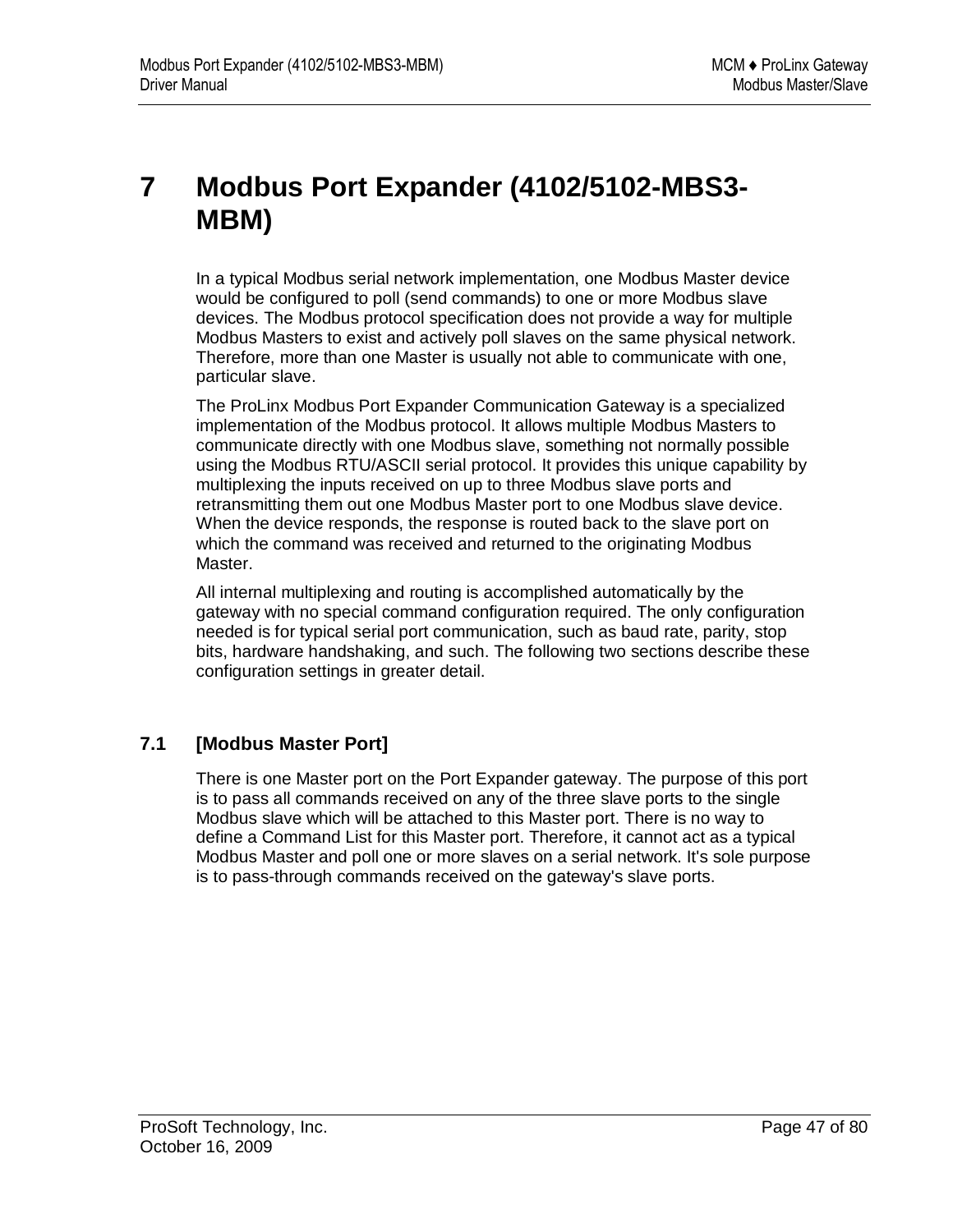# 7 Modbus Port Expander (4102/5102-MBS3-MBM)

In a typical Modbus serial network implementation, one Modbus Master device would be configured to poll (send commands) to one or more Modbus slave devices. The Modbus protocol specification does not provide a way for multiple Modbus Masters to exist and actively poll slaves on the same physical network. Therefore, more than one Master is usually not able to communicate with one, particular slave.

The ProLinx Modbus Port Expander Communication Gateway is a specialized implementation of the Modbus protocol. It allows multiple Modbus Masters to communicate directly with one Modbus slave, something not normally possible using the Modbus RTU/ASCII serial protocol. It provides this unique capability by multiplexing the inputs received on up to three Modbus slave ports and retransmitting them out one Modbus Master port to one Modbus slave device. When the device responds, the response is routed back to the slave port on which the command was received and returned to the originating Modbus Master.

All internal multiplexing and routing is accomplished automatically by the gateway with no special command configuration required. The only configuration needed is for typical serial port communication, such as baud rate, parity, stop bits, hardware handshaking, and such. The following two sections describe these configuration settings in greater detail.

## 7.1 [Modbus Master Port]

There is one Master port on the Port Expander gateway. The purpose of this port is to pass all commands received on any of the three slave ports to the single Modbus slave which will be attached to this Master port. There is no way to define a Command List for this Master port. Therefore, it cannot act as a typical Modbus Master and poll one or more slaves on a serial network. It's sole purpose is to pass-through commands received on the gateway's slave ports.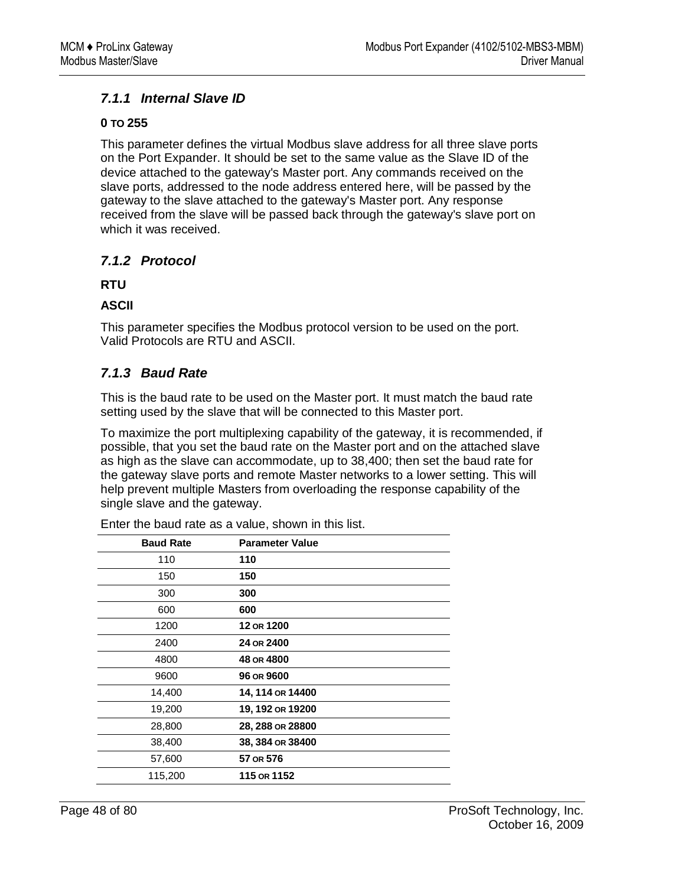### *7.1.1 Internal Slave ID*

**0 TO 255**

This parameter defines the virtual Modbus slave address for all three slave ports on the Port Expander. It should be set to the same value as the Slave ID of the device attached to the gateway's Master port. Any commands received on the slave ports, addressed to the node address entered here, will be passed by the gateway to the slave attached to the gateway's Master port. Any response received from the slave will be passed back through the gateway's slave port on which it was received.

### *7.1.2 Protocol*

**RTU**

**ASCII**

This parameter specifies the Modbus protocol version to be used on the port. Valid Protocols are RTU and ASCII.

### *7.1.3 Baud Rate*

This is the baud rate to be used on the Master port. It must match the baud rate setting used by the slave that will be connected to this Master port.

To maximize the port multiplexing capability of the gateway, it is recommended, if possible, that you set the baud rate on the Master port and on the attached slave as high as the slave can accommodate, up to 38,400; then set the baud rate for the gateway slave ports and remote Master networks to a lower setting. This will help prevent multiple Masters from overloading the response capability of the single slave and the gateway.

Enter the baud rate as a value, shown in this list.

| Baud Rate | Parameter Value |
|---|---|
| 110 | **110** |
| 150 | **150** |
| 300 | **300** |
| 600 | **600** |
| 1200 | **12 OR 1200** |
| 2400 | **24 OR 2400** |
| 4800 | **48 OR 4800** |
| 9600 | **96 OR 9600** |
| 14,400 | **14, 114 OR 14400** |
| 19,200 | **19, 192 OR 19200** |
| 28,800 | **28, 288 OR 28800** |
| 38,400 | **38, 384 OR 38400** |
| 57,600 | **57 OR 576** |
| 115,200 | **115 OR 1152** |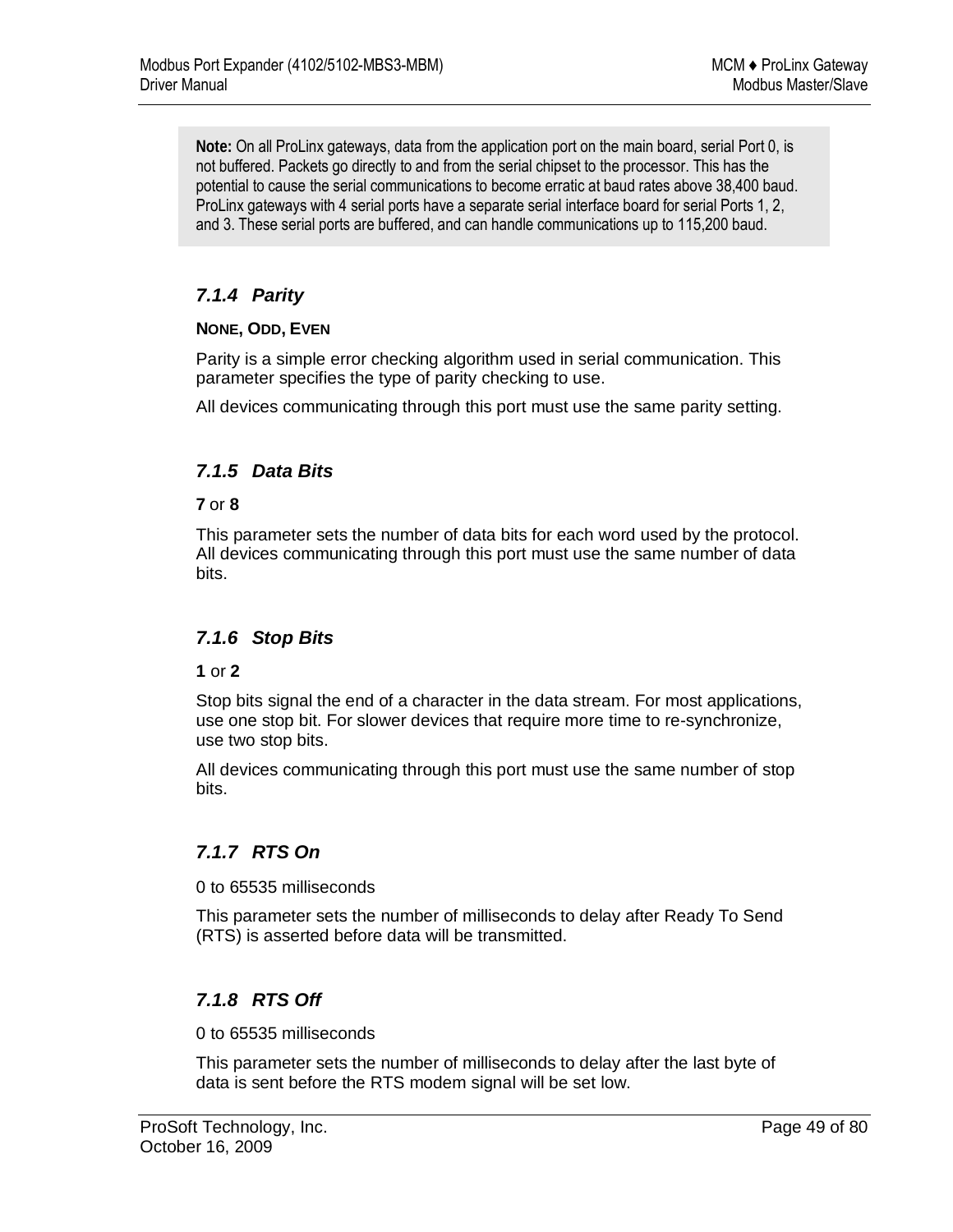> **Note:** On all ProLinx gateways, data from the application port on the main board, serial Port 0, is not buffered. Packets go directly to and from the serial chipset to the processor. This has the potential to cause the serial communications to become erratic at baud rates above 38,400 baud. ProLinx gateways with 4 serial ports have a separate serial interface board for serial Ports 1, 2, and 3. These serial ports are buffered, and can handle communications up to 115,200 baud.

### *7.1.4 Parity*

**NONE, ODD, EVEN**

Parity is a simple error checking algorithm used in serial communication. This parameter specifies the type of parity checking to use.

All devices communicating through this port must use the same parity setting.

### *7.1.5 Data Bits*

**7** or **8**

This parameter sets the number of data bits for each word used by the protocol. All devices communicating through this port must use the same number of data bits.

### *7.1.6 Stop Bits*

**1** or **2**

Stop bits signal the end of a character in the data stream. For most applications, use one stop bit. For slower devices that require more time to re-synchronize, use two stop bits.

All devices communicating through this port must use the same number of stop bits.

### *7.1.7 RTS On*

0 to 65535 milliseconds

This parameter sets the number of milliseconds to delay after Ready To Send (RTS) is asserted before data will be transmitted.

### *7.1.8 RTS Off*

0 to 65535 milliseconds

This parameter sets the number of milliseconds to delay after the last byte of data is sent before the RTS modem signal will be set low.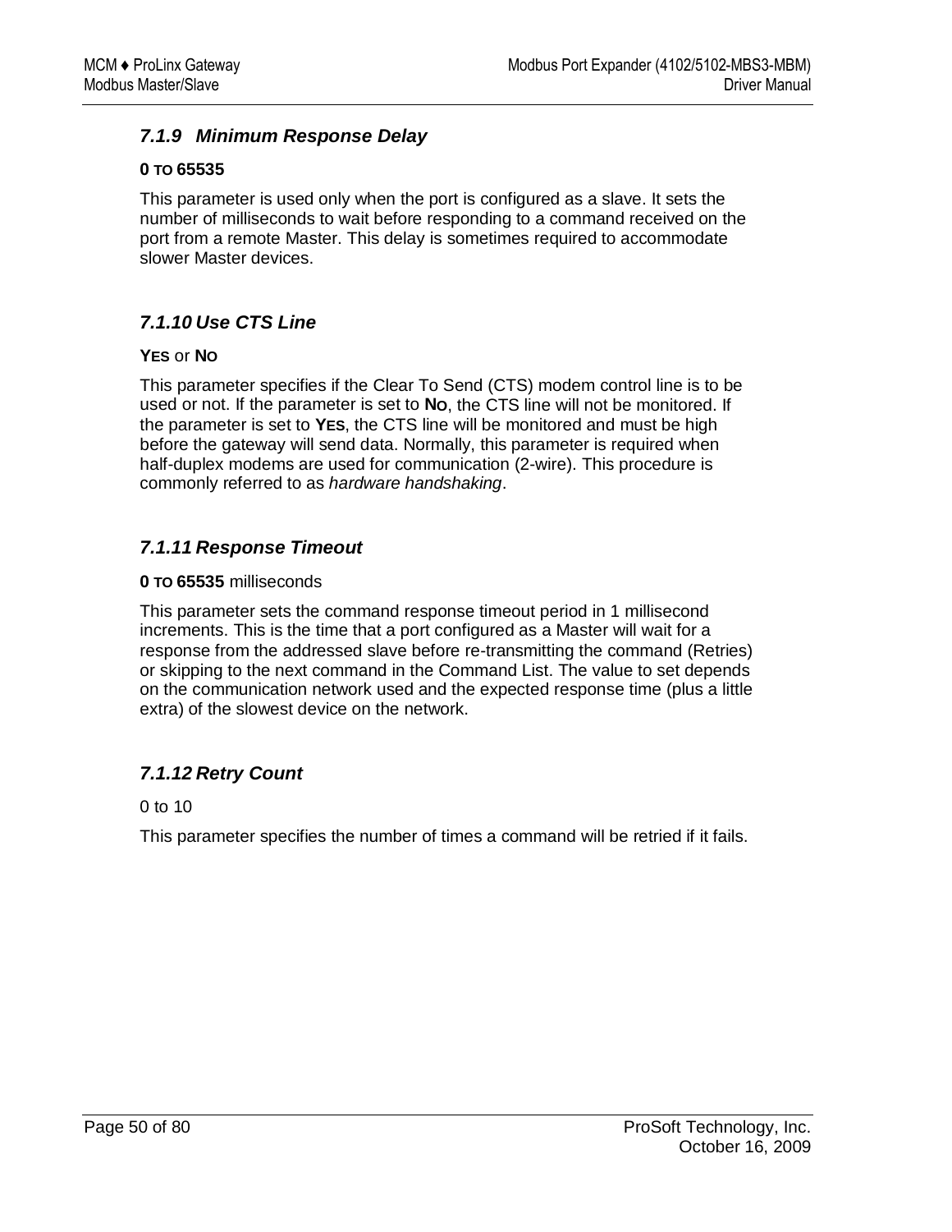### 7.1.9 Minimum Response Delay

**0 TO 65535**

This parameter is used only when the port is configured as a slave. It sets the number of milliseconds to wait before responding to a command received on the port from a remote Master. This delay is sometimes required to accommodate slower Master devices.

### 7.1.10 Use CTS Line

**YES** or **NO**

This parameter specifies if the Clear To Send (CTS) modem control line is to be used or not. If the parameter is set to **NO**, the CTS line will not be monitored. If the parameter is set to **YES**, the CTS line will be monitored and must be high before the gateway will send data. Normally, this parameter is required when half-duplex modems are used for communication (2-wire). This procedure is commonly referred to as *hardware handshaking*.

### 7.1.11 Response Timeout

**0 TO 65535** milliseconds

This parameter sets the command response timeout period in 1 millisecond increments. This is the time that a port configured as a Master will wait for a response from the addressed slave before re-transmitting the command (Retries) or skipping to the next command in the Command List. The value to set depends on the communication network used and the expected response time (plus a little extra) of the slowest device on the network.

### 7.1.12 Retry Count

0 to 10

This parameter specifies the number of times a command will be retried if it fails.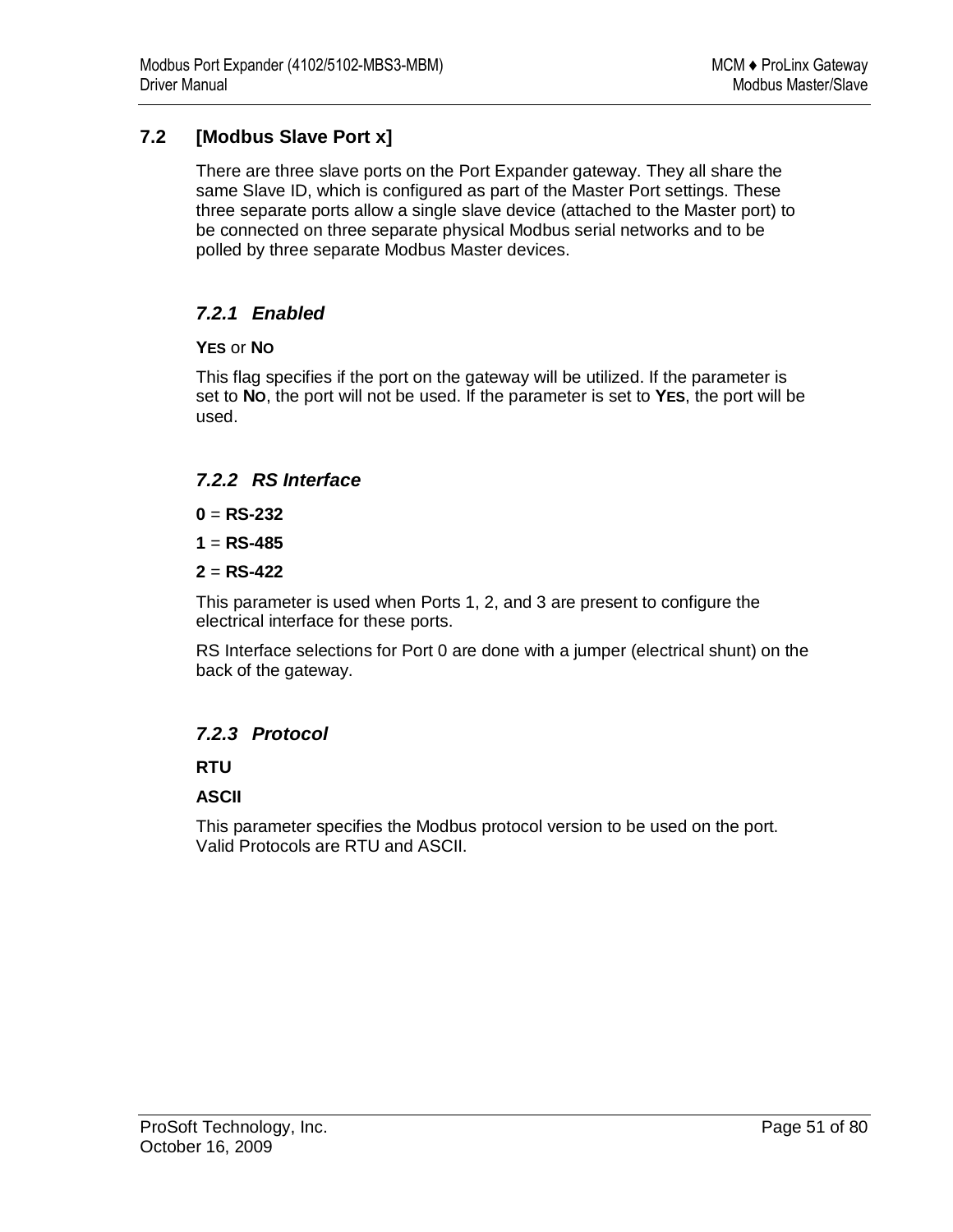## 7.2 [Modbus Slave Port x]

There are three slave ports on the Port Expander gateway. They all share the same Slave ID, which is configured as part of the Master Port settings. These three separate ports allow a single slave device (attached to the Master port) to be connected on three separate physical Modbus serial networks and to be polled by three separate Modbus Master devices.

### *7.2.1 Enabled*

**YES** or **NO**

This flag specifies if the port on the gateway will be utilized. If the parameter is set to **NO**, the port will not be used. If the parameter is set to **YES**, the port will be used.

### *7.2.2 RS Interface*

**0** = **RS-232**

**1** = **RS-485**

**2** = **RS-422**

This parameter is used when Ports 1, 2, and 3 are present to configure the electrical interface for these ports.

RS Interface selections for Port 0 are done with a jumper (electrical shunt) on the back of the gateway.

### *7.2.3 Protocol*

**RTU**

**ASCII**

This parameter specifies the Modbus protocol version to be used on the port. Valid Protocols are RTU and ASCII.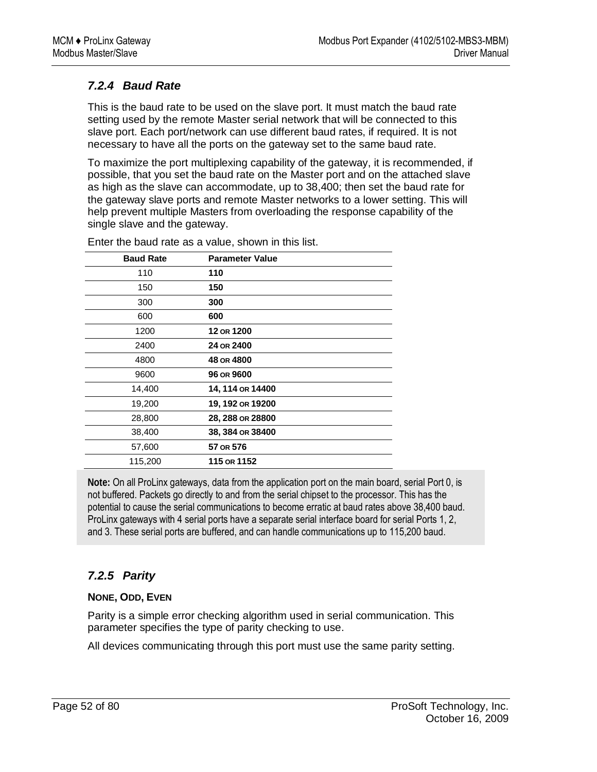### 7.2.4 Baud Rate

This is the baud rate to be used on the slave port. It must match the baud rate setting used by the remote Master serial network that will be connected to this slave port. Each port/network can use different baud rates, if required. It is not necessary to have all the ports on the gateway set to the same baud rate.

To maximize the port multiplexing capability of the gateway, it is recommended, if possible, that you set the baud rate on the Master port and on the attached slave as high as the slave can accommodate, up to 38,400; then set the baud rate for the gateway slave ports and remote Master networks to a lower setting. This will help prevent multiple Masters from overloading the response capability of the single slave and the gateway.

Enter the baud rate as a value, shown in this list.

| Baud Rate | Parameter Value |
|---|---|
| 110 | **110** |
| 150 | **150** |
| 300 | **300** |
| 600 | **600** |
| 1200 | **12** OR **1200** |
| 2400 | **24** OR **2400** |
| 4800 | **48** OR **4800** |
| 9600 | **96** OR **9600** |
| 14,400 | **14, 114** OR **14400** |
| 19,200 | **19, 192** OR **19200** |
| 28,800 | **28, 288** OR **28800** |
| 38,400 | **38, 384** OR **38400** |
| 57,600 | **57** OR **576** |
| 115,200 | **115** OR **1152** |

**Note:** On all ProLinx gateways, data from the application port on the main board, serial Port 0, is not buffered. Packets go directly to and from the serial chipset to the processor. This has the potential to cause the serial communications to become erratic at baud rates above 38,400 baud. ProLinx gateways with 4 serial ports have a separate serial interface board for serial Ports 1, 2, and 3. These serial ports are buffered, and can handle communications up to 115,200 baud.

### 7.2.5 Parity

**NONE, ODD, EVEN**

Parity is a simple error checking algorithm used in serial communication. This parameter specifies the type of parity checking to use.

All devices communicating through this port must use the same parity setting.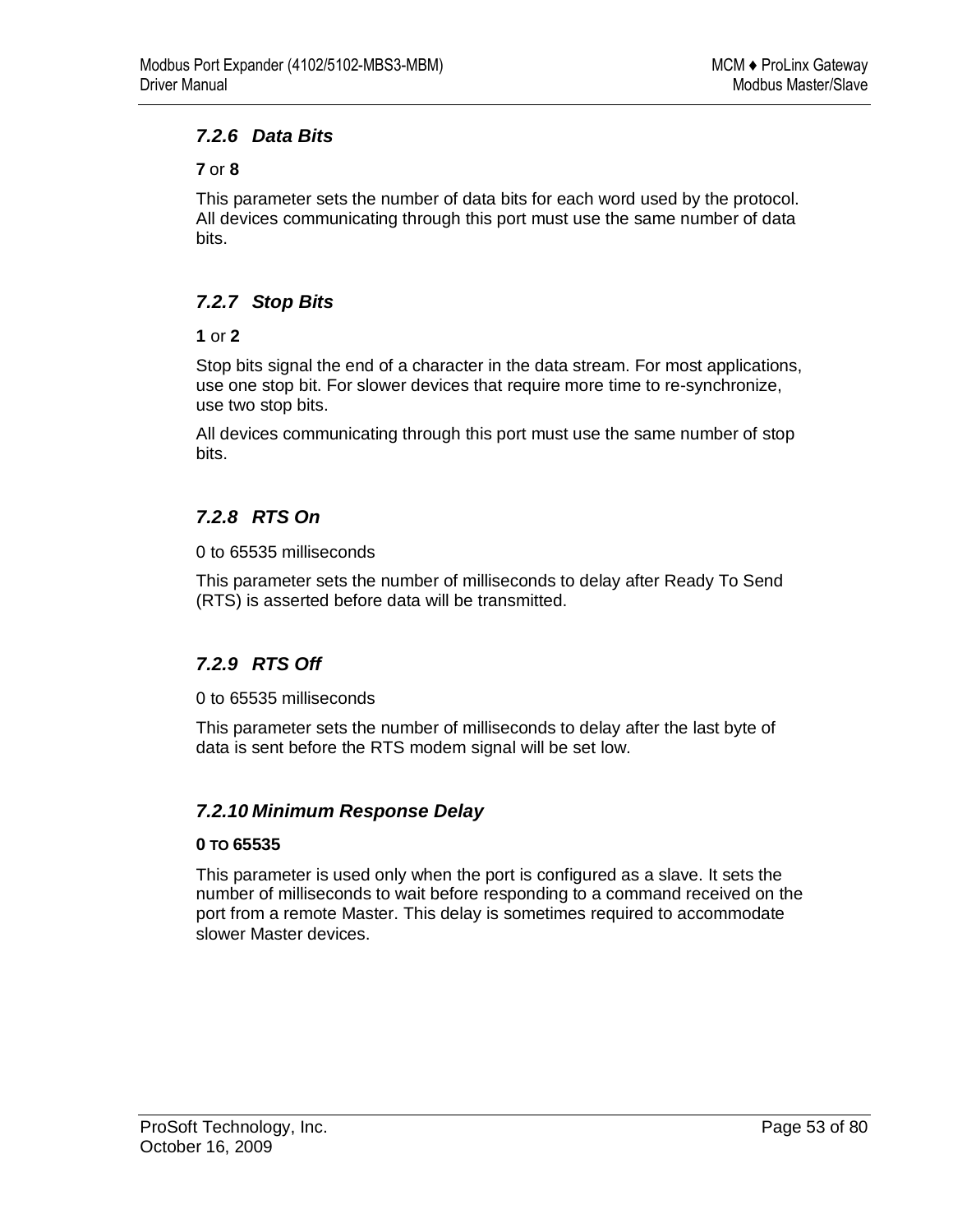### *7.2.6 Data Bits*

**7** or **8**

This parameter sets the number of data bits for each word used by the protocol. All devices communicating through this port must use the same number of data bits.

### *7.2.7 Stop Bits*

**1** or **2**

Stop bits signal the end of a character in the data stream. For most applications, use one stop bit. For slower devices that require more time to re-synchronize, use two stop bits.

All devices communicating through this port must use the same number of stop bits.

### *7.2.8 RTS On*

0 to 65535 milliseconds

This parameter sets the number of milliseconds to delay after Ready To Send (RTS) is asserted before data will be transmitted.

### *7.2.9 RTS Off*

0 to 65535 milliseconds

This parameter sets the number of milliseconds to delay after the last byte of data is sent before the RTS modem signal will be set low.

### *7.2.10 Minimum Response Delay*

**0 TO 65535**

This parameter is used only when the port is configured as a slave. It sets the number of milliseconds to wait before responding to a command received on the port from a remote Master. This delay is sometimes required to accommodate slower Master devices.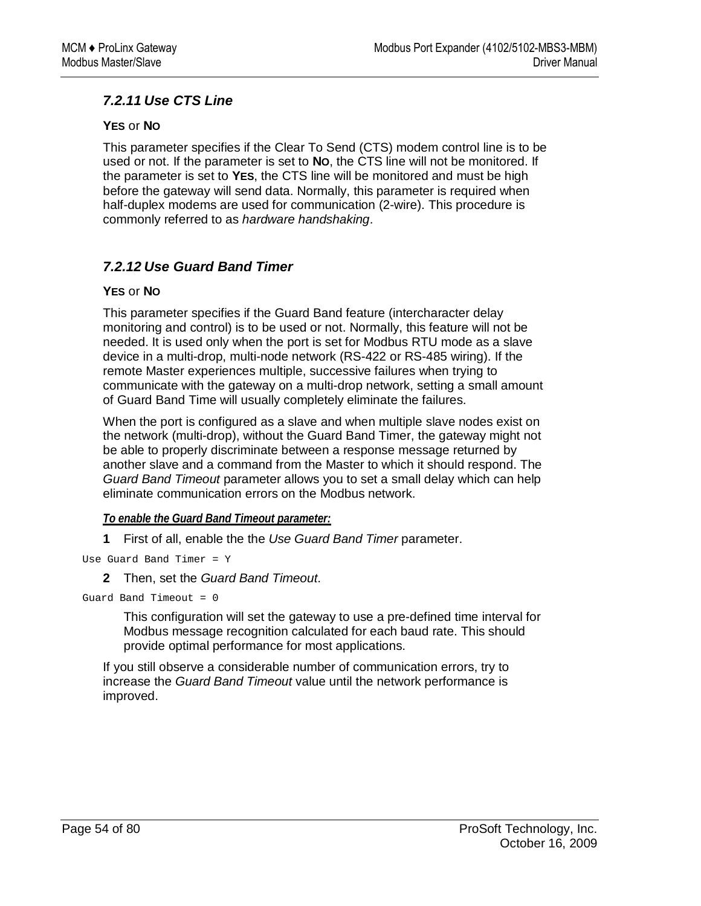### 7.2.11 Use CTS Line

**YES** or **NO**

This parameter specifies if the Clear To Send (CTS) modem control line is to be used or not. If the parameter is set to **NO**, the CTS line will not be monitored. If the parameter is set to **YES**, the CTS line will be monitored and must be high before the gateway will send data. Normally, this parameter is required when half-duplex modems are used for communication (2-wire). This procedure is commonly referred to as *hardware handshaking*.

### 7.2.12 Use Guard Band Timer

**YES** or **NO**

This parameter specifies if the Guard Band feature (intercharacter delay monitoring and control) is to be used or not. Normally, this feature will not be needed. It is used only when the port is set for Modbus RTU mode as a slave device in a multi-drop, multi-node network (RS-422 or RS-485 wiring). If the remote Master experiences multiple, successive failures when trying to communicate with the gateway on a multi-drop network, setting a small amount of Guard Band Time will usually completely eliminate the failures.

When the port is configured as a slave and when multiple slave nodes exist on the network (multi-drop), without the Guard Band Timer, the gateway might not be able to properly discriminate between a response message returned by another slave and a command from the Master to which it should respond. The *Guard Band Timeout* parameter allows you to set a small delay which can help eliminate communication errors on the Modbus network.

***To enable the Guard Band Timeout parameter:***

**1** First of all, enable the the *Use Guard Band Timer* parameter.

```
Use Guard Band Timer = Y
```

**2** Then, set the *Guard Band Timeout*.

```
Guard Band Timeout = 0
```

This configuration will set the gateway to use a pre-defined time interval for Modbus message recognition calculated for each baud rate. This should provide optimal performance for most applications.

If you still observe a considerable number of communication errors, try to increase the *Guard Band Timeout* value until the network performance is improved.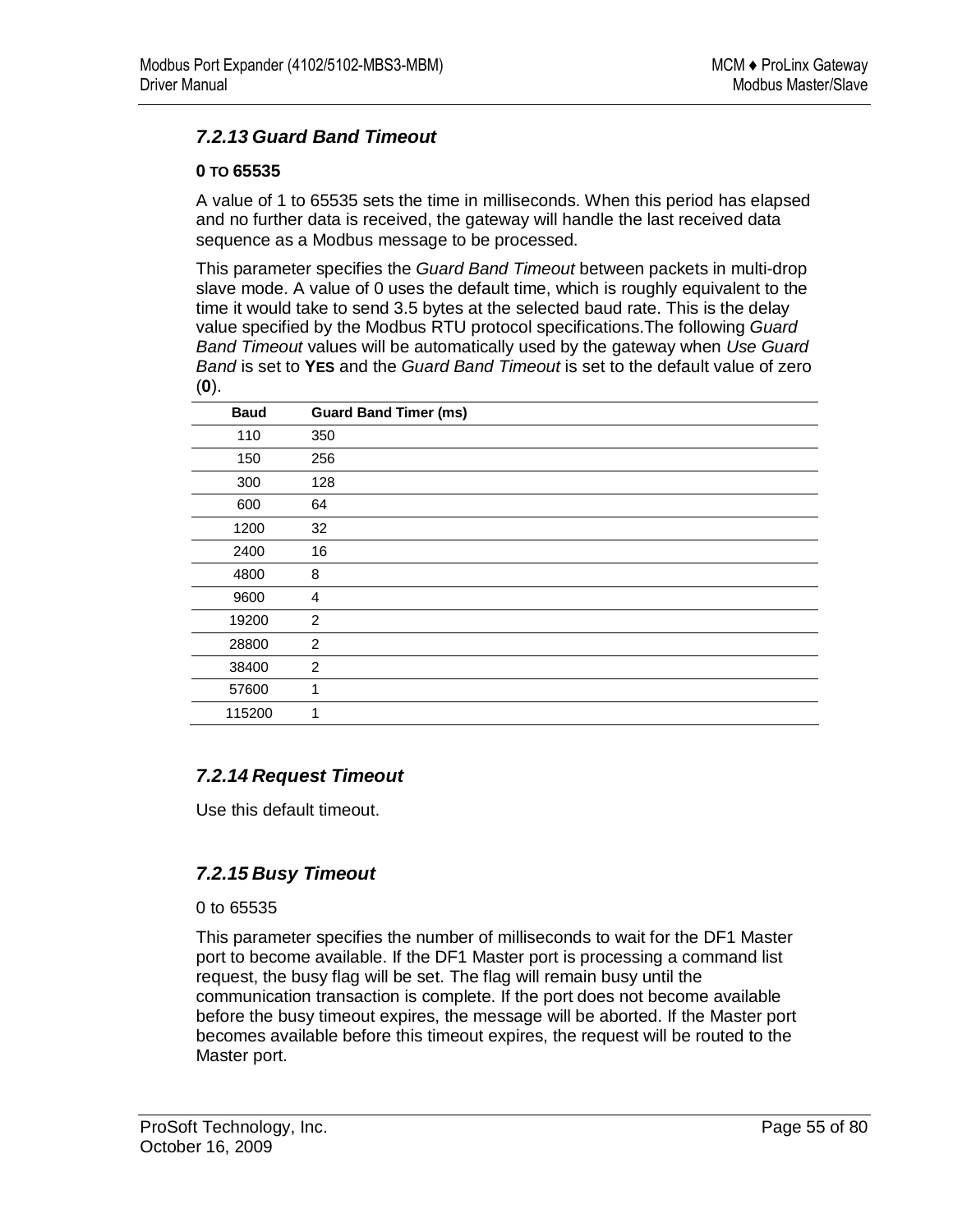### *7.2.13 Guard Band Timeout*

**0 TO 65535**

A value of 1 to 65535 sets the time in milliseconds. When this period has elapsed and no further data is received, the gateway will handle the last received data sequence as a Modbus message to be processed.

This parameter specifies the *Guard Band Timeout* between packets in multi-drop slave mode. A value of 0 uses the default time, which is roughly equivalent to the time it would take to send 3.5 bytes at the selected baud rate. This is the delay value specified by the Modbus RTU protocol specifications.The following *Guard Band Timeout* values will be automatically used by the gateway when *Use Guard Band* is set to **YES** and the *Guard Band Timeout* is set to the default value of zero (**0**).

| Baud | Guard Band Timer (ms) |
|---|---|
| 110 | 350 |
| 150 | 256 |
| 300 | 128 |
| 600 | 64 |
| 1200 | 32 |
| 2400 | 16 |
| 4800 | 8 |
| 9600 | 4 |
| 19200 | 2 |
| 28800 | 2 |
| 38400 | 2 |
| 57600 | 1 |
| 115200 | 1 |

### *7.2.14 Request Timeout*

Use this default timeout.

### *7.2.15 Busy Timeout*

0 to 65535

This parameter specifies the number of milliseconds to wait for the DF1 Master port to become available. If the DF1 Master port is processing a command list request, the busy flag will be set. The flag will remain busy until the communication transaction is complete. If the port does not become available before the busy timeout expires, the message will be aborted. If the Master port becomes available before this timeout expires, the request will be routed to the Master port.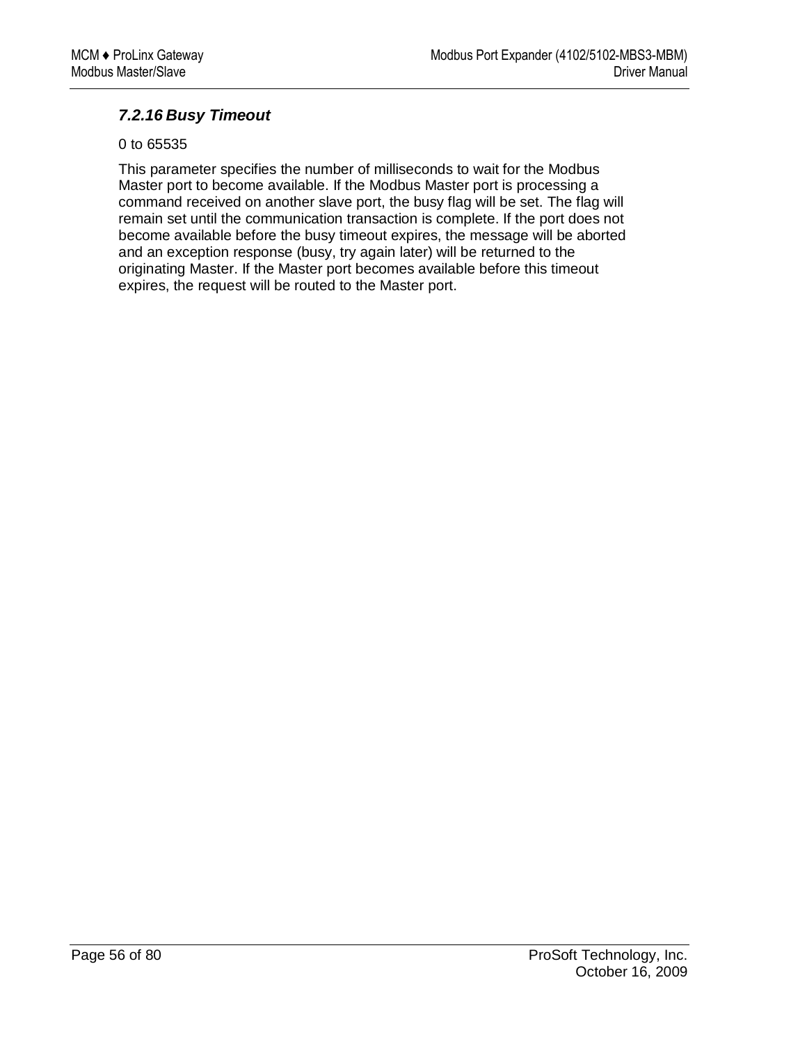### *7.2.16 Busy Timeout*

0 to 65535

This parameter specifies the number of milliseconds to wait for the Modbus Master port to become available. If the Modbus Master port is processing a command received on another slave port, the busy flag will be set. The flag will remain set until the communication transaction is complete. If the port does not become available before the busy timeout expires, the message will be aborted and an exception response (busy, try again later) will be returned to the originating Master. If the Master port becomes available before this timeout expires, the request will be routed to the Master port.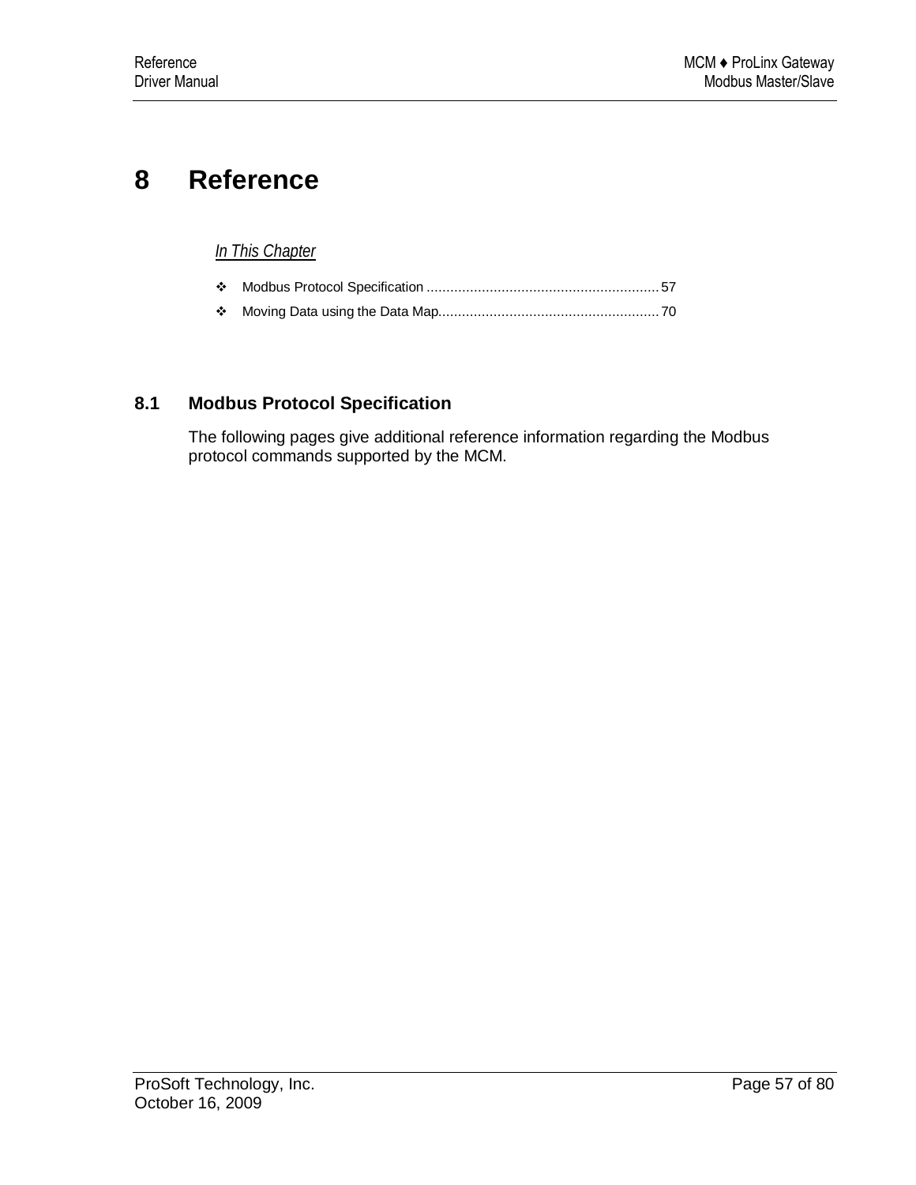# 8 Reference

*In This Chapter*

- Modbus Protocol Specification ............................................................ 57
- Moving Data using the Data Map......................................................... 70

## 8.1 Modbus Protocol Specification

The following pages give additional reference information regarding the Modbus protocol commands supported by the MCM.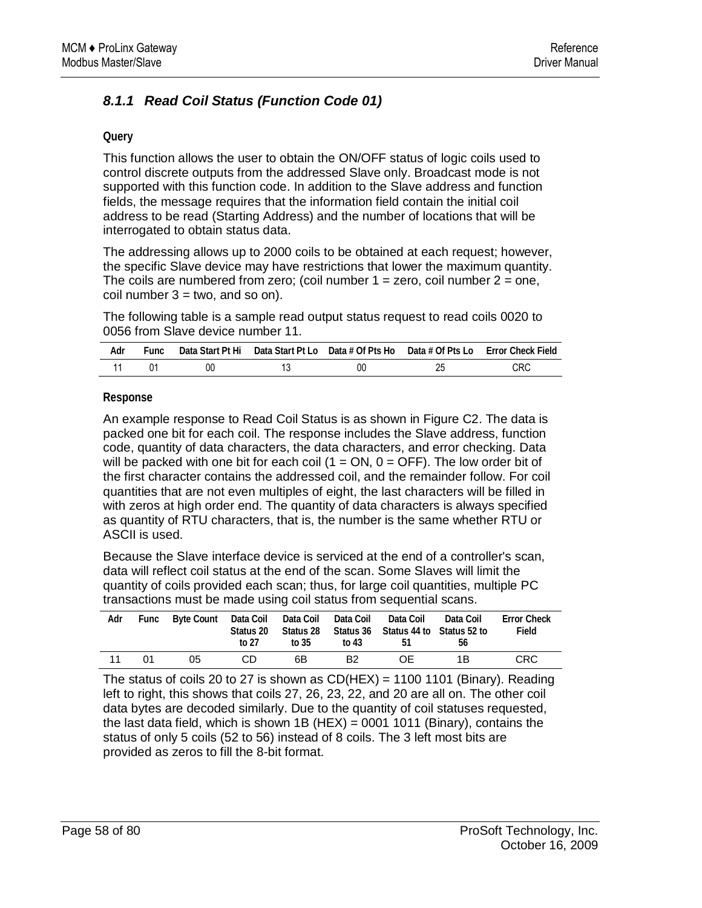### 8.1.1 Read Coil Status (Function Code 01)

**Query**

This function allows the user to obtain the ON/OFF status of logic coils used to control discrete outputs from the addressed Slave only. Broadcast mode is not supported with this function code. In addition to the Slave address and function fields, the message requires that the information field contain the initial coil address to be read (Starting Address) and the number of locations that will be interrogated to obtain status data.

The addressing allows up to 2000 coils to be obtained at each request; however, the specific Slave device may have restrictions that lower the maximum quantity. The coils are numbered from zero; (coil number 1 = zero, coil number 2 = one, coil number 3 = two, and so on).

The following table is a sample read output status request to read coils 0020 to 0056 from Slave device number 11.

| Adr | Func | Data Start Pt Hi | Data Start Pt Lo | Data # Of Pts Ho | Data # Of Pts Lo | Error Check Field |
|---|---|---|---|---|---|---|
| 11 | 01 | 00 | 13 | 00 | 25 | CRC |

**Response**

An example response to Read Coil Status is as shown in Figure C2. The data is packed one bit for each coil. The response includes the Slave address, function code, quantity of data characters, the data characters, and error checking. Data will be packed with one bit for each coil (1 = ON, 0 = OFF). The low order bit of the first character contains the addressed coil, and the remainder follow. For coil quantities that are not even multiples of eight, the last characters will be filled in with zeros at high order end. The quantity of data characters is always specified as quantity of RTU characters, that is, the number is the same whether RTU or ASCII is used.

Because the Slave interface device is serviced at the end of a controller's scan, data will reflect coil status at the end of the scan. Some Slaves will limit the quantity of coils provided each scan; thus, for large coil quantities, multiple PC transactions must be made using coil status from sequential scans.

| Adr | Func | Byte Count | Data Coil Status 20 to 27 | Data Coil Status 28 to 35 | Data Coil Status 36 to 43 | Data Coil Status 44 to 51 | Data Coil Status 52 to 56 | Error Check Field |
|---|---|---|---|---|---|---|---|---|
| 11 | 01 | 05 | CD | 6B | B2 | OE | 1B | CRC |

The status of coils 20 to 27 is shown as CD(HEX) = 1100 1101 (Binary). Reading left to right, this shows that coils 27, 26, 23, 22, and 20 are all on. The other coil data bytes are decoded similarly. Due to the quantity of coil statuses requested, the last data field, which is shown 1B (HEX) = 0001 1011 (Binary), contains the status of only 5 coils (52 to 56) instead of 8 coils. The 3 left most bits are provided as zeros to fill the 8-bit format.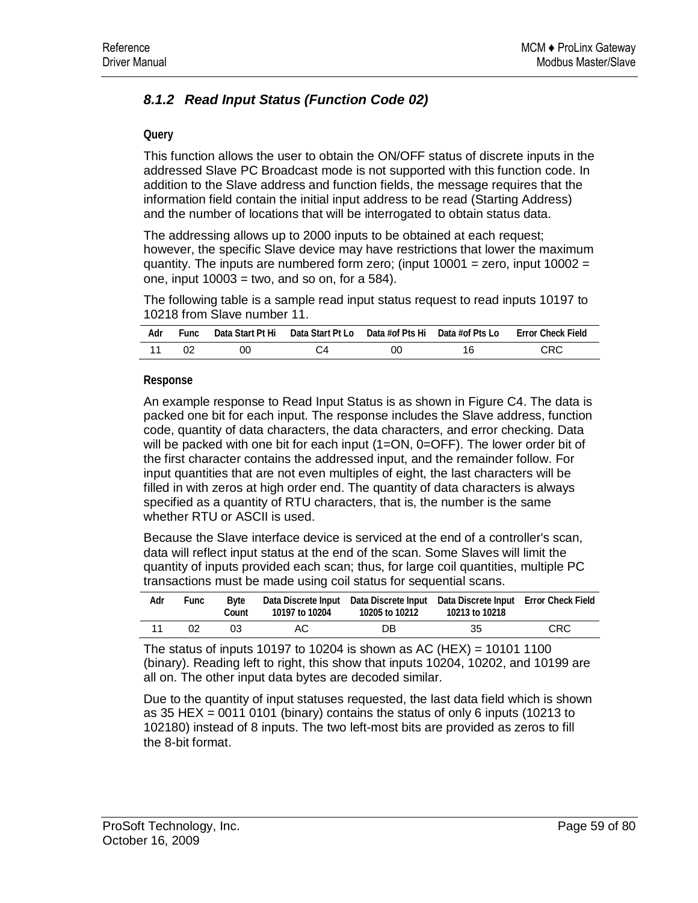### 8.1.2 Read Input Status (Function Code 02)

**Query**

This function allows the user to obtain the ON/OFF status of discrete inputs in the addressed Slave PC Broadcast mode is not supported with this function code. In addition to the Slave address and function fields, the message requires that the information field contain the initial input address to be read (Starting Address) and the number of locations that will be interrogated to obtain status data.

The addressing allows up to 2000 inputs to be obtained at each request; however, the specific Slave device may have restrictions that lower the maximum quantity. The inputs are numbered form zero; (input 10001 = zero, input 10002 = one, input 10003 = two, and so on, for a 584).

The following table is a sample read input status request to read inputs 10197 to 10218 from Slave number 11.

| Adr | Func | Data Start Pt Hi | Data Start Pt Lo | Data #of Pts Hi | Data #of Pts Lo | Error Check Field |
|---|---|---|---|---|---|---|
| 11 | 02 | 00 | C4 | 00 | 16 | CRC |

**Response**

An example response to Read Input Status is as shown in Figure C4. The data is packed one bit for each input. The response includes the Slave address, function code, quantity of data characters, the data characters, and error checking. Data will be packed with one bit for each input (1=ON, 0=OFF). The lower order bit of the first character contains the addressed input, and the remainder follow. For input quantities that are not even multiples of eight, the last characters will be filled in with zeros at high order end. The quantity of data characters is always specified as a quantity of RTU characters, that is, the number is the same whether RTU or ASCII is used.

Because the Slave interface device is serviced at the end of a controller's scan, data will reflect input status at the end of the scan. Some Slaves will limit the quantity of inputs provided each scan; thus, for large coil quantities, multiple PC transactions must be made using coil status for sequential scans.

| Adr | Func | Byte Count | Data Discrete Input 10197 to 10204 | Data Discrete Input 10205 to 10212 | Data Discrete Input 10213 to 10218 | Error Check Field |
|---|---|---|---|---|---|---|
| 11 | 02 | 03 | AC | DB | 35 | CRC |

The status of inputs 10197 to 10204 is shown as AC (HEX) = 10101 1100 (binary). Reading left to right, this show that inputs 10204, 10202, and 10199 are all on. The other input data bytes are decoded similar.

Due to the quantity of input statuses requested, the last data field which is shown as 35 HEX = 0011 0101 (binary) contains the status of only 6 inputs (10213 to 102180) instead of 8 inputs. The two left-most bits are provided as zeros to fill the 8-bit format.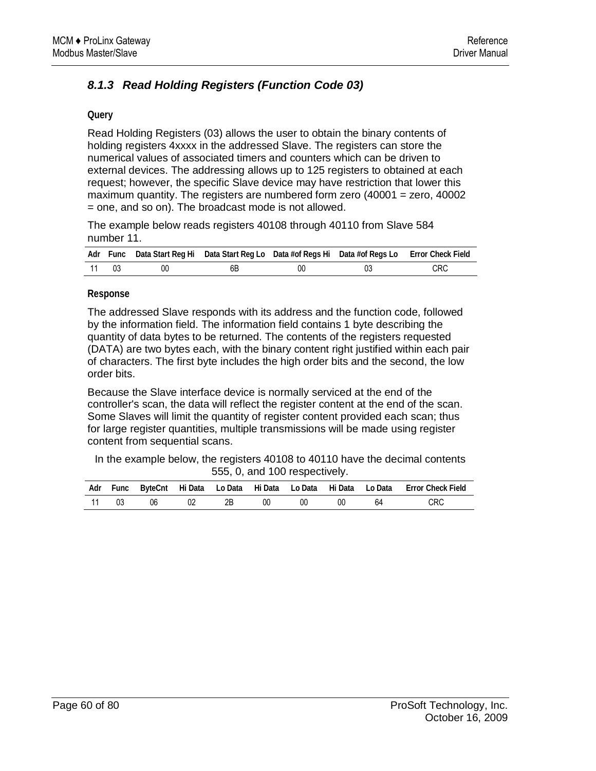### 8.1.3 Read Holding Registers (Function Code 03)

**Query**

Read Holding Registers (03) allows the user to obtain the binary contents of holding registers 4xxxx in the addressed Slave. The registers can store the numerical values of associated timers and counters which can be driven to external devices. The addressing allows up to 125 registers to obtained at each request; however, the specific Slave device may have restriction that lower this maximum quantity. The registers are numbered form zero (40001 = zero, 40002 = one, and so on). The broadcast mode is not allowed.

The example below reads registers 40108 through 40110 from Slave 584 number 11.

| Adr | Func | Data Start Reg Hi | Data Start Reg Lo | Data #of Regs Hi | Data #of Regs Lo | Error Check Field |
|---|---|---|---|---|---|---|
| 11 | 03 | 00 | 6B | 00 | 03 | CRC |

**Response**

The addressed Slave responds with its address and the function code, followed by the information field. The information field contains 1 byte describing the quantity of data bytes to be returned. The contents of the registers requested (DATA) are two bytes each, with the binary content right justified within each pair of characters. The first byte includes the high order bits and the second, the low order bits.

Because the Slave interface device is normally serviced at the end of the controller's scan, the data will reflect the register content at the end of the scan. Some Slaves will limit the quantity of register content provided each scan; thus for large register quantities, multiple transmissions will be made using register content from sequential scans.

In the example below, the registers 40108 to 40110 have the decimal contents 555, 0, and 100 respectively.

| Adr | Func | ByteCnt | Hi Data | Lo Data | Hi Data | Lo Data | Hi Data | Lo Data | Error Check Field |
|---|---|---|---|---|---|---|---|---|---|
| 11 | 03 | 06 | 02 | 2B | 00 | 00 | 00 | 64 | CRC |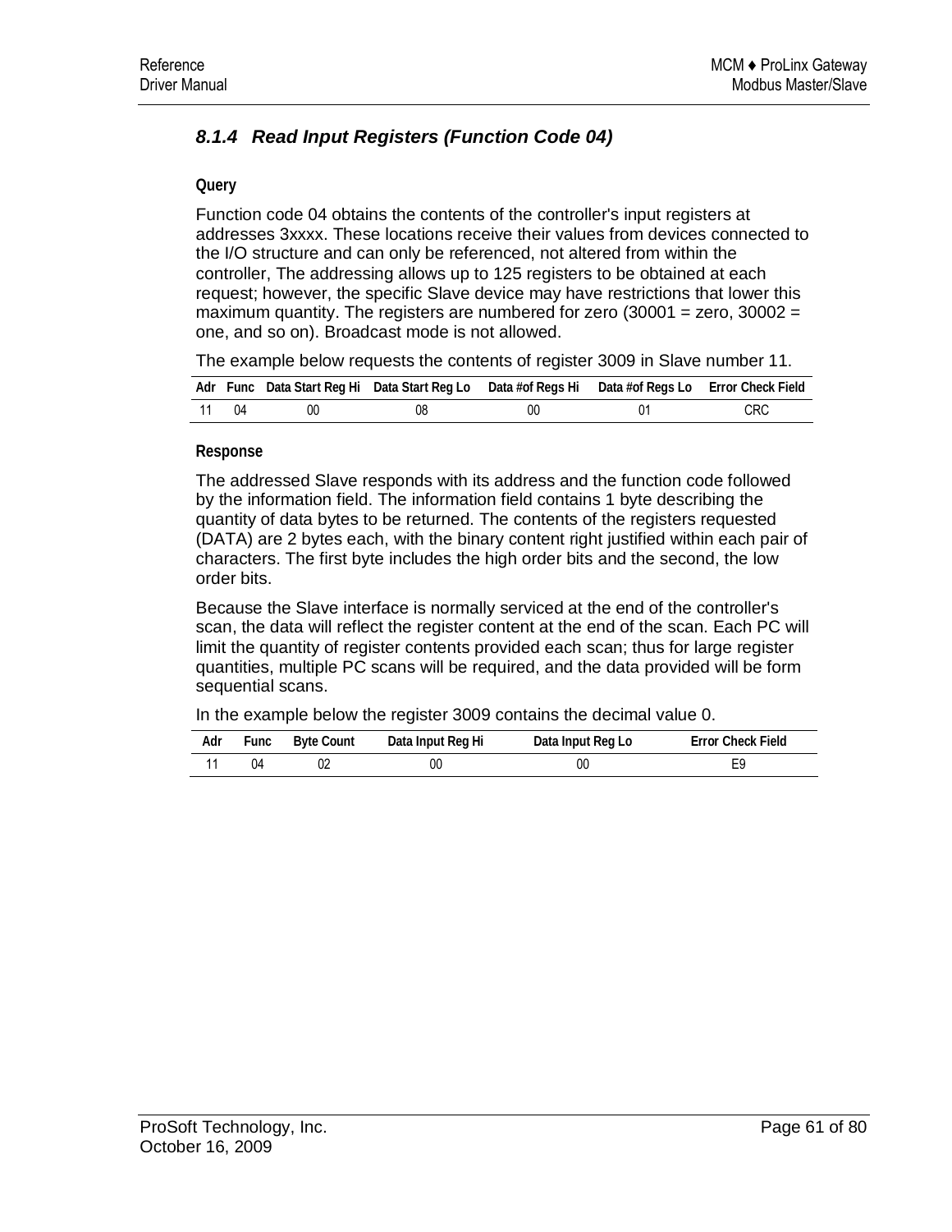### 8.1.4 Read Input Registers (Function Code 04)

**Query**

Function code 04 obtains the contents of the controller's input registers at addresses 3xxxx. These locations receive their values from devices connected to the I/O structure and can only be referenced, not altered from within the controller, The addressing allows up to 125 registers to be obtained at each request; however, the specific Slave device may have restrictions that lower this maximum quantity. The registers are numbered for zero (30001 = zero, 30002 = one, and so on). Broadcast mode is not allowed.

The example below requests the contents of register 3009 in Slave number 11.

| Adr | Func | Data Start Reg Hi | Data Start Reg Lo | Data #of Regs Hi | Data #of Regs Lo | Error Check Field |
|---|---|---|---|---|---|---|
| 11 | 04 | 00 | 08 | 00 | 01 | CRC |

**Response**

The addressed Slave responds with its address and the function code followed by the information field. The information field contains 1 byte describing the quantity of data bytes to be returned. The contents of the registers requested (DATA) are 2 bytes each, with the binary content right justified within each pair of characters. The first byte includes the high order bits and the second, the low order bits.

Because the Slave interface is normally serviced at the end of the controller's scan, the data will reflect the register content at the end of the scan. Each PC will limit the quantity of register contents provided each scan; thus for large register quantities, multiple PC scans will be required, and the data provided will be form sequential scans.

In the example below the register 3009 contains the decimal value 0.

| Adr | Func | Byte Count | Data Input Reg Hi | Data Input Reg Lo | Error Check Field |
|---|---|---|---|---|---|
| 11 | 04 | 02 | 00 | 00 | E9 |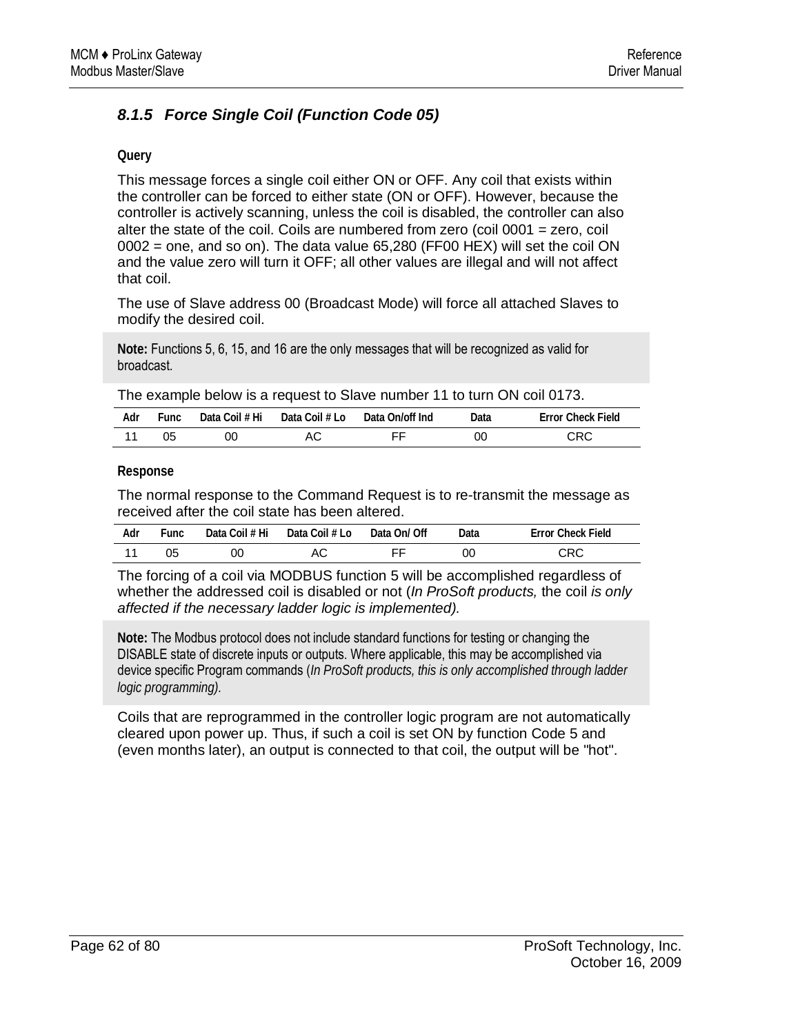### 8.1.5 Force Single Coil (Function Code 05)

**Query**

This message forces a single coil either ON or OFF. Any coil that exists within the controller can be forced to either state (ON or OFF). However, because the controller is actively scanning, unless the coil is disabled, the controller can also alter the state of the coil. Coils are numbered from zero (coil 0001 = zero, coil 0002 = one, and so on). The data value 65,280 (FF00 HEX) will set the coil ON and the value zero will turn it OFF; all other values are illegal and will not affect that coil.

The use of Slave address 00 (Broadcast Mode) will force all attached Slaves to modify the desired coil.

> **Note:** Functions 5, 6, 15, and 16 are the only messages that will be recognized as valid for broadcast.

The example below is a request to Slave number 11 to turn ON coil 0173.

| Adr | Func | Data Coil # Hi | Data Coil # Lo | Data On/off Ind | Data | Error Check Field |
|---|---|---|---|---|---|---|
| 11 | 05 | 00 | AC | FF | 00 | CRC |

**Response**

The normal response to the Command Request is to re-transmit the message as received after the coil state has been altered.

| Adr | Func | Data Coil # Hi | Data Coil # Lo | Data On/ Off | Data | Error Check Field |
|---|---|---|---|---|---|---|
| 11 | 05 | 00 | AC | FF | 00 | CRC |

The forcing of a coil via MODBUS function 5 will be accomplished regardless of whether the addressed coil is disabled or not (*In ProSoft products,* the coil *is only affected if the necessary ladder logic is implemented).*

> **Note:** The Modbus protocol does not include standard functions for testing or changing the DISABLE state of discrete inputs or outputs. Where applicable, this may be accomplished via device specific Program commands (*In ProSoft products, this is only accomplished through ladder logic programming).*

Coils that are reprogrammed in the controller logic program are not automatically cleared upon power up. Thus, if such a coil is set ON by function Code 5 and (even months later), an output is connected to that coil, the output will be "hot".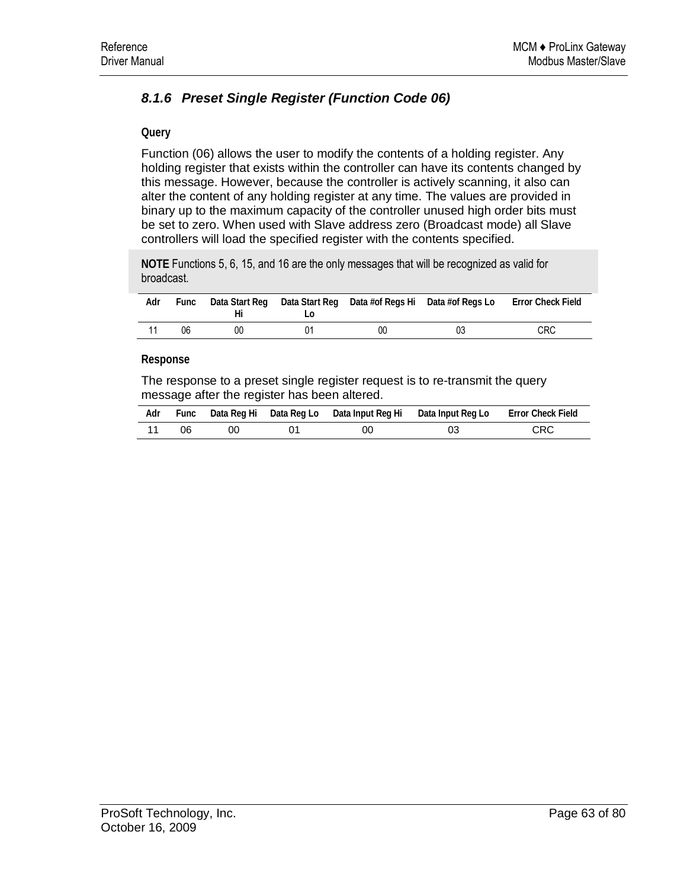### 8.1.6 Preset Single Register (Function Code 06)

**Query**

Function (06) allows the user to modify the contents of a holding register. Any holding register that exists within the controller can have its contents changed by this message. However, because the controller is actively scanning, it also can alter the content of any holding register at any time. The values are provided in binary up to the maximum capacity of the controller unused high order bits must be set to zero. When used with Slave address zero (Broadcast mode) all Slave controllers will load the specified register with the contents specified.

**NOTE** Functions 5, 6, 15, and 16 are the only messages that will be recognized as valid for broadcast.

| Adr | Func | Data Start Reg Hi | Data Start Reg Lo | Data #of Regs Hi | Data #of Regs Lo | Error Check Field |
|---|---|---|---|---|---|---|
| 11 | 06 | 00 | 01 | 00 | 03 | CRC |

**Response**

The response to a preset single register request is to re-transmit the query message after the register has been altered.

| Adr | Func | Data Reg Hi | Data Reg Lo | Data Input Reg Hi | Data Input Reg Lo | Error Check Field |
|---|---|---|---|---|---|---|
| 11 | 06 | 00 | 01 | 00 | 03 | CRC |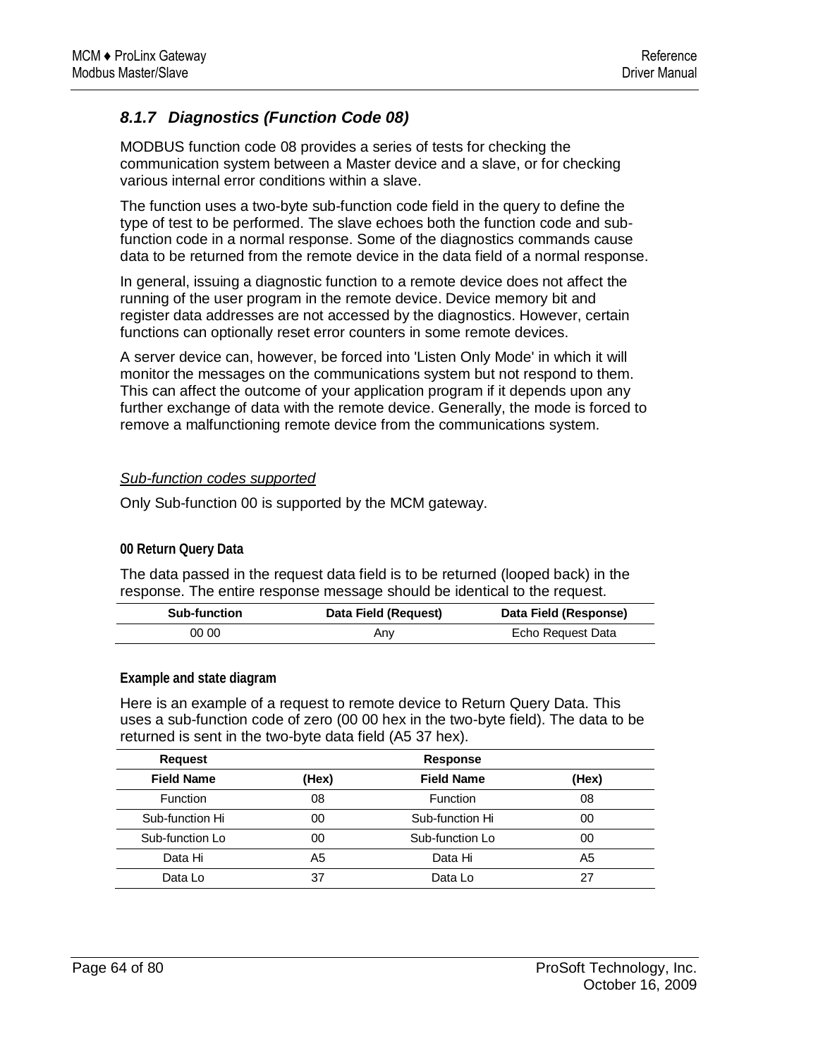### 8.1.7 Diagnostics (Function Code 08)

MODBUS function code 08 provides a series of tests for checking the communication system between a Master device and a slave, or for checking various internal error conditions within a slave.

The function uses a two-byte sub-function code field in the query to define the type of test to be performed. The slave echoes both the function code and sub-function code in a normal response. Some of the diagnostics commands cause data to be returned from the remote device in the data field of a normal response.

In general, issuing a diagnostic function to a remote device does not affect the running of the user program in the remote device. Device memory bit and register data addresses are not accessed by the diagnostics. However, certain functions can optionally reset error counters in some remote devices.

A server device can, however, be forced into 'Listen Only Mode' in which it will monitor the messages on the communications system but not respond to them. This can affect the outcome of your application program if it depends upon any further exchange of data with the remote device. Generally, the mode is forced to remove a malfunctioning remote device from the communications system.

*Sub-function codes supported*

Only Sub-function 00 is supported by the MCM gateway.

**00 Return Query Data**

The data passed in the request data field is to be returned (looped back) in the response. The entire response message should be identical to the request.

| Sub-function | Data Field (Request) | Data Field (Response) |
|---|---|---|
| 00 00 | Any | Echo Request Data |

**Example and state diagram**

Here is an example of a request to remote device to Return Query Data. This uses a sub-function code of zero (00 00 hex in the two-byte field). The data to be returned is sent in the two-byte data field (A5 37 hex).

| Request | | Response | |
|---|---|---|---|
| **Field Name** | **(Hex)** | **Field Name** | **(Hex)** |
| Function | 08 | Function | 08 |
| Sub-function Hi | 00 | Sub-function Hi | 00 |
| Sub-function Lo | 00 | Sub-function Lo | 00 |
| Data Hi | A5 | Data Hi | A5 |
| Data Lo | 37 | Data Lo | 27 |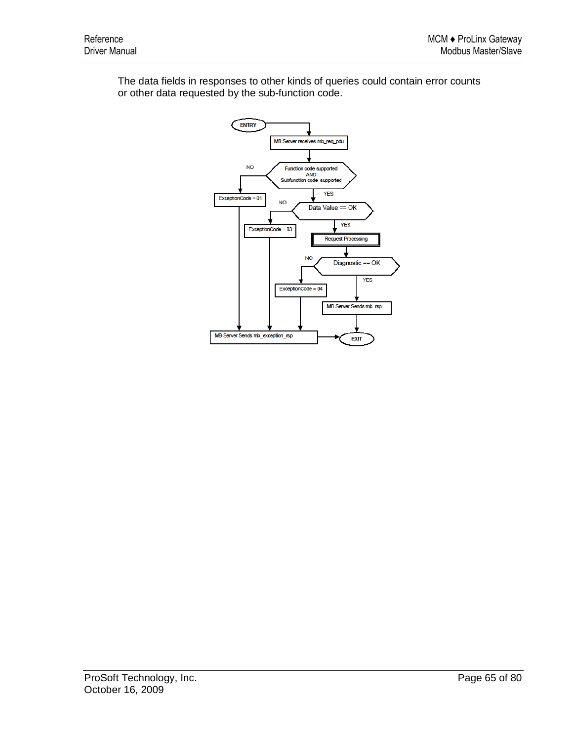The data fields in responses to other kinds of queries could contain error counts or other data requested by the sub-function code.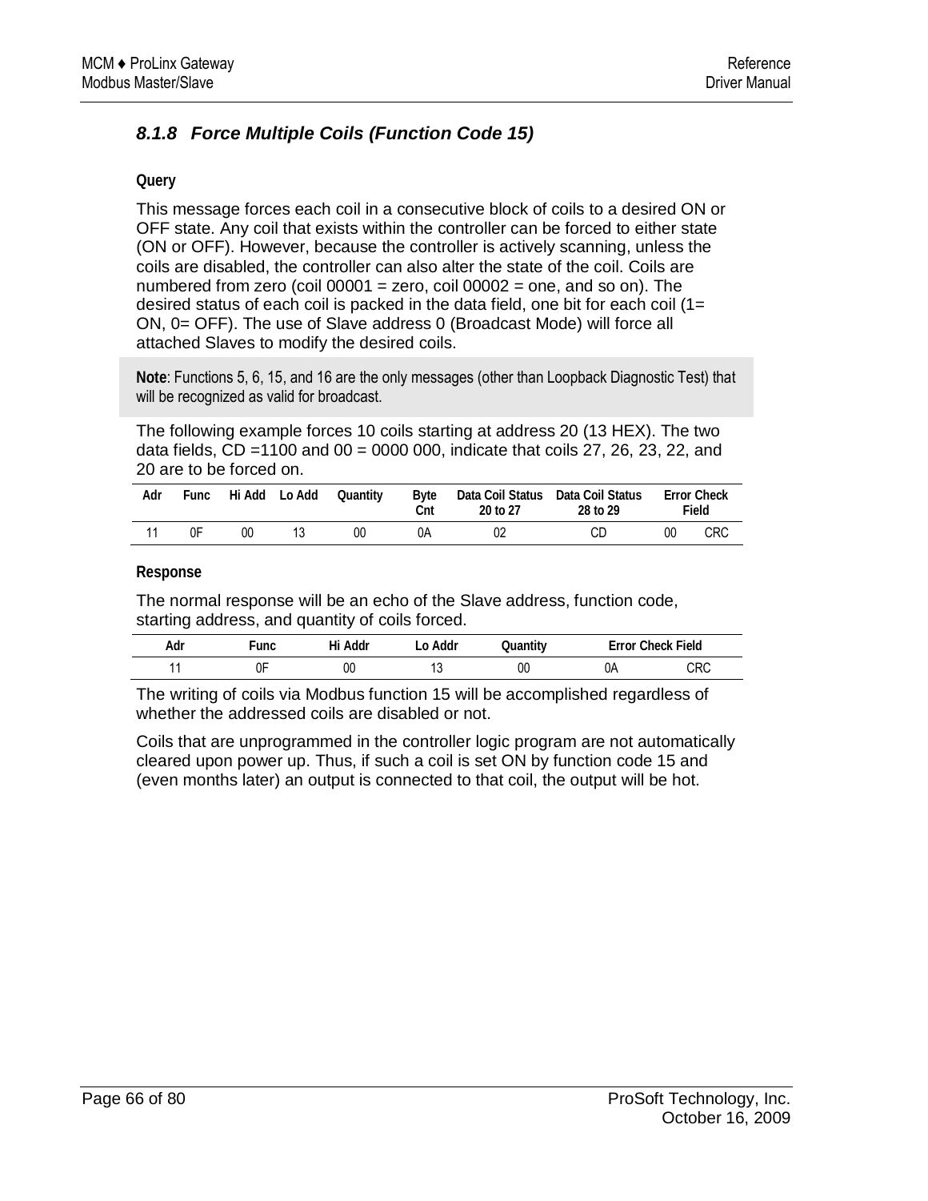### 8.1.8 Force Multiple Coils (Function Code 15)

**Query**

This message forces each coil in a consecutive block of coils to a desired ON or OFF state. Any coil that exists within the controller can be forced to either state (ON or OFF). However, because the controller is actively scanning, unless the coils are disabled, the controller can also alter the state of the coil. Coils are numbered from zero (coil 00001 = zero, coil 00002 = one, and so on). The desired status of each coil is packed in the data field, one bit for each coil (1= ON, 0= OFF). The use of Slave address 0 (Broadcast Mode) will force all attached Slaves to modify the desired coils.

**Note**: Functions 5, 6, 15, and 16 are the only messages (other than Loopback Diagnostic Test) that will be recognized as valid for broadcast.

The following example forces 10 coils starting at address 20 (13 HEX). The two data fields, CD =1100 and 00 = 0000 000, indicate that coils 27, 26, 23, 22, and 20 are to be forced on.

| Adr | Func | Hi Add | Lo Add | Quantity | Byte Cnt | Data Coil Status 20 to 27 | Data Coil Status 28 to 29 | Error Check Field | |
|---|---|---|---|---|---|---|---|---|---|
| 11 | 0F | 00 | 13 | 00 | 0A | 02 | CD | 00 | CRC |

**Response**

The normal response will be an echo of the Slave address, function code, starting address, and quantity of coils forced.

| Adr | Func | Hi Addr | Lo Addr | Quantity | Error Check Field | |
|---|---|---|---|---|---|---|
| 11 | 0F | 00 | 13 | 00 | 0A | CRC |

The writing of coils via Modbus function 15 will be accomplished regardless of whether the addressed coils are disabled or not.

Coils that are unprogrammed in the controller logic program are not automatically cleared upon power up. Thus, if such a coil is set ON by function code 15 and (even months later) an output is connected to that coil, the output will be hot.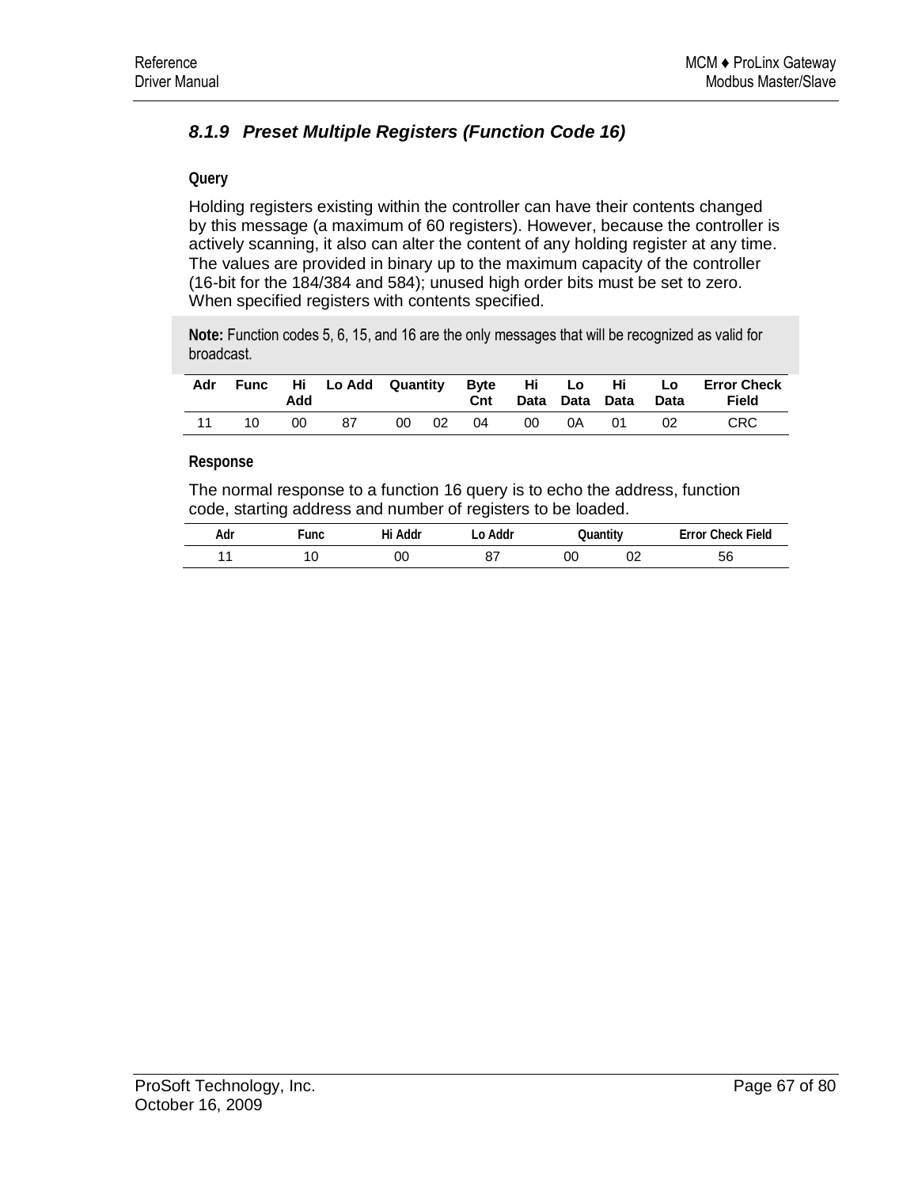### 8.1.9 Preset Multiple Registers (Function Code 16)

**Query**

Holding registers existing within the controller can have their contents changed by this message (a maximum of 60 registers). However, because the controller is actively scanning, it also can alter the content of any holding register at any time. The values are provided in binary up to the maximum capacity of the controller (16-bit for the 184/384 and 584); unused high order bits must be set to zero. When specified registers with contents specified.

**Note:** Function codes 5, 6, 15, and 16 are the only messages that will be recognized as valid for broadcast.

| Adr | Func | Hi Add | Lo Add | Quantity | | Byte Cnt | Hi Data | Lo Data | Hi Data | Lo Data | Error Check Field |
|---|---|---|---|---|---|---|---|---|---|---|---|
| 11 | 10 | 00 | 87 | 00 | 02 | 04 | 00 | 0A | 01 | 02 | CRC |

**Response**

The normal response to a function 16 query is to echo the address, function code, starting address and number of registers to be loaded.

| Adr | Func | Hi Addr | Lo Addr | Quantity | | Error Check Field |
|---|---|---|---|---|---|---|
| 11 | 10 | 00 | 87 | 00 | 02 | 56 |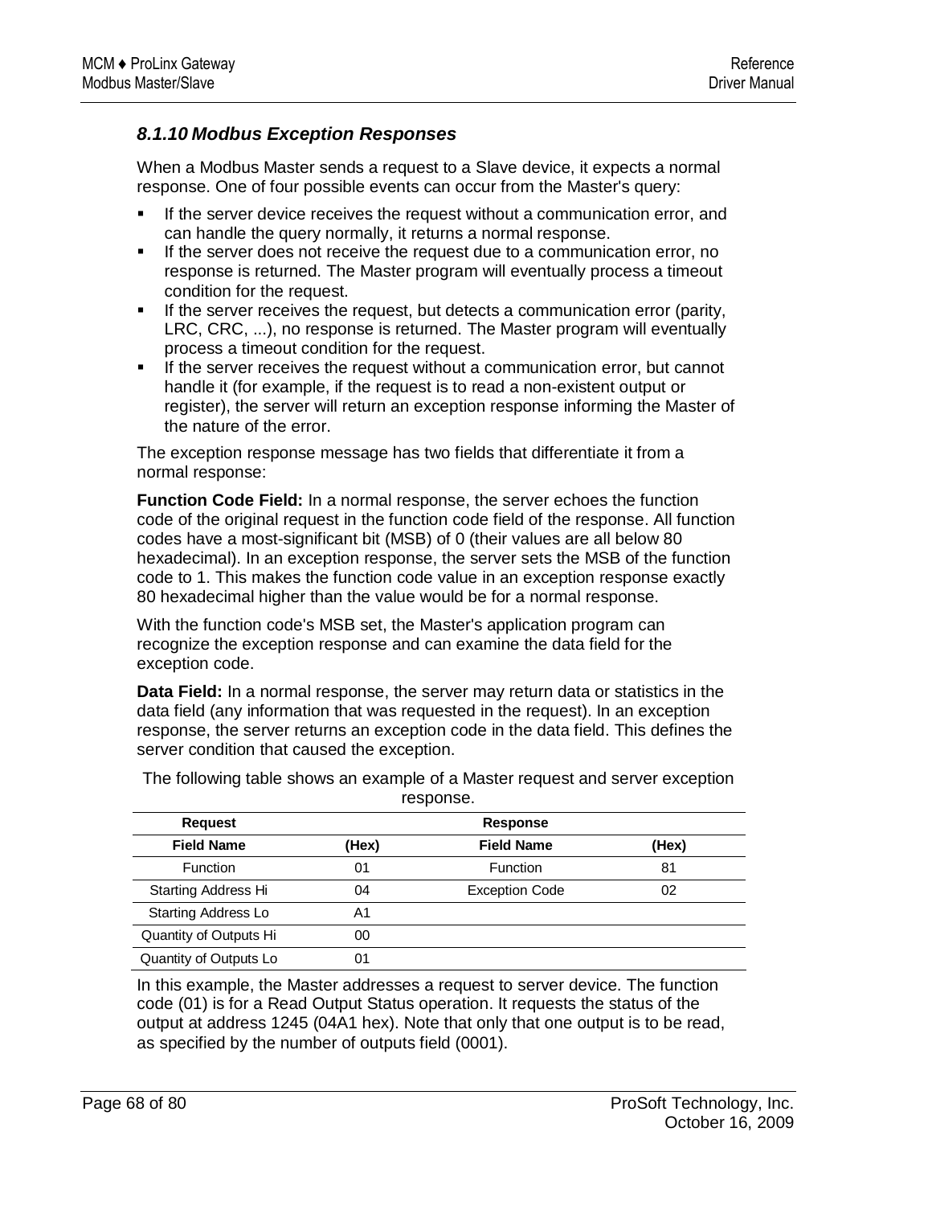### 8.1.10 Modbus Exception Responses

When a Modbus Master sends a request to a Slave device, it expects a normal response. One of four possible events can occur from the Master's query:

- If the server device receives the request without a communication error, and can handle the query normally, it returns a normal response.
- If the server does not receive the request due to a communication error, no response is returned. The Master program will eventually process a timeout condition for the request.
- If the server receives the request, but detects a communication error (parity, LRC, CRC, ...), no response is returned. The Master program will eventually process a timeout condition for the request.
- If the server receives the request without a communication error, but cannot handle it (for example, if the request is to read a non-existent output or register), the server will return an exception response informing the Master of the nature of the error.

The exception response message has two fields that differentiate it from a normal response:

**Function Code Field:** In a normal response, the server echoes the function code of the original request in the function code field of the response. All function codes have a most-significant bit (MSB) of 0 (their values are all below 80 hexadecimal). In an exception response, the server sets the MSB of the function code to 1. This makes the function code value in an exception response exactly 80 hexadecimal higher than the value would be for a normal response.

With the function code's MSB set, the Master's application program can recognize the exception response and can examine the data field for the exception code.

**Data Field:** In a normal response, the server may return data or statistics in the data field (any information that was requested in the request). In an exception response, the server returns an exception code in the data field. This defines the server condition that caused the exception.

The following table shows an example of a Master request and server exception response.

| Request | | Response | |
|---|---|---|---|
| **Field Name** | **(Hex)** | **Field Name** | **(Hex)** |
| Function | 01 | Function | 81 |
| Starting Address Hi | 04 | Exception Code | 02 |
| Starting Address Lo | A1 | | |
| Quantity of Outputs Hi | 00 | | |
| Quantity of Outputs Lo | 01 | | |

In this example, the Master addresses a request to server device. The function code (01) is for a Read Output Status operation. It requests the status of the output at address 1245 (04A1 hex). Note that only that one output is to be read, as specified by the number of outputs field (0001).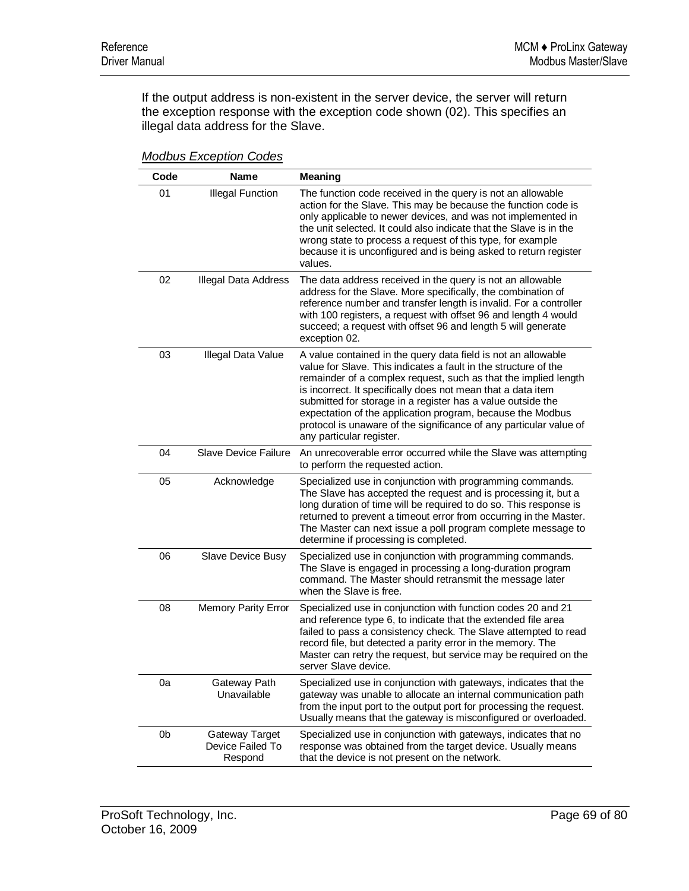If the output address is non-existent in the server device, the server will return the exception response with the exception code shown (02). This specifies an illegal data address for the Slave.

*Modbus Exception Codes*

| Code | Name | Meaning |
|---|---|---|
| 01 | Illegal Function | The function code received in the query is not an allowable action for the Slave. This may be because the function code is only applicable to newer devices, and was not implemented in the unit selected. It could also indicate that the Slave is in the wrong state to process a request of this type, for example because it is unconfigured and is being asked to return register values. |
| 02 | Illegal Data Address | The data address received in the query is not an allowable address for the Slave. More specifically, the combination of reference number and transfer length is invalid. For a controller with 100 registers, a request with offset 96 and length 4 would succeed; a request with offset 96 and length 5 will generate exception 02. |
| 03 | Illegal Data Value | A value contained in the query data field is not an allowable value for Slave. This indicates a fault in the structure of the remainder of a complex request, such as that the implied length is incorrect. It specifically does not mean that a data item submitted for storage in a register has a value outside the expectation of the application program, because the Modbus protocol is unaware of the significance of any particular value of any particular register. |
| 04 | Slave Device Failure | An unrecoverable error occurred while the Slave was attempting to perform the requested action. |
| 05 | Acknowledge | Specialized use in conjunction with programming commands. The Slave has accepted the request and is processing it, but a long duration of time will be required to do so. This response is returned to prevent a timeout error from occurring in the Master. The Master can next issue a poll program complete message to determine if processing is completed. |
| 06 | Slave Device Busy | Specialized use in conjunction with programming commands. The Slave is engaged in processing a long-duration program command. The Master should retransmit the message later when the Slave is free. |
| 08 | Memory Parity Error | Specialized use in conjunction with function codes 20 and 21 and reference type 6, to indicate that the extended file area failed to pass a consistency check. The Slave attempted to read record file, but detected a parity error in the memory. The Master can retry the request, but service may be required on the server Slave device. |
| 0a | Gateway Path Unavailable | Specialized use in conjunction with gateways, indicates that the gateway was unable to allocate an internal communication path from the input port to the output port for processing the request. Usually means that the gateway is misconfigured or overloaded. |
| 0b | Gateway Target Device Failed To Respond | Specialized use in conjunction with gateways, indicates that no response was obtained from the target device. Usually means that the device is not present on the network. |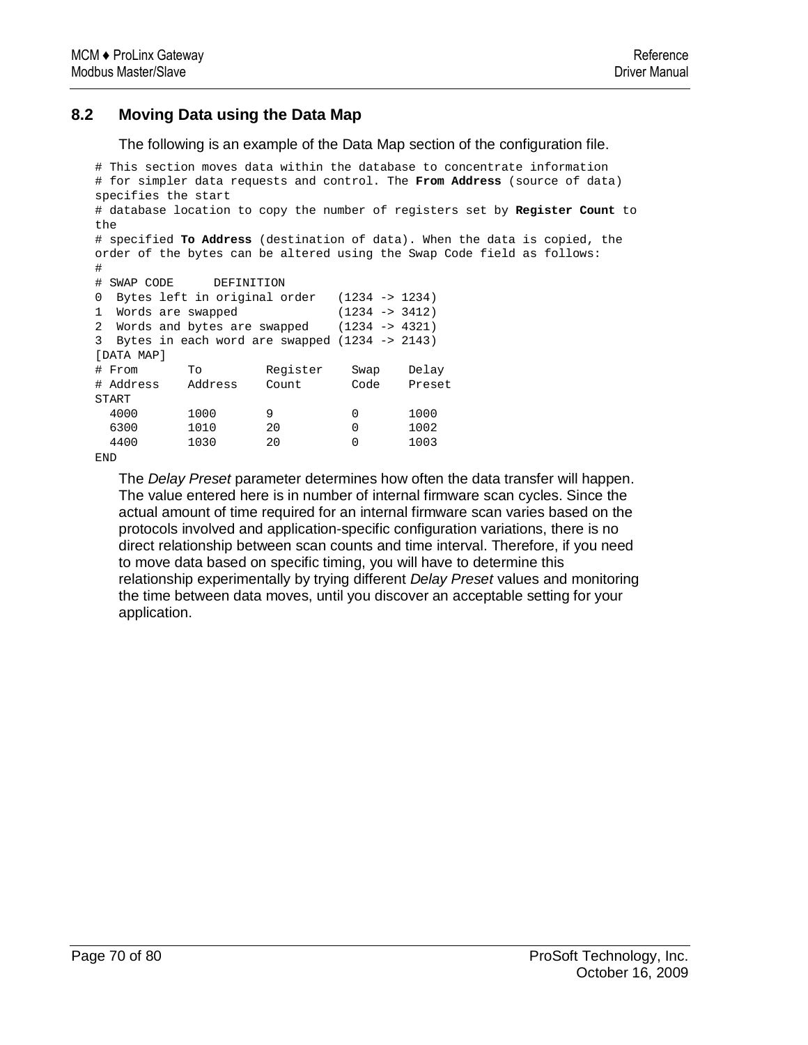## 8.2 Moving Data using the Data Map

The following is an example of the Data Map section of the configuration file.

```
# This section moves data within the database to concentrate information
# for simpler data requests and control. The From Address (source of data)
specifies the start
# database location to copy the number of registers set by Register Count to
the
# specified To Address (destination of data). When the data is copied, the
order of the bytes can be altered using the Swap Code field as follows:
#
# SWAP CODE     DEFINITION
0  Bytes left in original order   (1234 -> 1234)
1  Words are swapped              (1234 -> 3412)
2  Words and bytes are swapped    (1234 -> 4321)
3  Bytes in each word are swapped (1234 -> 2143)
[DATA MAP]
# From       To         Register    Swap    Delay
# Address    Address    Count       Code    Preset
START
  4000       1000       9           0       1000
  6300       1010       20          0       1002
  4400       1030       20          0       1003
END
```

The *Delay Preset* parameter determines how often the data transfer will happen. The value entered here is in number of internal firmware scan cycles. Since the actual amount of time required for an internal firmware scan varies based on the protocols involved and application-specific configuration variations, there is no direct relationship between scan counts and time interval. Therefore, if you need to move data based on specific timing, you will have to determine this relationship experimentally by trying different *Delay Preset* values and monitoring the time between data moves, until you discover an acceptable setting for your application.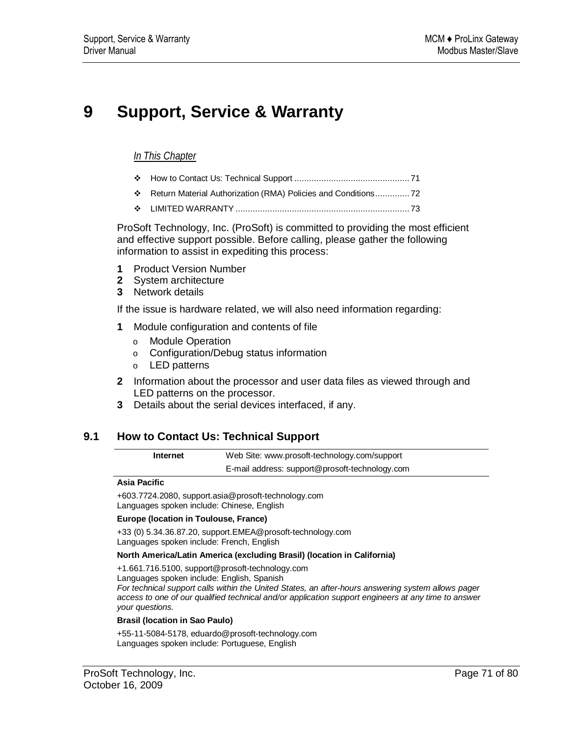# 9 Support, Service & Warranty

*In This Chapter*

- How to Contact Us: Technical Support ............................................... 71
- Return Material Authorization (RMA) Policies and Conditions.............. 72
- LIMITED WARRANTY ....................................................................... 73

ProSoft Technology, Inc. (ProSoft) is committed to providing the most efficient and effective support possible. Before calling, please gather the following information to assist in expediting this process:

1. Product Version Number
2. System architecture
3. Network details

If the issue is hardware related, we will also need information regarding:

1. Module configuration and contents of file
   - Module Operation
   - Configuration/Debug status information
   - LED patterns
2. Information about the processor and user data files as viewed through and LED patterns on the processor.
3. Details about the serial devices interfaced, if any.

## 9.1 How to Contact Us: Technical Support

| **Internet** | Web Site: www.prosoft-technology.com/support |
|---|---|
| | E-mail address: support@prosoft-technology.com |

**Asia Pacific**

+603.7724.2080, support.asia@prosoft-technology.com
Languages spoken include: Chinese, English

**Europe (location in Toulouse, France)**

+33 (0) 5.34.36.87.20, support.EMEA@prosoft-technology.com
Languages spoken include: French, English

**North America/Latin America (excluding Brasil) (location in California)**

+1.661.716.5100, support@prosoft-technology.com
Languages spoken include: English, Spanish
*For technical support calls within the United States, an after-hours answering system allows pager access to one of our qualified technical and/or application support engineers at any time to answer your questions.*

**Brasil (location in Sao Paulo)**

+55-11-5084-5178, eduardo@prosoft-technology.com
Languages spoken include: Portuguese, English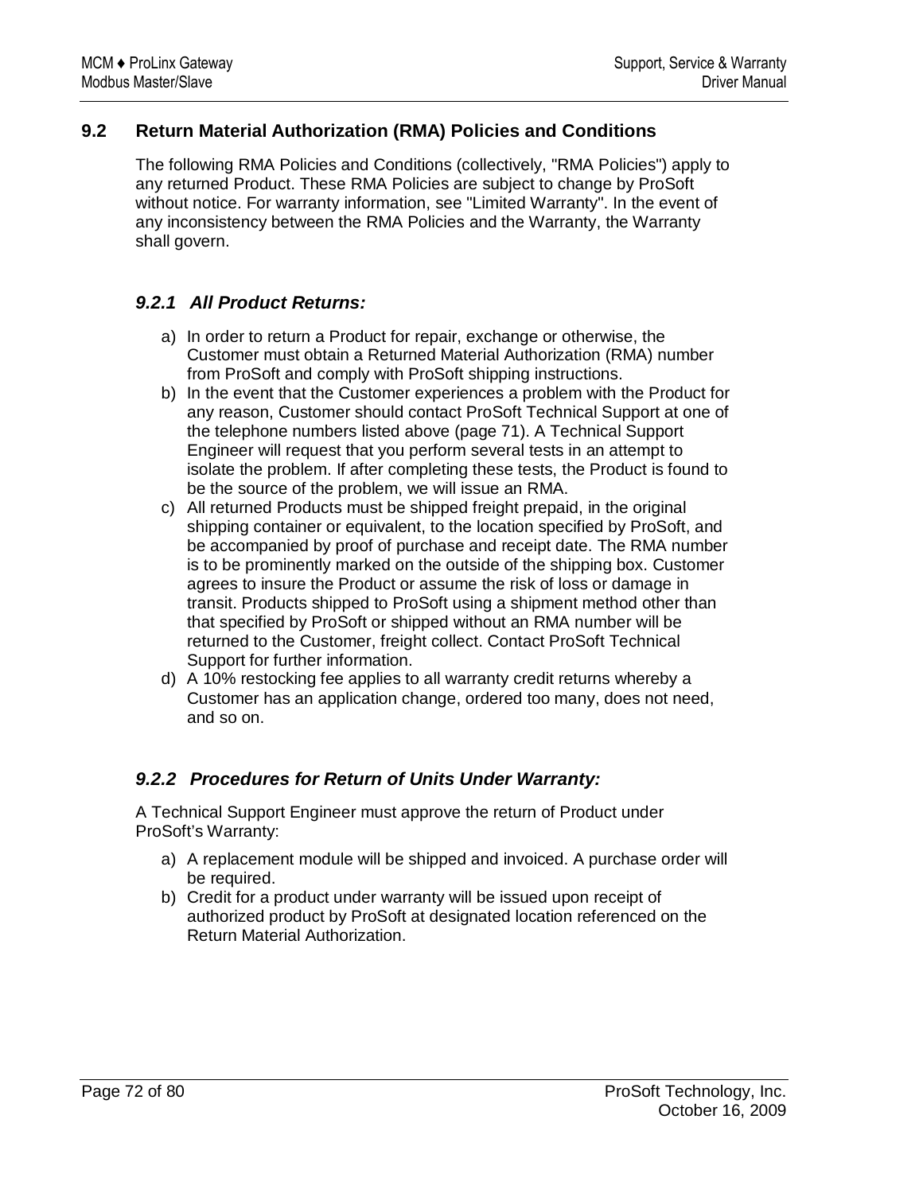## 9.2 Return Material Authorization (RMA) Policies and Conditions

The following RMA Policies and Conditions (collectively, "RMA Policies") apply to any returned Product. These RMA Policies are subject to change by ProSoft without notice. For warranty information, see "Limited Warranty". In the event of any inconsistency between the RMA Policies and the Warranty, the Warranty shall govern.

### *9.2.1 All Product Returns:*

a) In order to return a Product for repair, exchange or otherwise, the Customer must obtain a Returned Material Authorization (RMA) number from ProSoft and comply with ProSoft shipping instructions.
b) In the event that the Customer experiences a problem with the Product for any reason, Customer should contact ProSoft Technical Support at one of the telephone numbers listed above (page 71). A Technical Support Engineer will request that you perform several tests in an attempt to isolate the problem. If after completing these tests, the Product is found to be the source of the problem, we will issue an RMA.
c) All returned Products must be shipped freight prepaid, in the original shipping container or equivalent, to the location specified by ProSoft, and be accompanied by proof of purchase and receipt date. The RMA number is to be prominently marked on the outside of the shipping box. Customer agrees to insure the Product or assume the risk of loss or damage in transit. Products shipped to ProSoft using a shipment method other than that specified by ProSoft or shipped without an RMA number will be returned to the Customer, freight collect. Contact ProSoft Technical Support for further information.
d) A 10% restocking fee applies to all warranty credit returns whereby a Customer has an application change, ordered too many, does not need, and so on.

### *9.2.2 Procedures for Return of Units Under Warranty:*

A Technical Support Engineer must approve the return of Product under ProSoft's Warranty:

a) A replacement module will be shipped and invoiced. A purchase order will be required.
b) Credit for a product under warranty will be issued upon receipt of authorized product by ProSoft at designated location referenced on the Return Material Authorization.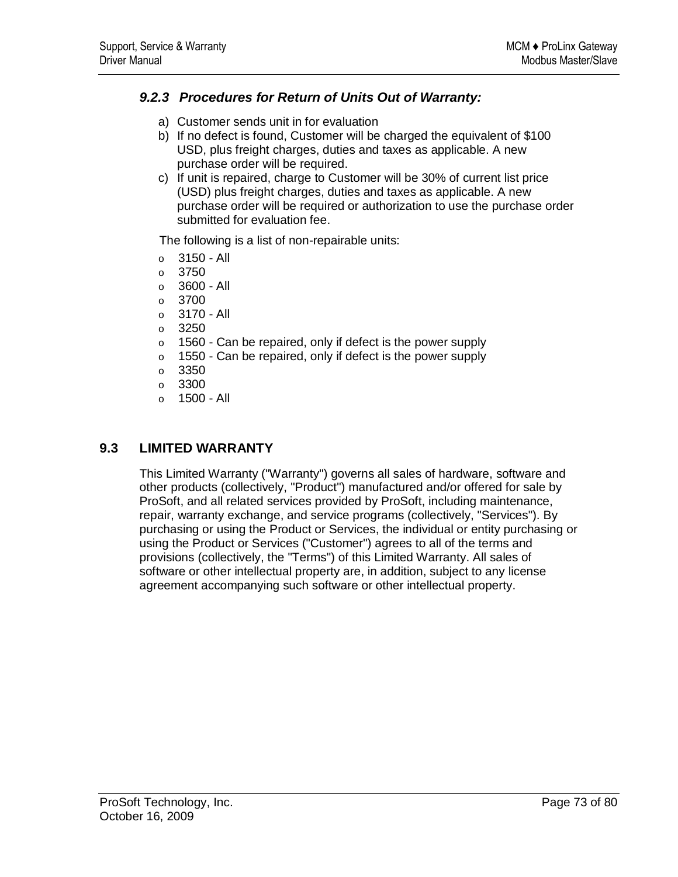### *9.2.3 Procedures for Return of Units Out of Warranty:*

a) Customer sends unit in for evaluation
b) If no defect is found, Customer will be charged the equivalent of $100 USD, plus freight charges, duties and taxes as applicable. A new purchase order will be required.
c) If unit is repaired, charge to Customer will be 30% of current list price (USD) plus freight charges, duties and taxes as applicable. A new purchase order will be required or authorization to use the purchase order submitted for evaluation fee.

The following is a list of non-repairable units:

- 3150 - All
- 3750
- 3600 - All
- 3700
- 3170 - All
- 3250
- 1560 - Can be repaired, only if defect is the power supply
- 1550 - Can be repaired, only if defect is the power supply
- 3350
- 3300
- 1500 - All

## 9.3 LIMITED WARRANTY

This Limited Warranty ("Warranty") governs all sales of hardware, software and other products (collectively, "Product") manufactured and/or offered for sale by ProSoft, and all related services provided by ProSoft, including maintenance, repair, warranty exchange, and service programs (collectively, "Services"). By purchasing or using the Product or Services, the individual or entity purchasing or using the Product or Services ("Customer") agrees to all of the terms and provisions (collectively, the "Terms") of this Limited Warranty. All sales of software or other intellectual property are, in addition, subject to any license agreement accompanying such software or other intellectual property.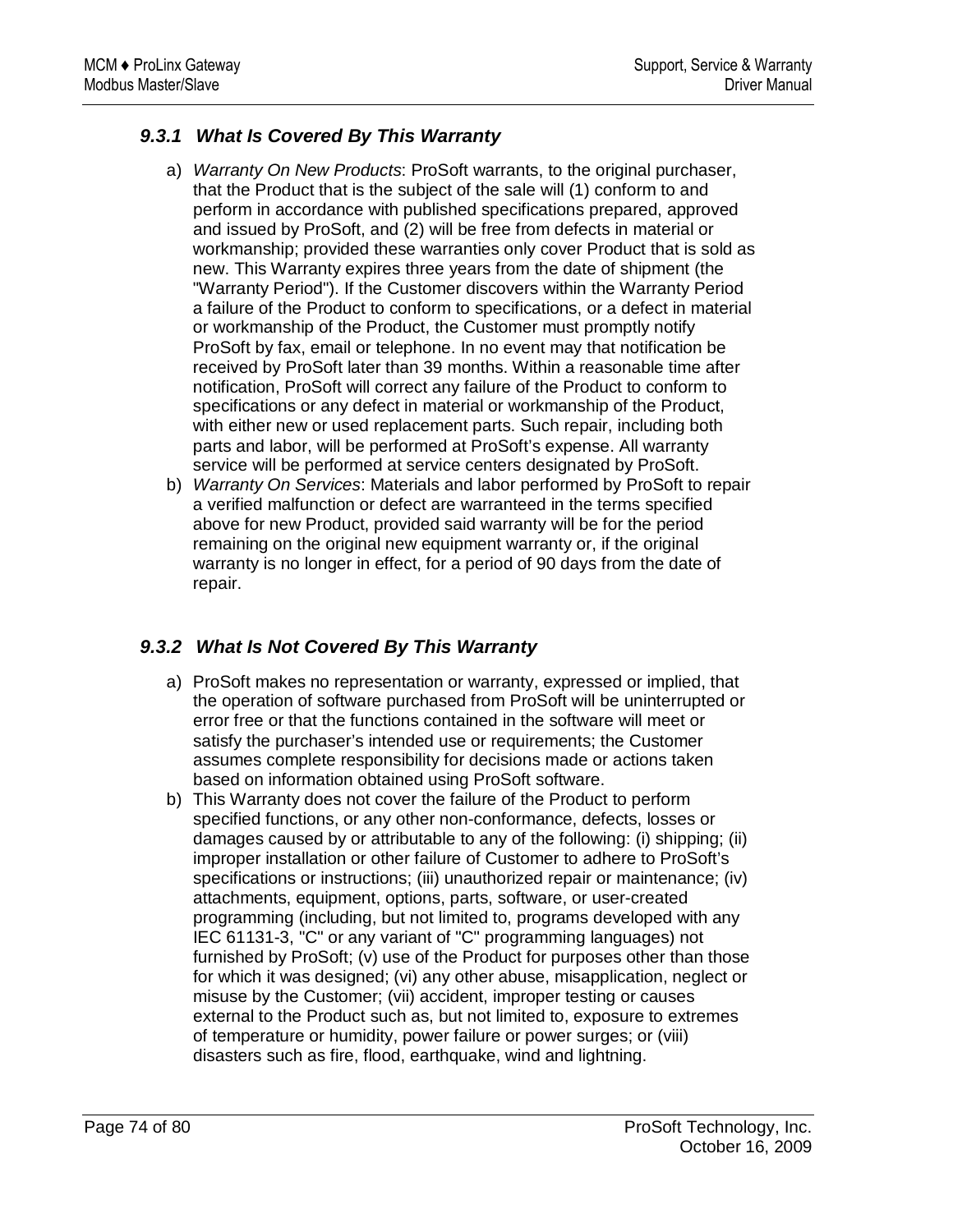### 9.3.1 *What Is Covered By This Warranty*

a) *Warranty On New Products*: ProSoft warrants, to the original purchaser, that the Product that is the subject of the sale will (1) conform to and perform in accordance with published specifications prepared, approved and issued by ProSoft, and (2) will be free from defects in material or workmanship; provided these warranties only cover Product that is sold as new. This Warranty expires three years from the date of shipment (the "Warranty Period"). If the Customer discovers within the Warranty Period a failure of the Product to conform to specifications, or a defect in material or workmanship of the Product, the Customer must promptly notify ProSoft by fax, email or telephone. In no event may that notification be received by ProSoft later than 39 months. Within a reasonable time after notification, ProSoft will correct any failure of the Product to conform to specifications or any defect in material or workmanship of the Product, with either new or used replacement parts. Such repair, including both parts and labor, will be performed at ProSoft's expense. All warranty service will be performed at service centers designated by ProSoft.

b) *Warranty On Services*: Materials and labor performed by ProSoft to repair a verified malfunction or defect are warranteed in the terms specified above for new Product, provided said warranty will be for the period remaining on the original new equipment warranty or, if the original warranty is no longer in effect, for a period of 90 days from the date of repair.

### 9.3.2 *What Is Not Covered By This Warranty*

a) ProSoft makes no representation or warranty, expressed or implied, that the operation of software purchased from ProSoft will be uninterrupted or error free or that the functions contained in the software will meet or satisfy the purchaser's intended use or requirements; the Customer assumes complete responsibility for decisions made or actions taken based on information obtained using ProSoft software.

b) This Warranty does not cover the failure of the Product to perform specified functions, or any other non-conformance, defects, losses or damages caused by or attributable to any of the following: (i) shipping; (ii) improper installation or other failure of Customer to adhere to ProSoft's specifications or instructions; (iii) unauthorized repair or maintenance; (iv) attachments, equipment, options, parts, software, or user-created programming (including, but not limited to, programs developed with any IEC 61131-3, "C" or any variant of "C" programming languages) not furnished by ProSoft; (v) use of the Product for purposes other than those for which it was designed; (vi) any other abuse, misapplication, neglect or misuse by the Customer; (vii) accident, improper testing or causes external to the Product such as, but not limited to, exposure to extremes of temperature or humidity, power failure or power surges; or (viii) disasters such as fire, flood, earthquake, wind and lightning.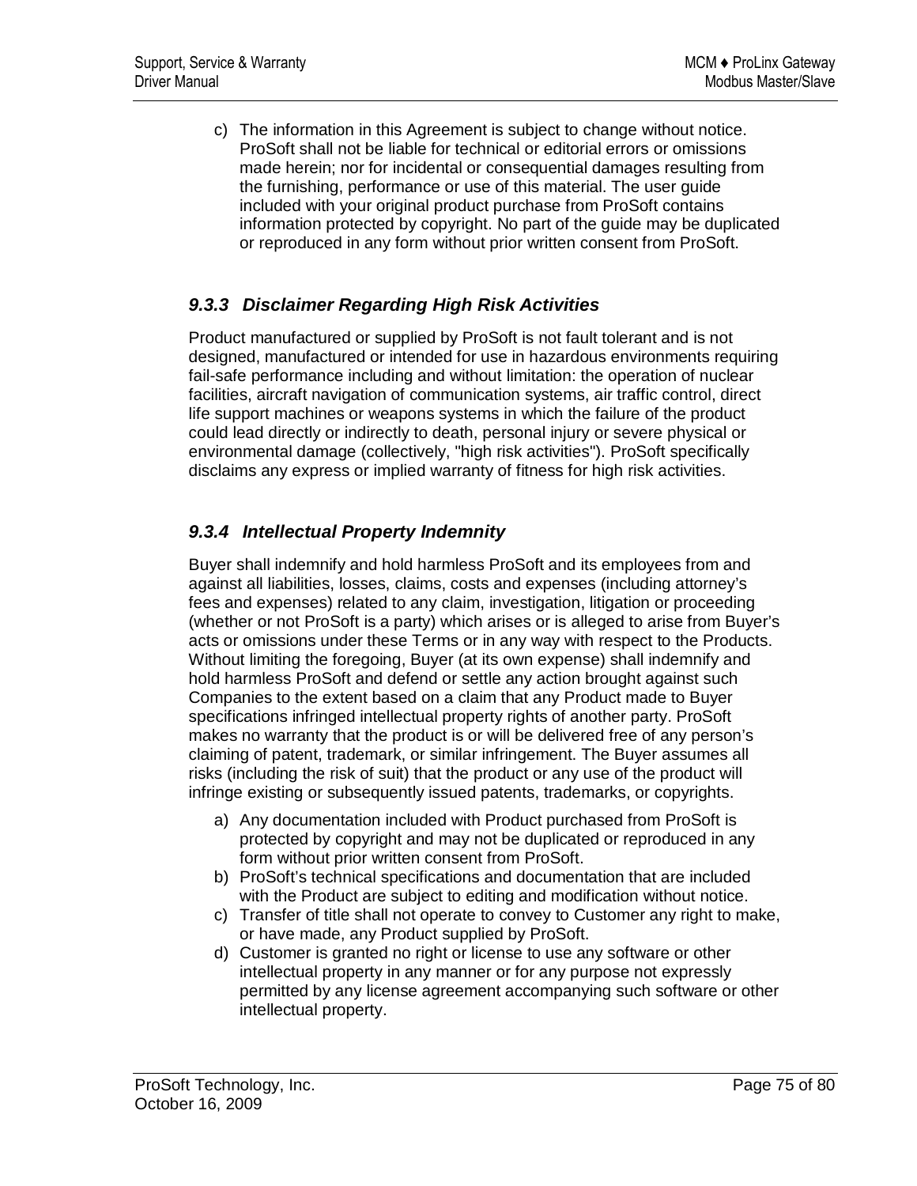c) The information in this Agreement is subject to change without notice. ProSoft shall not be liable for technical or editorial errors or omissions made herein; nor for incidental or consequential damages resulting from the furnishing, performance or use of this material. The user guide included with your original product purchase from ProSoft contains information protected by copyright. No part of the guide may be duplicated or reproduced in any form without prior written consent from ProSoft.

### *9.3.3 Disclaimer Regarding High Risk Activities*

Product manufactured or supplied by ProSoft is not fault tolerant and is not designed, manufactured or intended for use in hazardous environments requiring fail-safe performance including and without limitation: the operation of nuclear facilities, aircraft navigation of communication systems, air traffic control, direct life support machines or weapons systems in which the failure of the product could lead directly or indirectly to death, personal injury or severe physical or environmental damage (collectively, "high risk activities"). ProSoft specifically disclaims any express or implied warranty of fitness for high risk activities.

### *9.3.4 Intellectual Property Indemnity*

Buyer shall indemnify and hold harmless ProSoft and its employees from and against all liabilities, losses, claims, costs and expenses (including attorney's fees and expenses) related to any claim, investigation, litigation or proceeding (whether or not ProSoft is a party) which arises or is alleged to arise from Buyer's acts or omissions under these Terms or in any way with respect to the Products. Without limiting the foregoing, Buyer (at its own expense) shall indemnify and hold harmless ProSoft and defend or settle any action brought against such Companies to the extent based on a claim that any Product made to Buyer specifications infringed intellectual property rights of another party. ProSoft makes no warranty that the product is or will be delivered free of any person's claiming of patent, trademark, or similar infringement. The Buyer assumes all risks (including the risk of suit) that the product or any use of the product will infringe existing or subsequently issued patents, trademarks, or copyrights.

a) Any documentation included with Product purchased from ProSoft is protected by copyright and may not be duplicated or reproduced in any form without prior written consent from ProSoft.
b) ProSoft's technical specifications and documentation that are included with the Product are subject to editing and modification without notice.
c) Transfer of title shall not operate to convey to Customer any right to make, or have made, any Product supplied by ProSoft.
d) Customer is granted no right or license to use any software or other intellectual property in any manner or for any purpose not expressly permitted by any license agreement accompanying such software or other intellectual property.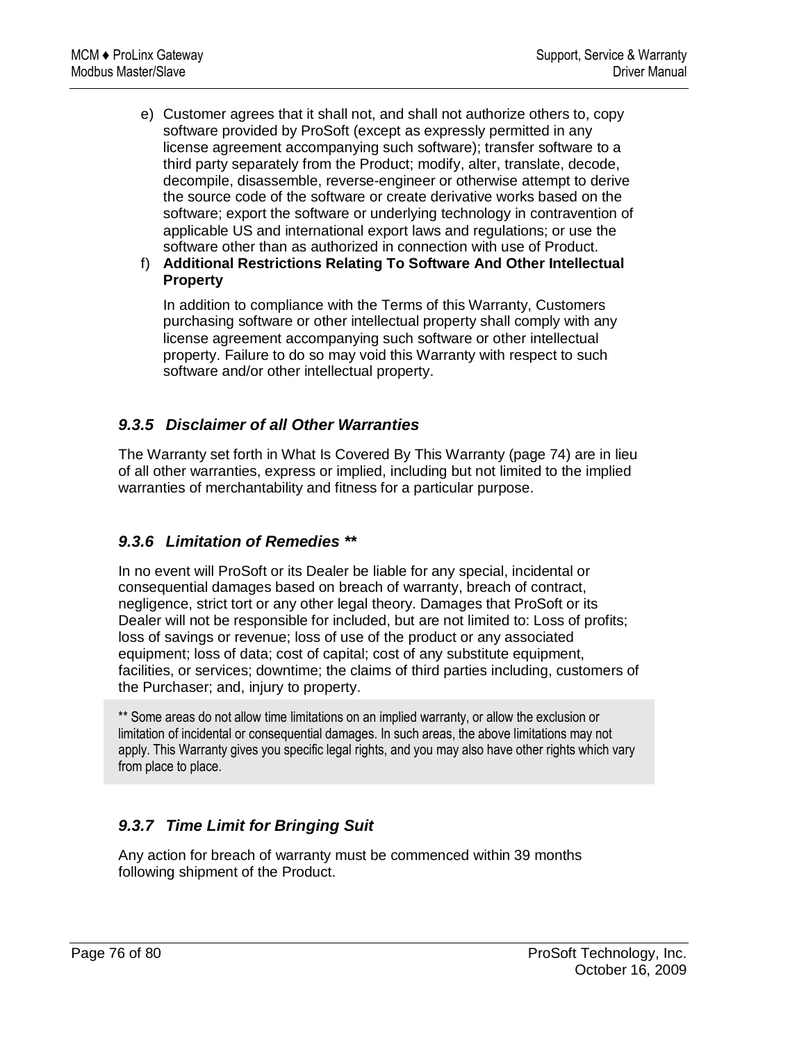e) Customer agrees that it shall not, and shall not authorize others to, copy software provided by ProSoft (except as expressly permitted in any license agreement accompanying such software); transfer software to a third party separately from the Product; modify, alter, translate, decode, decompile, disassemble, reverse-engineer or otherwise attempt to derive the source code of the software or create derivative works based on the software; export the software or underlying technology in contravention of applicable US and international export laws and regulations; or use the software other than as authorized in connection with use of Product.

f) **Additional Restrictions Relating To Software And Other Intellectual Property**

   In addition to compliance with the Terms of this Warranty, Customers purchasing software or other intellectual property shall comply with any license agreement accompanying such software or other intellectual property. Failure to do so may void this Warranty with respect to such software and/or other intellectual property.

### *9.3.5 Disclaimer of all Other Warranties*

The Warranty set forth in What Is Covered By This Warranty (page 74) are in lieu of all other warranties, express or implied, including but not limited to the implied warranties of merchantability and fitness for a particular purpose.

### *9.3.6 Limitation of Remedies \*\**

In no event will ProSoft or its Dealer be liable for any special, incidental or consequential damages based on breach of warranty, breach of contract, negligence, strict tort or any other legal theory. Damages that ProSoft or its Dealer will not be responsible for included, but are not limited to: Loss of profits; loss of savings or revenue; loss of use of the product or any associated equipment; loss of data; cost of capital; cost of any substitute equipment, facilities, or services; downtime; the claims of third parties including, customers of the Purchaser; and, injury to property.

> ** Some areas do not allow time limitations on an implied warranty, or allow the exclusion or limitation of incidental or consequential damages. In such areas, the above limitations may not apply. This Warranty gives you specific legal rights, and you may also have other rights which vary from place to place.

### *9.3.7 Time Limit for Bringing Suit*

Any action for breach of warranty must be commenced within 39 months following shipment of the Product.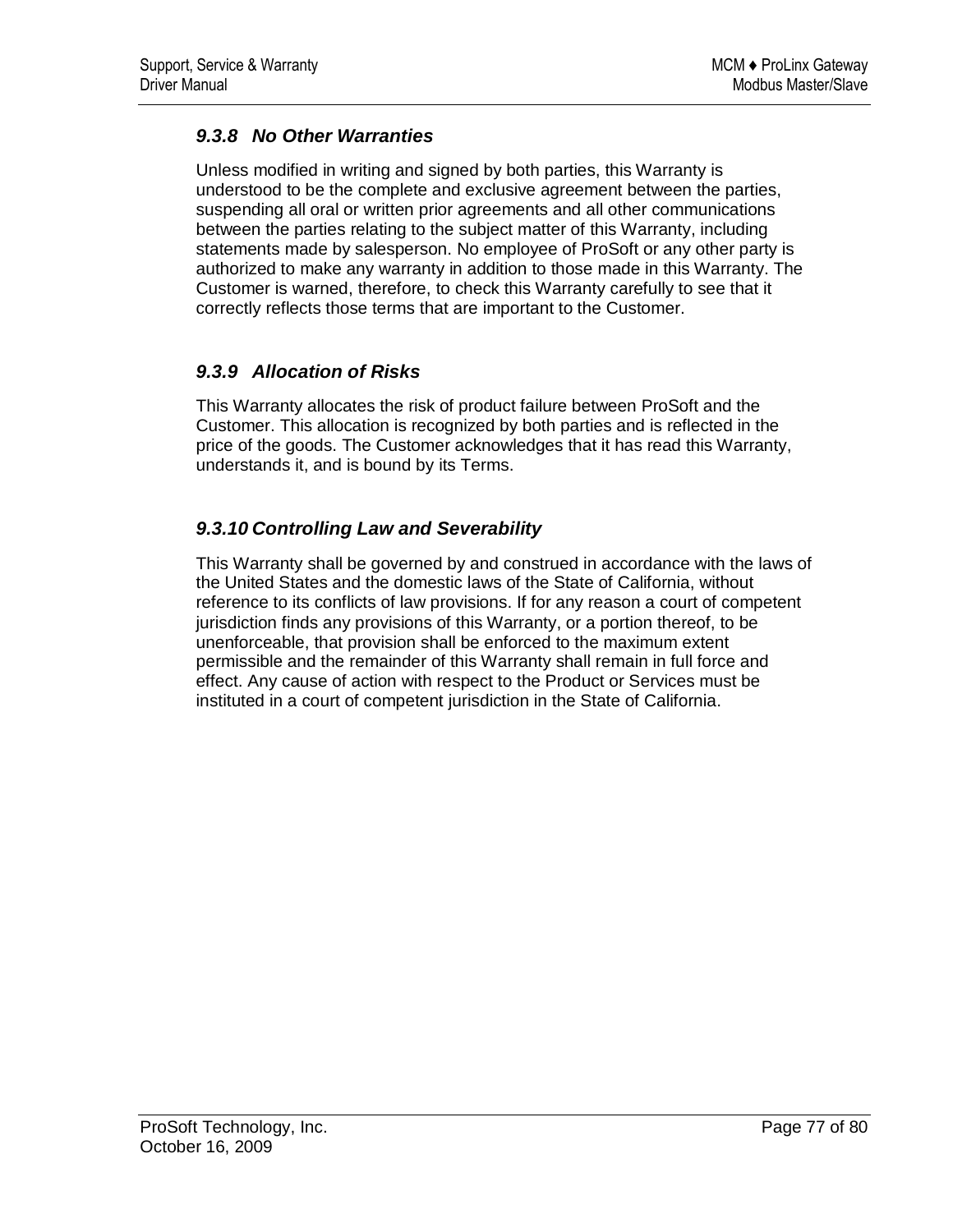### *9.3.8 No Other Warranties*

Unless modified in writing and signed by both parties, this Warranty is understood to be the complete and exclusive agreement between the parties, suspending all oral or written prior agreements and all other communications between the parties relating to the subject matter of this Warranty, including statements made by salesperson. No employee of ProSoft or any other party is authorized to make any warranty in addition to those made in this Warranty. The Customer is warned, therefore, to check this Warranty carefully to see that it correctly reflects those terms that are important to the Customer.

### *9.3.9 Allocation of Risks*

This Warranty allocates the risk of product failure between ProSoft and the Customer. This allocation is recognized by both parties and is reflected in the price of the goods. The Customer acknowledges that it has read this Warranty, understands it, and is bound by its Terms.

### *9.3.10 Controlling Law and Severability*

This Warranty shall be governed by and construed in accordance with the laws of the United States and the domestic laws of the State of California, without reference to its conflicts of law provisions. If for any reason a court of competent jurisdiction finds any provisions of this Warranty, or a portion thereof, to be unenforceable, that provision shall be enforced to the maximum extent permissible and the remainder of this Warranty shall remain in full force and effect. Any cause of action with respect to the Product or Services must be instituted in a court of competent jurisdiction in the State of California.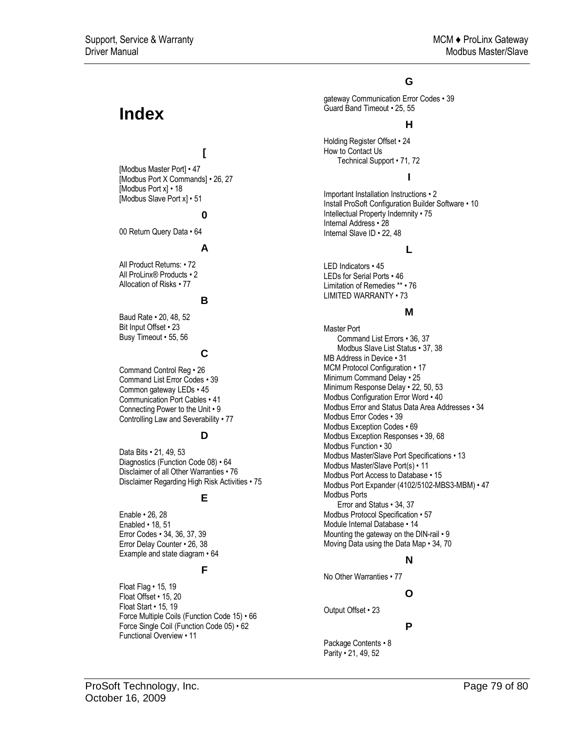# Index

## [

[Modbus Master Port] • 47
[Modbus Port X Commands] • 26, 27
[Modbus Port x] • 18
[Modbus Slave Port x] • 51

## 0

00 Return Query Data • 64

## A

All Product Returns: • 72
All ProLinx® Products • 2
Allocation of Risks • 77

## B

Baud Rate • 20, 48, 52
Bit Input Offset • 23
Busy Timeout • 55, 56

## C

Command Control Reg • 26
Command List Error Codes • 39
Common gateway LEDs • 45
Communication Port Cables • 41
Connecting Power to the Unit • 9
Controlling Law and Severability • 77

## D

Data Bits • 21, 49, 53
Diagnostics (Function Code 08) • 64
Disclaimer of all Other Warranties • 76
Disclaimer Regarding High Risk Activities • 75

## E

Enable • 26, 28
Enabled • 18, 51
Error Codes • 34, 36, 37, 39
Error Delay Counter • 26, 38
Example and state diagram • 64

## F

Float Flag • 15, 19
Float Offset • 15, 20
Float Start • 15, 19
Force Multiple Coils (Function Code 15) • 66
Force Single Coil (Function Code 05) • 62
Functional Overview • 11

## G

gateway Communication Error Codes • 39
Guard Band Timeout • 25, 55

## H

Holding Register Offset • 24
How to Contact Us
    Technical Support • 71, 72

## I

Important Installation Instructions • 2
Install ProSoft Configuration Builder Software • 10
Intellectual Property Indemnity • 75
Internal Address • 28
Internal Slave ID • 22, 48

## L

LED Indicators • 45
LEDs for Serial Ports • 46
Limitation of Remedies ** • 76
LIMITED WARRANTY • 73

## M

Master Port
    Command List Errors • 36, 37
    Modbus Slave List Status • 37, 38
MB Address in Device • 31
MCM Protocol Configuration • 17
Minimum Command Delay • 25
Minimum Response Delay • 22, 50, 53
Modbus Configuration Error Word • 40
Modbus Error and Status Data Area Addresses • 34
Modbus Error Codes • 39
Modbus Exception Codes • 69
Modbus Exception Responses • 39, 68
Modbus Function • 30
Modbus Master/Slave Port Specifications • 13
Modbus Master/Slave Port(s) • 11
Modbus Port Access to Database • 15
Modbus Port Expander (4102/5102-MBS3-MBM) • 47
Modbus Ports
    Error and Status • 34, 37
Modbus Protocol Specification • 57
Module Internal Database • 14
Mounting the gateway on the DIN-rail • 9
Moving Data using the Data Map • 34, 70

## N

No Other Warranties • 77

## O

Output Offset • 23

## P

Package Contents • 8
Parity • 21, 49, 52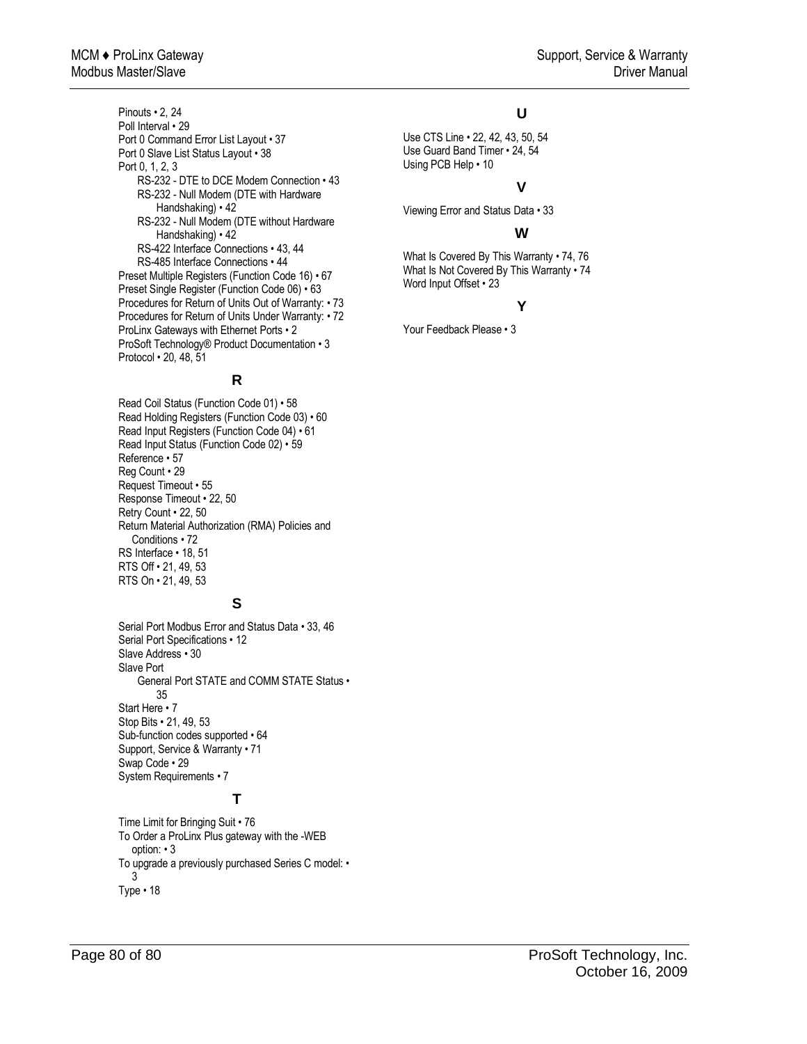Pinouts • 2, 24
Poll Interval • 29
Port 0 Command Error List Layout • 37
Port 0 Slave List Status Layout • 38
Port 0, 1, 2, 3
    RS-232 - DTE to DCE Modem Connection • 43
    RS-232 - Null Modem (DTE with Hardware Handshaking) • 42
    RS-232 - Null Modem (DTE without Hardware Handshaking) • 42
    RS-422 Interface Connections • 43, 44
    RS-485 Interface Connections • 44
Preset Multiple Registers (Function Code 16) • 67
Preset Single Register (Function Code 06) • 63
Procedures for Return of Units Out of Warranty: • 73
Procedures for Return of Units Under Warranty: • 72
ProLinx Gateways with Ethernet Ports • 2
ProSoft Technology® Product Documentation • 3
Protocol • 20, 48, 51

### R

Read Coil Status (Function Code 01) • 58
Read Holding Registers (Function Code 03) • 60
Read Input Registers (Function Code 04) • 61
Read Input Status (Function Code 02) • 59
Reference • 57
Reg Count • 29
Request Timeout • 55
Response Timeout • 22, 50
Retry Count • 22, 50
Return Material Authorization (RMA) Policies and Conditions • 72
RS Interface • 18, 51
RTS Off • 21, 49, 53
RTS On • 21, 49, 53

### S

Serial Port Modbus Error and Status Data • 33, 46
Serial Port Specifications • 12
Slave Address • 30
Slave Port
    General Port STATE and COMM STATE Status • 35
Start Here • 7
Stop Bits • 21, 49, 53
Sub-function codes supported • 64
Support, Service & Warranty • 71
Swap Code • 29
System Requirements • 7

### T

Time Limit for Bringing Suit • 76
To Order a ProLinx Plus gateway with the -WEB option: • 3
To upgrade a previously purchased Series C model: • 3
Type • 18

### U

Use CTS Line • 22, 42, 43, 50, 54
Use Guard Band Timer • 24, 54
Using PCB Help • 10

### V

Viewing Error and Status Data • 33

### W

What Is Covered By This Warranty • 74, 76
What Is Not Covered By This Warranty • 74
Word Input Offset • 23

### Y

Your Feedback Please • 3